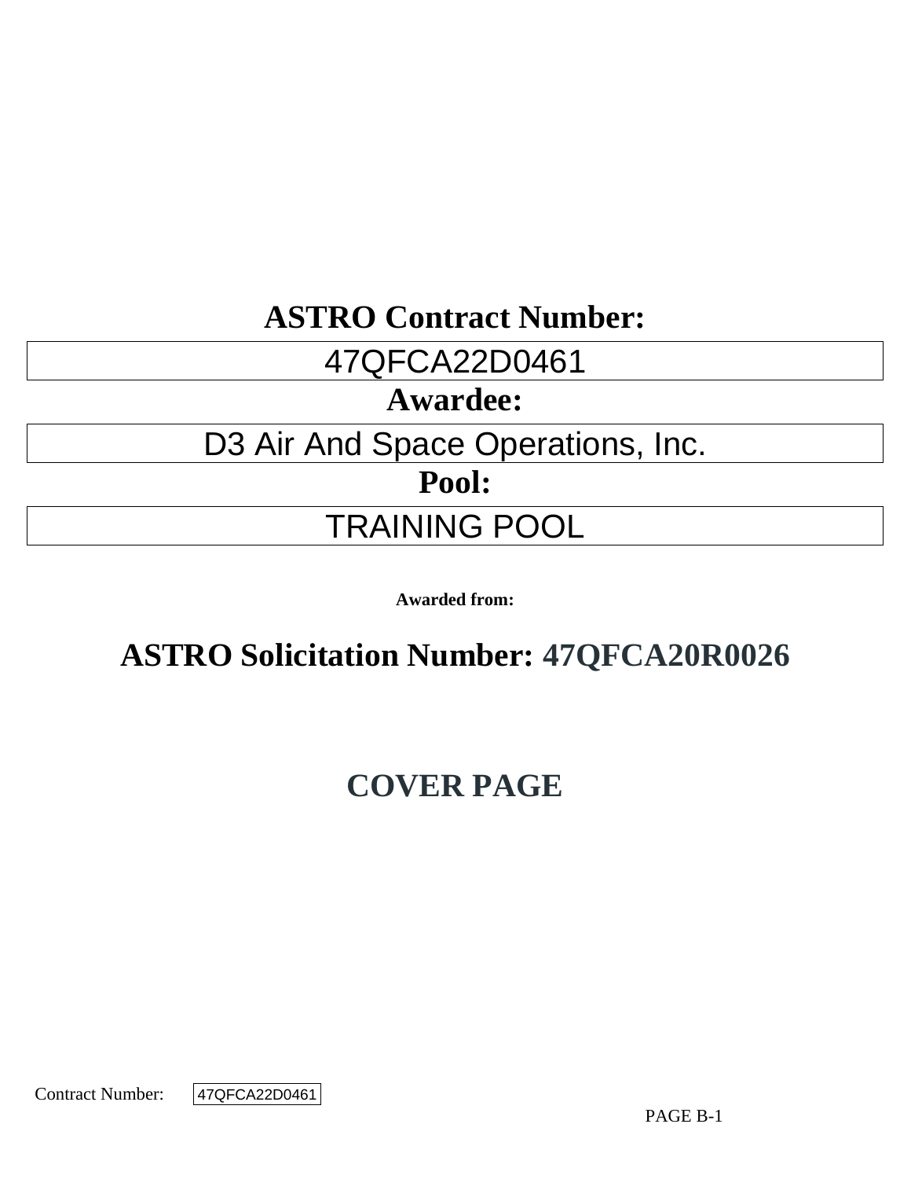# ASTRO Contract Number:

| 47QFCA22D0461 |
| --- |

# Awardee:

| D3 Air And Space Operations, Inc. |
| --- |

# Pool:

| TRAINING POOL |
| --- |

**Awarded from:**

# ASTRO Solicitation Number: 47QFCA20R0026

# COVER PAGE

Contract Number: 47QFCA22D0461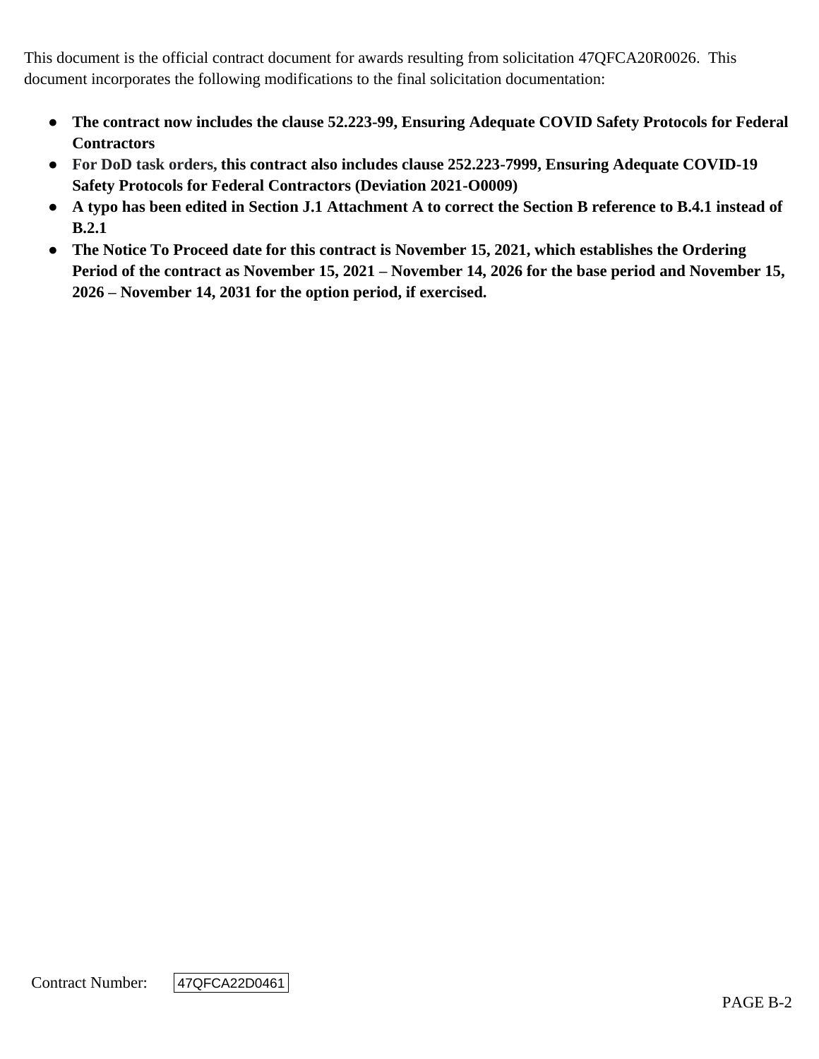This document is the official contract document for awards resulting from solicitation 47QFCA20R0026. This document incorporates the following modifications to the final solicitation documentation:

- **The contract now includes the clause 52.223-99, Ensuring Adequate COVID Safety Protocols for Federal Contractors**
- **For DoD task orders, this contract also includes clause 252.223-7999, Ensuring Adequate COVID-19 Safety Protocols for Federal Contractors (Deviation 2021-O0009)**
- **A typo has been edited in Section J.1 Attachment A to correct the Section B reference to B.4.1 instead of B.2.1**
- **The Notice To Proceed date for this contract is November 15, 2021, which establishes the Ordering Period of the contract as November 15, 2021 – November 14, 2026 for the base period and November 15, 2026 – November 14, 2031 for the option period, if exercised.**

Contract Number: 47QFCA22D0461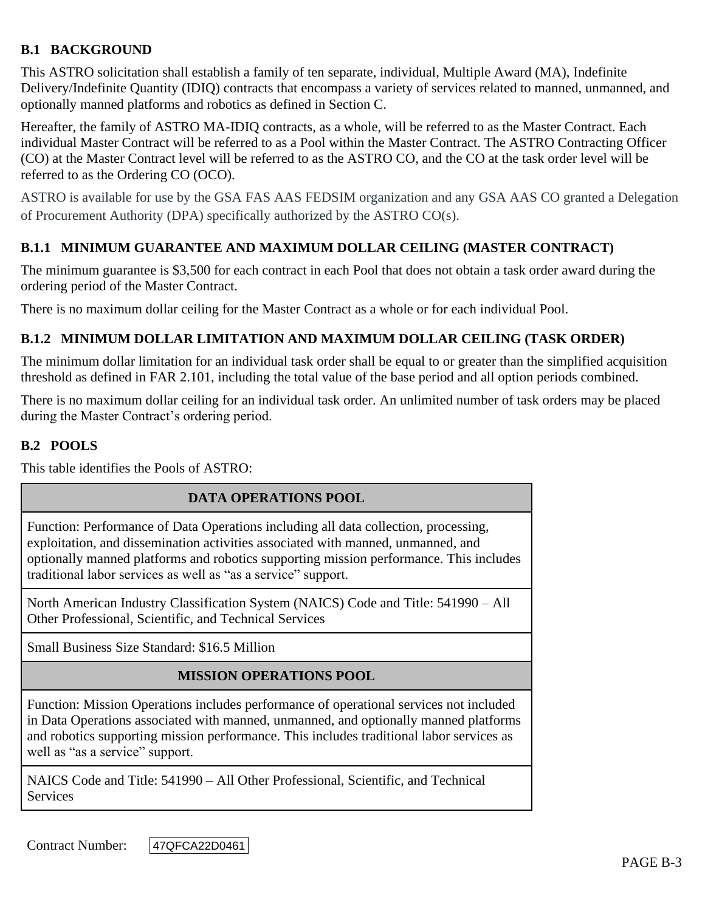## B.1 BACKGROUND

This ASTRO solicitation shall establish a family of ten separate, individual, Multiple Award (MA), Indefinite Delivery/Indefinite Quantity (IDIQ) contracts that encompass a variety of services related to manned, unmanned, and optionally manned platforms and robotics as defined in Section C.

Hereafter, the family of ASTRO MA-IDIQ contracts, as a whole, will be referred to as the Master Contract. Each individual Master Contract will be referred to as a Pool within the Master Contract. The ASTRO Contracting Officer (CO) at the Master Contract level will be referred to as the ASTRO CO, and the CO at the task order level will be referred to as the Ordering CO (OCO).

ASTRO is available for use by the GSA FAS AAS FEDSIM organization and any GSA AAS CO granted a Delegation of Procurement Authority (DPA) specifically authorized by the ASTRO CO(s).

### B.1.1 MINIMUM GUARANTEE AND MAXIMUM DOLLAR CEILING (MASTER CONTRACT)

The minimum guarantee is $3,500 for each contract in each Pool that does not obtain a task order award during the ordering period of the Master Contract.

There is no maximum dollar ceiling for the Master Contract as a whole or for each individual Pool.

### B.1.2 MINIMUM DOLLAR LIMITATION AND MAXIMUM DOLLAR CEILING (TASK ORDER)

The minimum dollar limitation for an individual task order shall be equal to or greater than the simplified acquisition threshold as defined in FAR 2.101, including the total value of the base period and all option periods combined.

There is no maximum dollar ceiling for an individual task order. An unlimited number of task orders may be placed during the Master Contract's ordering period.

## B.2 POOLS

This table identifies the Pools of ASTRO:

| DATA OPERATIONS POOL |
|---|
| Function: Performance of Data Operations including all data collection, processing, exploitation, and dissemination activities associated with manned, unmanned, and optionally manned platforms and robotics supporting mission performance. This includes traditional labor services as well as "as a service" support. |
| North American Industry Classification System (NAICS) Code and Title: 541990 – All Other Professional, Scientific, and Technical Services |
| Small Business Size Standard: $16.5 Million |
| **MISSION OPERATIONS POOL** |
| Function: Mission Operations includes performance of operational services not included in Data Operations associated with manned, unmanned, and optionally manned platforms and robotics supporting mission performance. This includes traditional labor services as well as "as a service" support. |
| NAICS Code and Title: 541990 – All Other Professional, Scientific, and Technical Services |

Contract Number: 47QFCA22D0461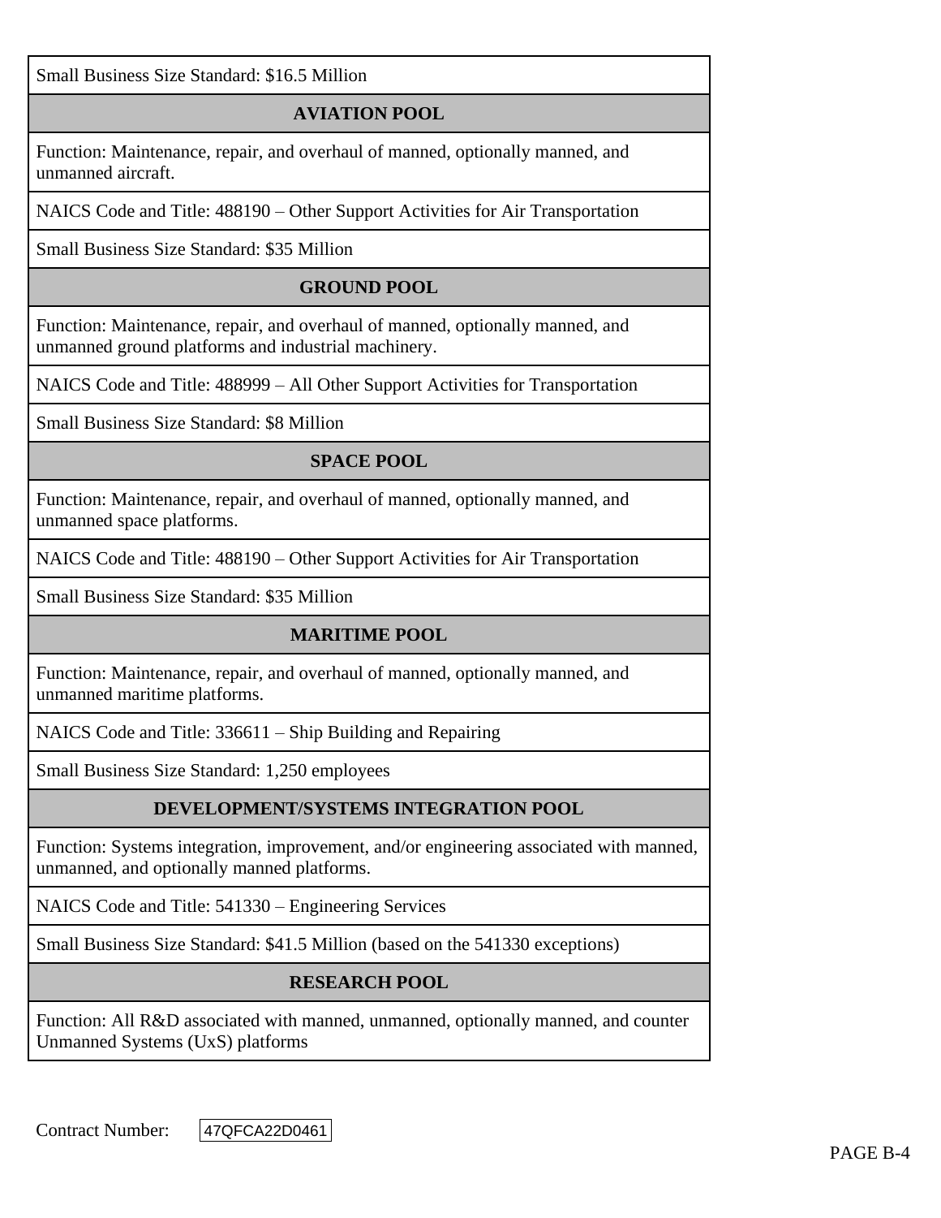| Small Business Size Standard: $16.5 Million |
|---|
| **AVIATION POOL** |
| Function: Maintenance, repair, and overhaul of manned, optionally manned, and unmanned aircraft. |
| NAICS Code and Title: 488190 – Other Support Activities for Air Transportation |
| Small Business Size Standard: $35 Million |
| **GROUND POOL** |
| Function: Maintenance, repair, and overhaul of manned, optionally manned, and unmanned ground platforms and industrial machinery. |
| NAICS Code and Title: 488999 – All Other Support Activities for Transportation |
| Small Business Size Standard: $8 Million |
| **SPACE POOL** |
| Function: Maintenance, repair, and overhaul of manned, optionally manned, and unmanned space platforms. |
| NAICS Code and Title: 488190 – Other Support Activities for Air Transportation |
| Small Business Size Standard: $35 Million |
| **MARITIME POOL** |
| Function: Maintenance, repair, and overhaul of manned, optionally manned, and unmanned maritime platforms. |
| NAICS Code and Title: 336611 – Ship Building and Repairing |
| Small Business Size Standard: 1,250 employees |
| **DEVELOPMENT/SYSTEMS INTEGRATION POOL** |
| Function: Systems integration, improvement, and/or engineering associated with manned, unmanned, and optionally manned platforms. |
| NAICS Code and Title: 541330 – Engineering Services |
| Small Business Size Standard: $41.5 Million (based on the 541330 exceptions) |
| **RESEARCH POOL** |
| Function: All R&D associated with manned, unmanned, optionally manned, and counter Unmanned Systems (UxS) platforms |

Contract Number: 47QFCA22D0461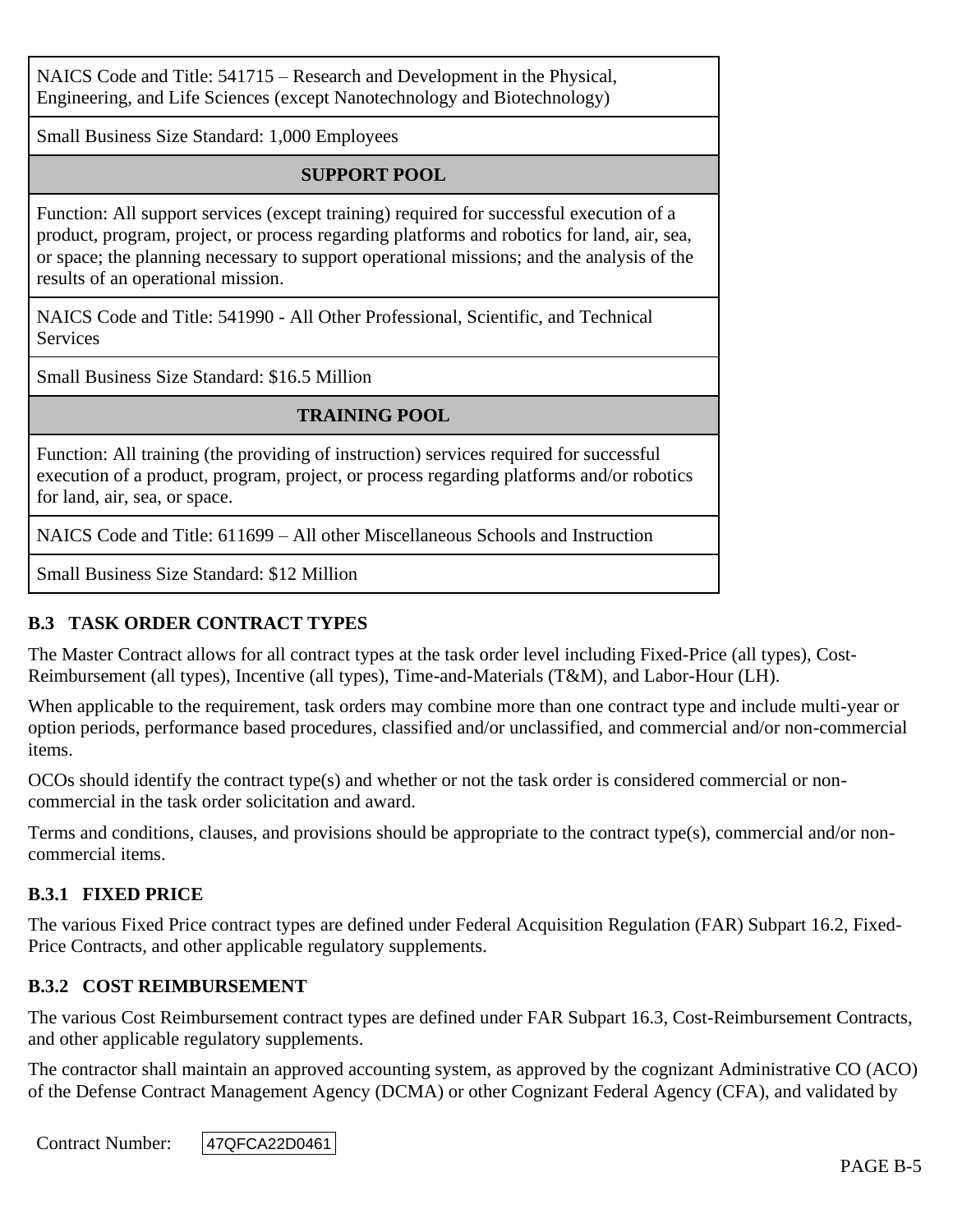| NAICS Code and Title: 541715 – Research and Development in the Physical, Engineering, and Life Sciences (except Nanotechnology and Biotechnology) |
|---|
| Small Business Size Standard: 1,000 Employees |
| **SUPPORT POOL** |
| Function: All support services (except training) required for successful execution of a product, program, project, or process regarding platforms and robotics for land, air, sea, or space; the planning necessary to support operational missions; and the analysis of the results of an operational mission. |
| NAICS Code and Title: 541990 - All Other Professional, Scientific, and Technical Services |
| Small Business Size Standard: $16.5 Million |
| **TRAINING POOL** |
| Function: All training (the providing of instruction) services required for successful execution of a product, program, project, or process regarding platforms and/or robotics for land, air, sea, or space. |
| NAICS Code and Title: 611699 – All other Miscellaneous Schools and Instruction |
| Small Business Size Standard: $12 Million |

### B.3 TASK ORDER CONTRACT TYPES

The Master Contract allows for all contract types at the task order level including Fixed-Price (all types), Cost-Reimbursement (all types), Incentive (all types), Time-and-Materials (T&M), and Labor-Hour (LH).

When applicable to the requirement, task orders may combine more than one contract type and include multi-year or option periods, performance based procedures, classified and/or unclassified, and commercial and/or non-commercial items.

OCOs should identify the contract type(s) and whether or not the task order is considered commercial or non-commercial in the task order solicitation and award.

Terms and conditions, clauses, and provisions should be appropriate to the contract type(s), commercial and/or non-commercial items.

#### B.3.1 FIXED PRICE

The various Fixed Price contract types are defined under Federal Acquisition Regulation (FAR) Subpart 16.2, Fixed-Price Contracts, and other applicable regulatory supplements.

#### B.3.2 COST REIMBURSEMENT

The various Cost Reimbursement contract types are defined under FAR Subpart 16.3, Cost-Reimbursement Contracts, and other applicable regulatory supplements.

The contractor shall maintain an approved accounting system, as approved by the cognizant Administrative CO (ACO) of the Defense Contract Management Agency (DCMA) or other Cognizant Federal Agency (CFA), and validated by

Contract Number: 47QFCA22D0461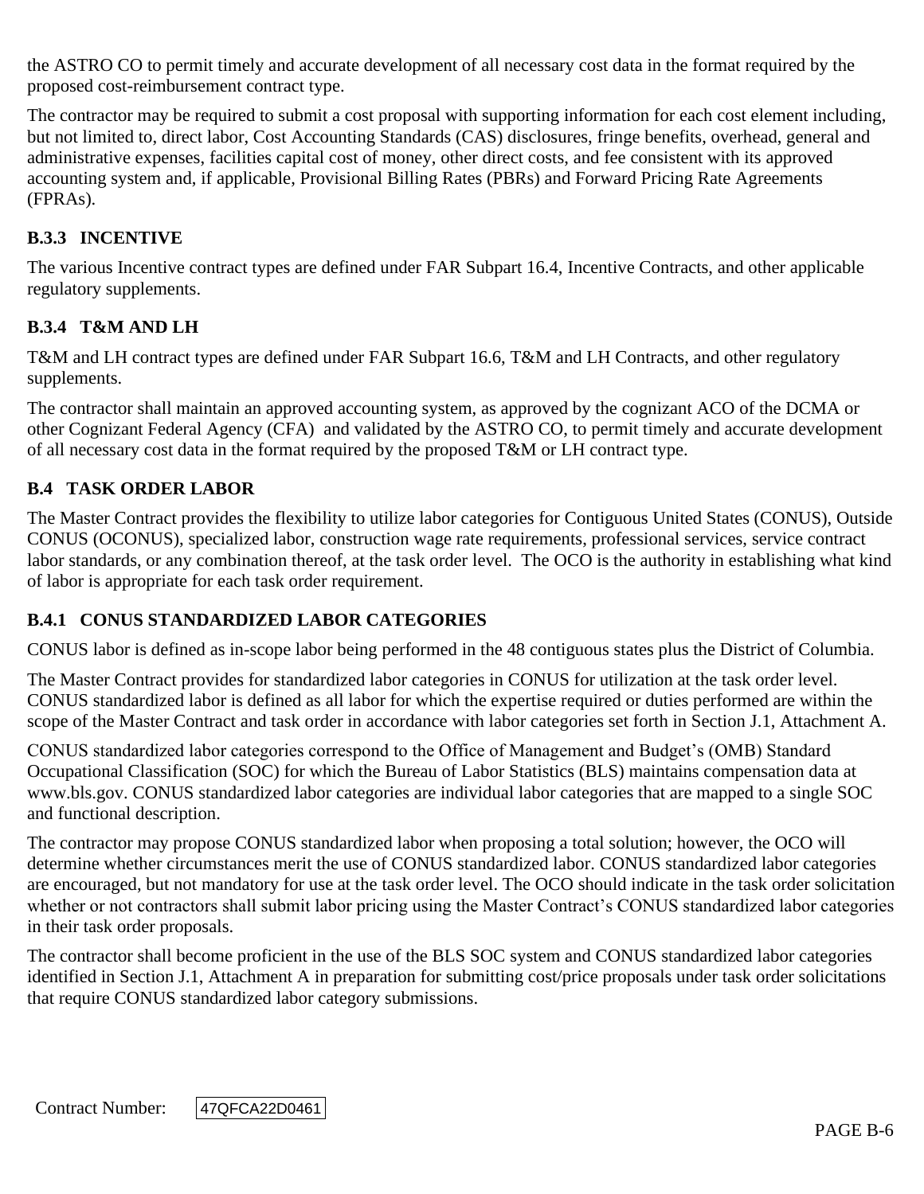the ASTRO CO to permit timely and accurate development of all necessary cost data in the format required by the proposed cost-reimbursement contract type.

The contractor may be required to submit a cost proposal with supporting information for each cost element including, but not limited to, direct labor, Cost Accounting Standards (CAS) disclosures, fringe benefits, overhead, general and administrative expenses, facilities capital cost of money, other direct costs, and fee consistent with its approved accounting system and, if applicable, Provisional Billing Rates (PBRs) and Forward Pricing Rate Agreements (FPRAs).

### B.3.3 INCENTIVE

The various Incentive contract types are defined under FAR Subpart 16.4, Incentive Contracts, and other applicable regulatory supplements.

### B.3.4 T&M AND LH

T&M and LH contract types are defined under FAR Subpart 16.6, T&M and LH Contracts, and other regulatory supplements.

The contractor shall maintain an approved accounting system, as approved by the cognizant ACO of the DCMA or other Cognizant Federal Agency (CFA) and validated by the ASTRO CO, to permit timely and accurate development of all necessary cost data in the format required by the proposed T&M or LH contract type.

## B.4 TASK ORDER LABOR

The Master Contract provides the flexibility to utilize labor categories for Contiguous United States (CONUS), Outside CONUS (OCONUS), specialized labor, construction wage rate requirements, professional services, service contract labor standards, or any combination thereof, at the task order level. The OCO is the authority in establishing what kind of labor is appropriate for each task order requirement.

### B.4.1 CONUS STANDARDIZED LABOR CATEGORIES

CONUS labor is defined as in-scope labor being performed in the 48 contiguous states plus the District of Columbia.

The Master Contract provides for standardized labor categories in CONUS for utilization at the task order level. CONUS standardized labor is defined as all labor for which the expertise required or duties performed are within the scope of the Master Contract and task order in accordance with labor categories set forth in Section J.1, Attachment A.

CONUS standardized labor categories correspond to the Office of Management and Budget's (OMB) Standard Occupational Classification (SOC) for which the Bureau of Labor Statistics (BLS) maintains compensation data at www.bls.gov. CONUS standardized labor categories are individual labor categories that are mapped to a single SOC and functional description.

The contractor may propose CONUS standardized labor when proposing a total solution; however, the OCO will determine whether circumstances merit the use of CONUS standardized labor. CONUS standardized labor categories are encouraged, but not mandatory for use at the task order level. The OCO should indicate in the task order solicitation whether or not contractors shall submit labor pricing using the Master Contract's CONUS standardized labor categories in their task order proposals.

The contractor shall become proficient in the use of the BLS SOC system and CONUS standardized labor categories identified in Section J.1, Attachment A in preparation for submitting cost/price proposals under task order solicitations that require CONUS standardized labor category submissions.

Contract Number: 47QFCA22D0461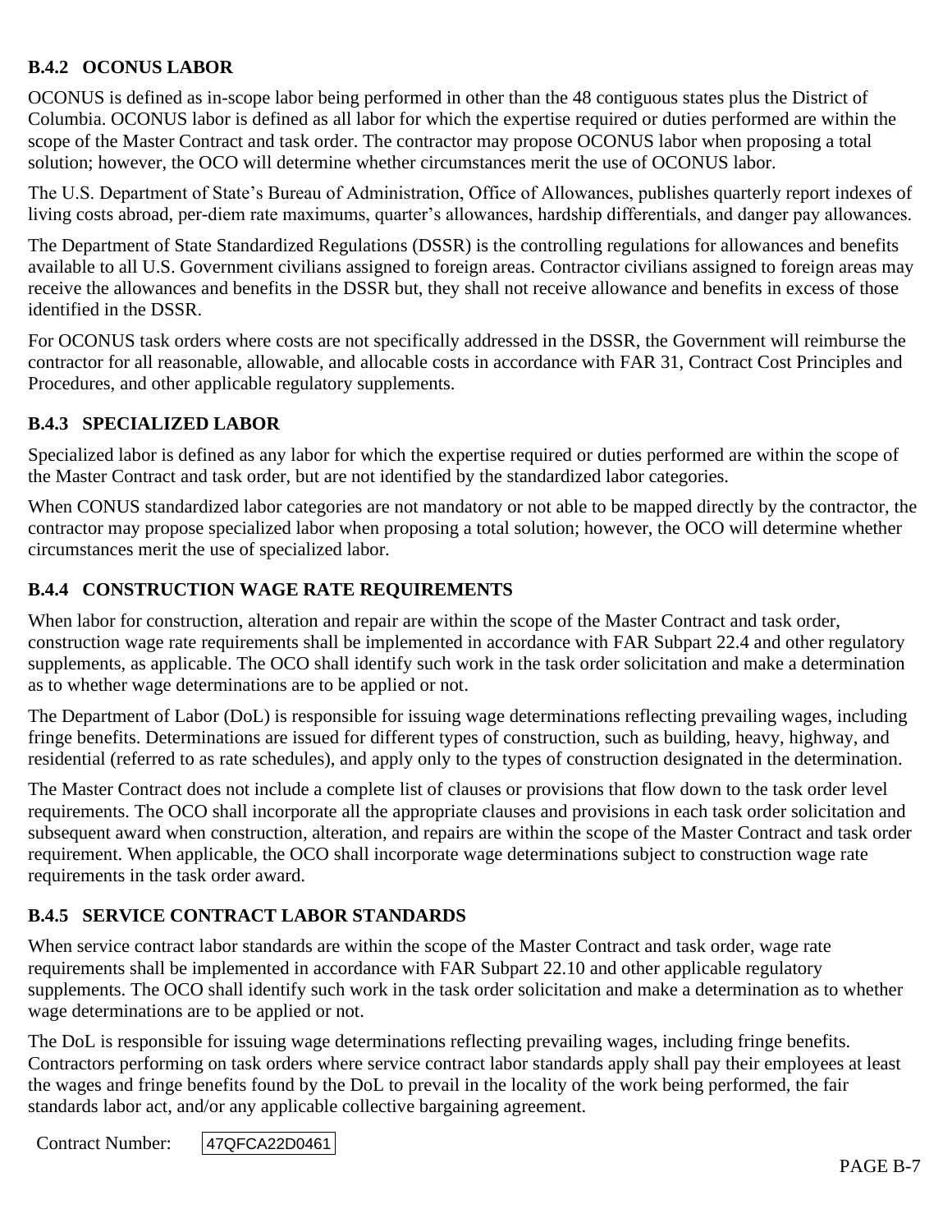### B.4.2 OCONUS LABOR

OCONUS is defined as in-scope labor being performed in other than the 48 contiguous states plus the District of Columbia. OCONUS labor is defined as all labor for which the expertise required or duties performed are within the scope of the Master Contract and task order. The contractor may propose OCONUS labor when proposing a total solution; however, the OCO will determine whether circumstances merit the use of OCONUS labor.

The U.S. Department of State's Bureau of Administration, Office of Allowances, publishes quarterly report indexes of living costs abroad, per-diem rate maximums, quarter's allowances, hardship differentials, and danger pay allowances.

The Department of State Standardized Regulations (DSSR) is the controlling regulations for allowances and benefits available to all U.S. Government civilians assigned to foreign areas. Contractor civilians assigned to foreign areas may receive the allowances and benefits in the DSSR but, they shall not receive allowance and benefits in excess of those identified in the DSSR.

For OCONUS task orders where costs are not specifically addressed in the DSSR, the Government will reimburse the contractor for all reasonable, allowable, and allocable costs in accordance with FAR 31, Contract Cost Principles and Procedures, and other applicable regulatory supplements.

### B.4.3 SPECIALIZED LABOR

Specialized labor is defined as any labor for which the expertise required or duties performed are within the scope of the Master Contract and task order, but are not identified by the standardized labor categories.

When CONUS standardized labor categories are not mandatory or not able to be mapped directly by the contractor, the contractor may propose specialized labor when proposing a total solution; however, the OCO will determine whether circumstances merit the use of specialized labor.

### B.4.4 CONSTRUCTION WAGE RATE REQUIREMENTS

When labor for construction, alteration and repair are within the scope of the Master Contract and task order, construction wage rate requirements shall be implemented in accordance with FAR Subpart 22.4 and other regulatory supplements, as applicable. The OCO shall identify such work in the task order solicitation and make a determination as to whether wage determinations are to be applied or not.

The Department of Labor (DoL) is responsible for issuing wage determinations reflecting prevailing wages, including fringe benefits. Determinations are issued for different types of construction, such as building, heavy, highway, and residential (referred to as rate schedules), and apply only to the types of construction designated in the determination.

The Master Contract does not include a complete list of clauses or provisions that flow down to the task order level requirements. The OCO shall incorporate all the appropriate clauses and provisions in each task order solicitation and subsequent award when construction, alteration, and repairs are within the scope of the Master Contract and task order requirement. When applicable, the OCO shall incorporate wage determinations subject to construction wage rate requirements in the task order award.

### B.4.5 SERVICE CONTRACT LABOR STANDARDS

When service contract labor standards are within the scope of the Master Contract and task order, wage rate requirements shall be implemented in accordance with FAR Subpart 22.10 and other applicable regulatory supplements. The OCO shall identify such work in the task order solicitation and make a determination as to whether wage determinations are to be applied or not.

The DoL is responsible for issuing wage determinations reflecting prevailing wages, including fringe benefits. Contractors performing on task orders where service contract labor standards apply shall pay their employees at least the wages and fringe benefits found by the DoL to prevail in the locality of the work being performed, the fair standards labor act, and/or any applicable collective bargaining agreement.

Contract Number: 47QFCA22D0461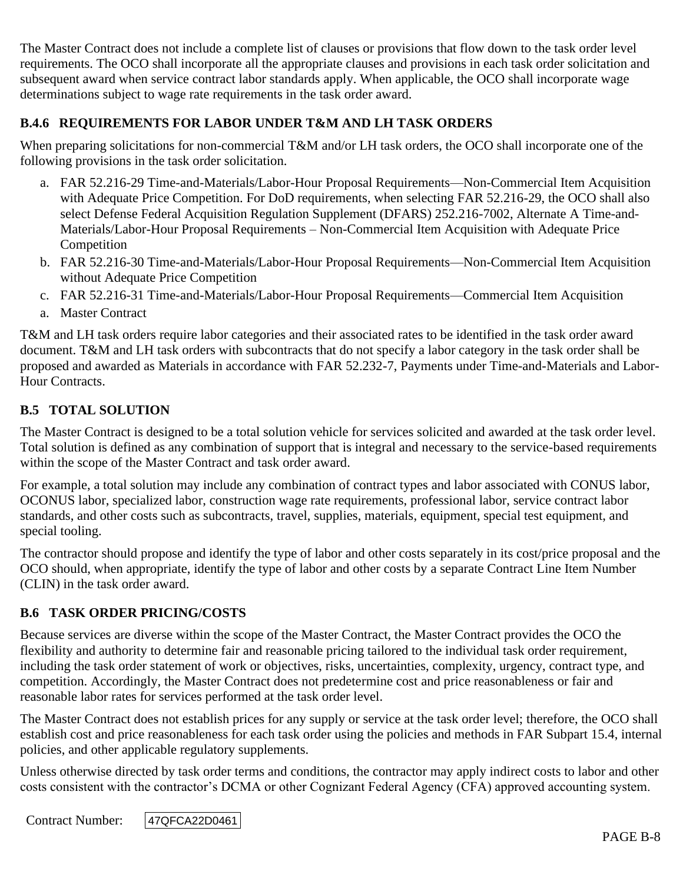The Master Contract does not include a complete list of clauses or provisions that flow down to the task order level requirements. The OCO shall incorporate all the appropriate clauses and provisions in each task order solicitation and subsequent award when service contract labor standards apply. When applicable, the OCO shall incorporate wage determinations subject to wage rate requirements in the task order award.

### B.4.6 REQUIREMENTS FOR LABOR UNDER T&M AND LH TASK ORDERS

When preparing solicitations for non-commercial T&M and/or LH task orders, the OCO shall incorporate one of the following provisions in the task order solicitation.

a. FAR 52.216-29 Time-and-Materials/Labor-Hour Proposal Requirements—Non-Commercial Item Acquisition with Adequate Price Competition. For DoD requirements, when selecting FAR 52.216-29, the OCO shall also select Defense Federal Acquisition Regulation Supplement (DFARS) 252.216-7002, Alternate A Time-and-Materials/Labor-Hour Proposal Requirements – Non-Commercial Item Acquisition with Adequate Price Competition
b. FAR 52.216-30 Time-and-Materials/Labor-Hour Proposal Requirements—Non-Commercial Item Acquisition without Adequate Price Competition
c. FAR 52.216-31 Time-and-Materials/Labor-Hour Proposal Requirements—Commercial Item Acquisition
a. Master Contract

T&M and LH task orders require labor categories and their associated rates to be identified in the task order award document. T&M and LH task orders with subcontracts that do not specify a labor category in the task order shall be proposed and awarded as Materials in accordance with FAR 52.232-7, Payments under Time-and-Materials and Labor-Hour Contracts.

## B.5 TOTAL SOLUTION

The Master Contract is designed to be a total solution vehicle for services solicited and awarded at the task order level. Total solution is defined as any combination of support that is integral and necessary to the service-based requirements within the scope of the Master Contract and task order award.

For example, a total solution may include any combination of contract types and labor associated with CONUS labor, OCONUS labor, specialized labor, construction wage rate requirements, professional labor, service contract labor standards, and other costs such as subcontracts, travel, supplies, materials, equipment, special test equipment, and special tooling.

The contractor should propose and identify the type of labor and other costs separately in its cost/price proposal and the OCO should, when appropriate, identify the type of labor and other costs by a separate Contract Line Item Number (CLIN) in the task order award.

## B.6 TASK ORDER PRICING/COSTS

Because services are diverse within the scope of the Master Contract, the Master Contract provides the OCO the flexibility and authority to determine fair and reasonable pricing tailored to the individual task order requirement, including the task order statement of work or objectives, risks, uncertainties, complexity, urgency, contract type, and competition. Accordingly, the Master Contract does not predetermine cost and price reasonableness or fair and reasonable labor rates for services performed at the task order level.

The Master Contract does not establish prices for any supply or service at the task order level; therefore, the OCO shall establish cost and price reasonableness for each task order using the policies and methods in FAR Subpart 15.4, internal policies, and other applicable regulatory supplements.

Unless otherwise directed by task order terms and conditions, the contractor may apply indirect costs to labor and other costs consistent with the contractor's DCMA or other Cognizant Federal Agency (CFA) approved accounting system.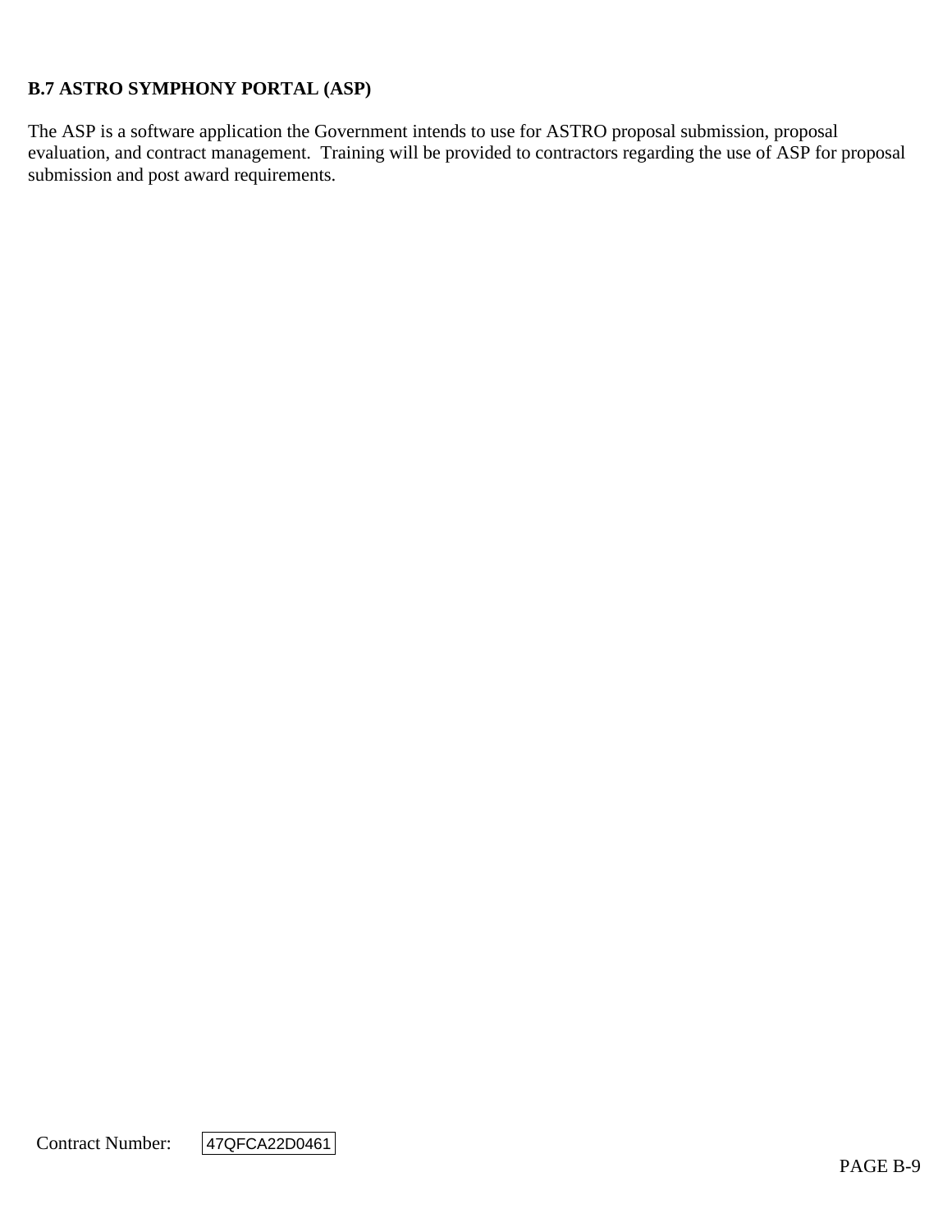**B.7 ASTRO SYMPHONY PORTAL (ASP)**

The ASP is a software application the Government intends to use for ASTRO proposal submission, proposal evaluation, and contract management. Training will be provided to contractors regarding the use of ASP for proposal submission and post award requirements.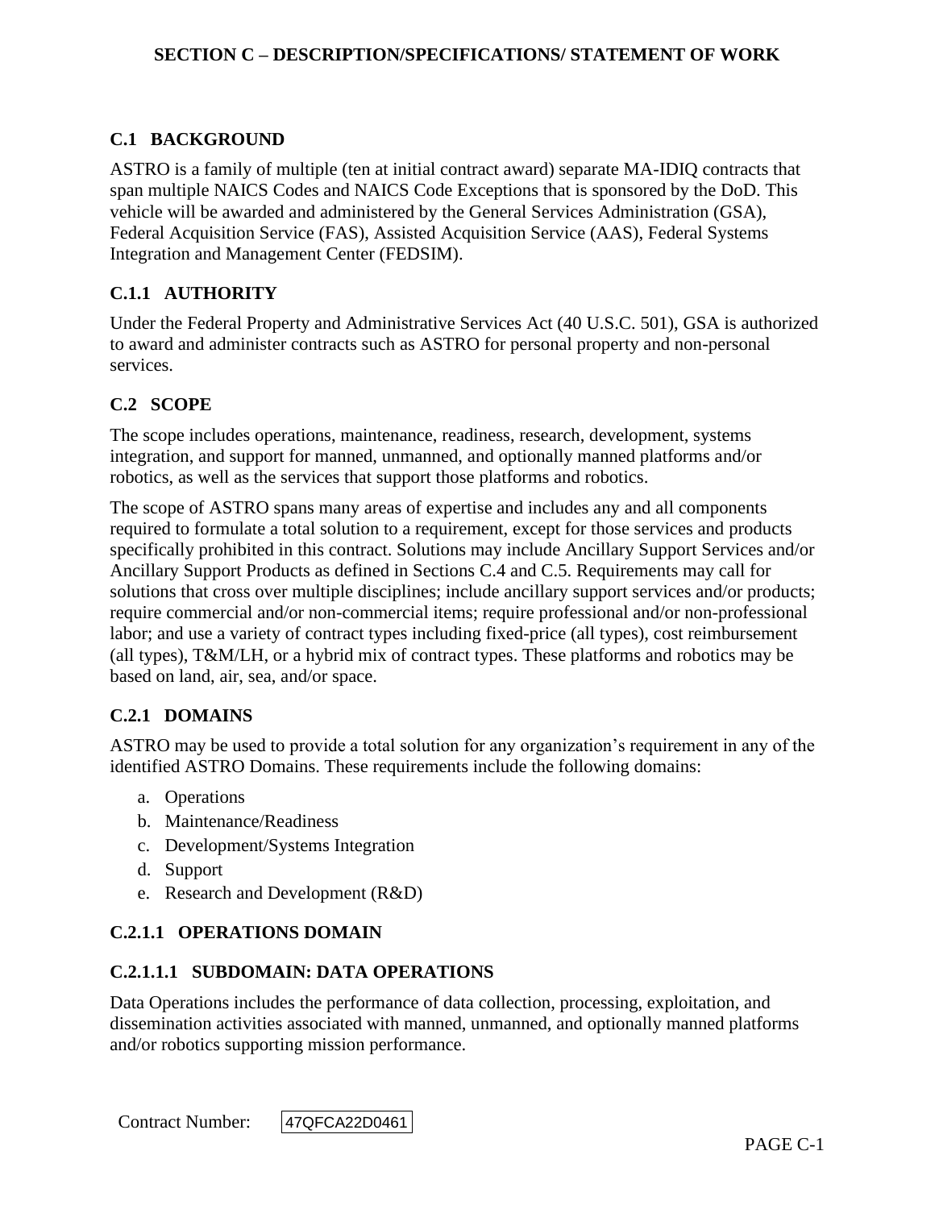# SECTION C – DESCRIPTION/SPECIFICATIONS/ STATEMENT OF WORK

## C.1 BACKGROUND

ASTRO is a family of multiple (ten at initial contract award) separate MA-IDIQ contracts that span multiple NAICS Codes and NAICS Code Exceptions that is sponsored by the DoD. This vehicle will be awarded and administered by the General Services Administration (GSA), Federal Acquisition Service (FAS), Assisted Acquisition Service (AAS), Federal Systems Integration and Management Center (FEDSIM).

### C.1.1 AUTHORITY

Under the Federal Property and Administrative Services Act (40 U.S.C. 501), GSA is authorized to award and administer contracts such as ASTRO for personal property and non-personal services.

## C.2 SCOPE

The scope includes operations, maintenance, readiness, research, development, systems integration, and support for manned, unmanned, and optionally manned platforms and/or robotics, as well as the services that support those platforms and robotics.

The scope of ASTRO spans many areas of expertise and includes any and all components required to formulate a total solution to a requirement, except for those services and products specifically prohibited in this contract. Solutions may include Ancillary Support Services and/or Ancillary Support Products as defined in Sections C.4 and C.5. Requirements may call for solutions that cross over multiple disciplines; include ancillary support services and/or products; require commercial and/or non-commercial items; require professional and/or non-professional labor; and use a variety of contract types including fixed-price (all types), cost reimbursement (all types), T&M/LH, or a hybrid mix of contract types. These platforms and robotics may be based on land, air, sea, and/or space.

### C.2.1 DOMAINS

ASTRO may be used to provide a total solution for any organization's requirement in any of the identified ASTRO Domains. These requirements include the following domains:

a. Operations
b. Maintenance/Readiness
c. Development/Systems Integration
d. Support
e. Research and Development (R&D)

#### C.2.1.1 OPERATIONS DOMAIN

##### C.2.1.1.1 SUBDOMAIN: DATA OPERATIONS

Data Operations includes the performance of data collection, processing, exploitation, and dissemination activities associated with manned, unmanned, and optionally manned platforms and/or robotics supporting mission performance.

Contract Number: 47QFCA22D0461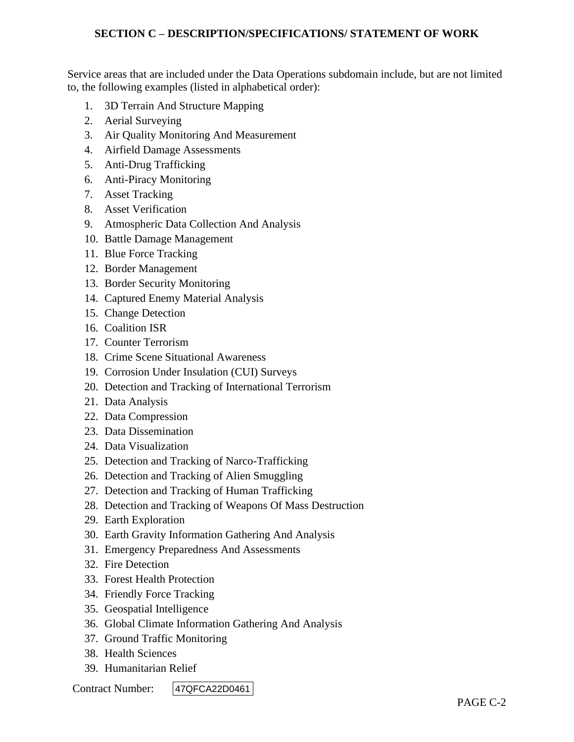## SECTION C – DESCRIPTION/SPECIFICATIONS/ STATEMENT OF WORK

Service areas that are included under the Data Operations subdomain include, but are not limited to, the following examples (listed in alphabetical order):

1. 3D Terrain And Structure Mapping
2. Aerial Surveying
3. Air Quality Monitoring And Measurement
4. Airfield Damage Assessments
5. Anti-Drug Trafficking
6. Anti-Piracy Monitoring
7. Asset Tracking
8. Asset Verification
9. Atmospheric Data Collection And Analysis
10. Battle Damage Management
11. Blue Force Tracking
12. Border Management
13. Border Security Monitoring
14. Captured Enemy Material Analysis
15. Change Detection
16. Coalition ISR
17. Counter Terrorism
18. Crime Scene Situational Awareness
19. Corrosion Under Insulation (CUI) Surveys
20. Detection and Tracking of International Terrorism
21. Data Analysis
22. Data Compression
23. Data Dissemination
24. Data Visualization
25. Detection and Tracking of Narco-Trafficking
26. Detection and Tracking of Alien Smuggling
27. Detection and Tracking of Human Trafficking
28. Detection and Tracking of Weapons Of Mass Destruction
29. Earth Exploration
30. Earth Gravity Information Gathering And Analysis
31. Emergency Preparedness And Assessments
32. Fire Detection
33. Forest Health Protection
34. Friendly Force Tracking
35. Geospatial Intelligence
36. Global Climate Information Gathering And Analysis
37. Ground Traffic Monitoring
38. Health Sciences
39. Humanitarian Relief

Contract Number: 47QFCA22D0461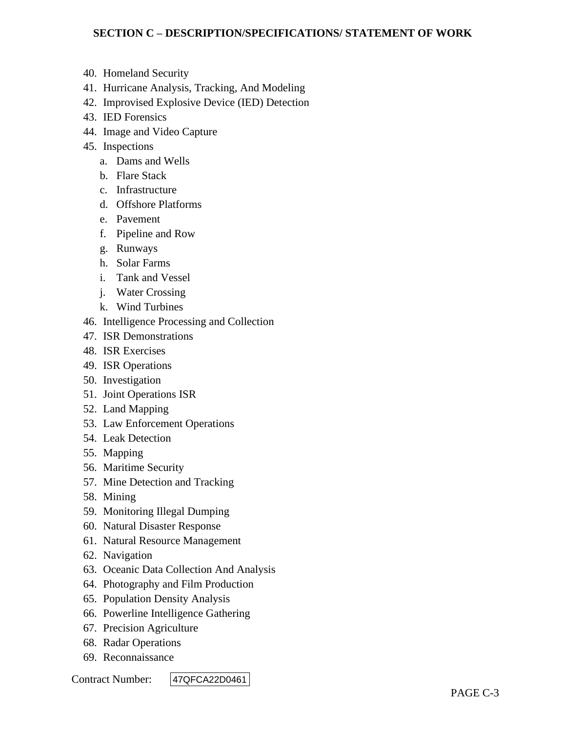40. Homeland Security
41. Hurricane Analysis, Tracking, And Modeling
42. Improvised Explosive Device (IED) Detection
43. IED Forensics
44. Image and Video Capture
45. Inspections
    a. Dams and Wells
    b. Flare Stack
    c. Infrastructure
    d. Offshore Platforms
    e. Pavement
    f. Pipeline and Row
    g. Runways
    h. Solar Farms
    i. Tank and Vessel
    j. Water Crossing
    k. Wind Turbines
46. Intelligence Processing and Collection
47. ISR Demonstrations
48. ISR Exercises
49. ISR Operations
50. Investigation
51. Joint Operations ISR
52. Land Mapping
53. Law Enforcement Operations
54. Leak Detection
55. Mapping
56. Maritime Security
57. Mine Detection and Tracking
58. Mining
59. Monitoring Illegal Dumping
60. Natural Disaster Response
61. Natural Resource Management
62. Navigation
63. Oceanic Data Collection And Analysis
64. Photography and Film Production
65. Population Density Analysis
66. Powerline Intelligence Gathering
67. Precision Agriculture
68. Radar Operations
69. Reconnaissance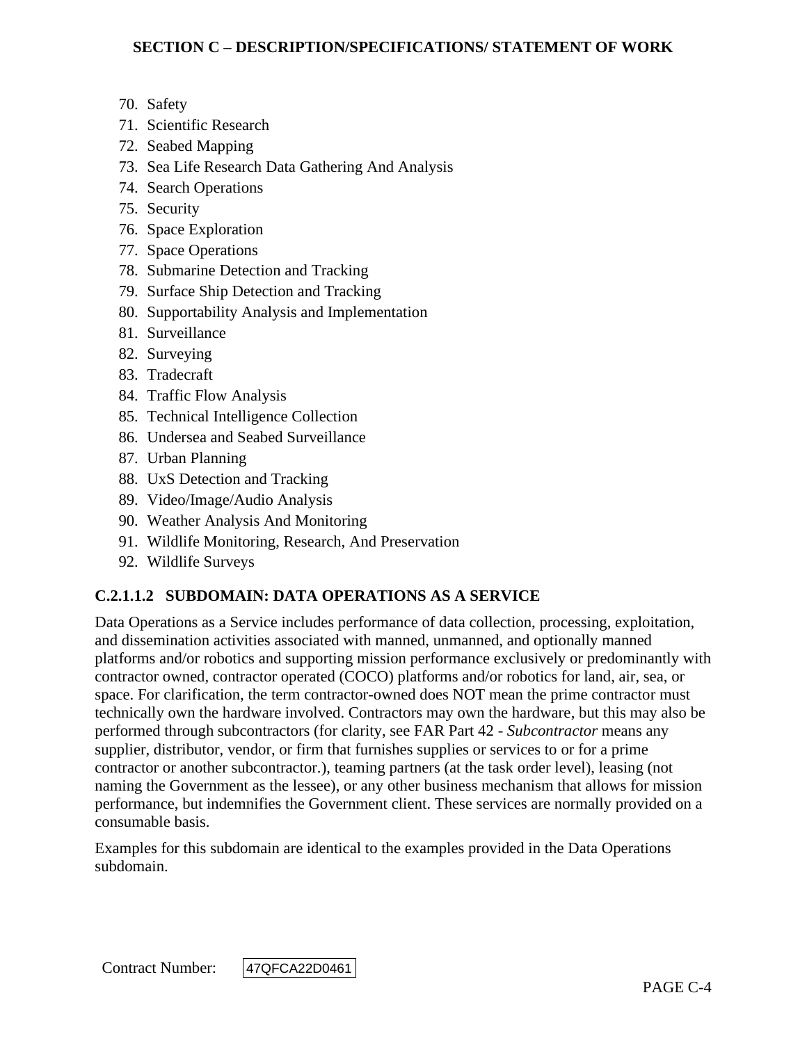70. Safety
71. Scientific Research
72. Seabed Mapping
73. Sea Life Research Data Gathering And Analysis
74. Search Operations
75. Security
76. Space Exploration
77. Space Operations
78. Submarine Detection and Tracking
79. Surface Ship Detection and Tracking
80. Supportability Analysis and Implementation
81. Surveillance
82. Surveying
83. Tradecraft
84. Traffic Flow Analysis
85. Technical Intelligence Collection
86. Undersea and Seabed Surveillance
87. Urban Planning
88. UxS Detection and Tracking
89. Video/Image/Audio Analysis
90. Weather Analysis And Monitoring
91. Wildlife Monitoring, Research, And Preservation
92. Wildlife Surveys

### C.2.1.1.2 SUBDOMAIN: DATA OPERATIONS AS A SERVICE

Data Operations as a Service includes performance of data collection, processing, exploitation, and dissemination activities associated with manned, unmanned, and optionally manned platforms and/or robotics and supporting mission performance exclusively or predominantly with contractor owned, contractor operated (COCO) platforms and/or robotics for land, air, sea, or space. For clarification, the term contractor-owned does NOT mean the prime contractor must technically own the hardware involved. Contractors may own the hardware, but this may also be performed through subcontractors (for clarity, see FAR Part 42 - *Subcontractor* means any supplier, distributor, vendor, or firm that furnishes supplies or services to or for a prime contractor or another subcontractor.), teaming partners (at the task order level), leasing (not naming the Government as the lessee), or any other business mechanism that allows for mission performance, but indemnifies the Government client. These services are normally provided on a consumable basis.

Examples for this subdomain are identical to the examples provided in the Data Operations subdomain.

Contract Number: 47QFCA22D0461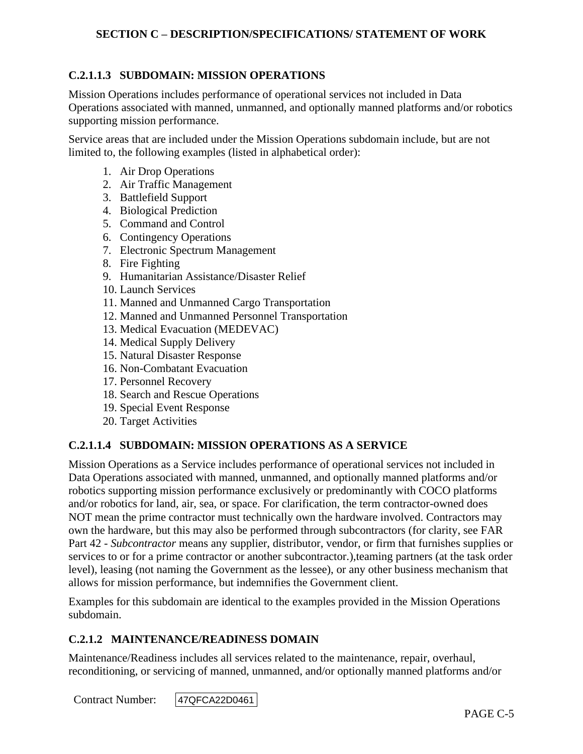### C.2.1.1.3 SUBDOMAIN: MISSION OPERATIONS

Mission Operations includes performance of operational services not included in Data Operations associated with manned, unmanned, and optionally manned platforms and/or robotics supporting mission performance.

Service areas that are included under the Mission Operations subdomain include, but are not limited to, the following examples (listed in alphabetical order):

1. Air Drop Operations
2. Air Traffic Management
3. Battlefield Support
4. Biological Prediction
5. Command and Control
6. Contingency Operations
7. Electronic Spectrum Management
8. Fire Fighting
9. Humanitarian Assistance/Disaster Relief
10. Launch Services
11. Manned and Unmanned Cargo Transportation
12. Manned and Unmanned Personnel Transportation
13. Medical Evacuation (MEDEVAC)
14. Medical Supply Delivery
15. Natural Disaster Response
16. Non-Combatant Evacuation
17. Personnel Recovery
18. Search and Rescue Operations
19. Special Event Response
20. Target Activities

### C.2.1.1.4 SUBDOMAIN: MISSION OPERATIONS AS A SERVICE

Mission Operations as a Service includes performance of operational services not included in Data Operations associated with manned, unmanned, and optionally manned platforms and/or robotics supporting mission performance exclusively or predominantly with COCO platforms and/or robotics for land, air, sea, or space. For clarification, the term contractor-owned does NOT mean the prime contractor must technically own the hardware involved. Contractors may own the hardware, but this may also be performed through subcontractors (for clarity, see FAR Part 42 - *Subcontractor* means any supplier, distributor, vendor, or firm that furnishes supplies or services to or for a prime contractor or another subcontractor.),teaming partners (at the task order level), leasing (not naming the Government as the lessee), or any other business mechanism that allows for mission performance, but indemnifies the Government client.

Examples for this subdomain are identical to the examples provided in the Mission Operations subdomain.

### C.2.1.2 MAINTENANCE/READINESS DOMAIN

Maintenance/Readiness includes all services related to the maintenance, repair, overhaul, reconditioning, or servicing of manned, unmanned, and/or optionally manned platforms and/or

Contract Number: 47QFCA22D0461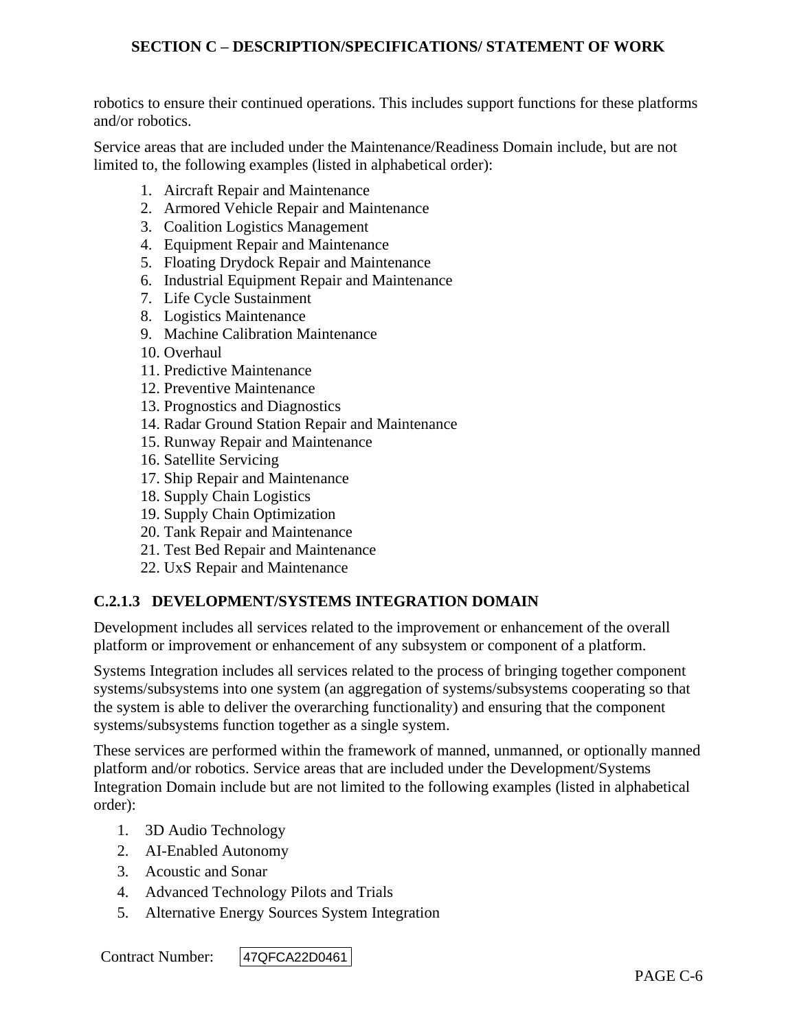robotics to ensure their continued operations. This includes support functions for these platforms and/or robotics.

Service areas that are included under the Maintenance/Readiness Domain include, but are not limited to, the following examples (listed in alphabetical order):

1. Aircraft Repair and Maintenance
2. Armored Vehicle Repair and Maintenance
3. Coalition Logistics Management
4. Equipment Repair and Maintenance
5. Floating Drydock Repair and Maintenance
6. Industrial Equipment Repair and Maintenance
7. Life Cycle Sustainment
8. Logistics Maintenance
9. Machine Calibration Maintenance
10. Overhaul
11. Predictive Maintenance
12. Preventive Maintenance
13. Prognostics and Diagnostics
14. Radar Ground Station Repair and Maintenance
15. Runway Repair and Maintenance
16. Satellite Servicing
17. Ship Repair and Maintenance
18. Supply Chain Logistics
19. Supply Chain Optimization
20. Tank Repair and Maintenance
21. Test Bed Repair and Maintenance
22. UxS Repair and Maintenance

### C.2.1.3 DEVELOPMENT/SYSTEMS INTEGRATION DOMAIN

Development includes all services related to the improvement or enhancement of the overall platform or improvement or enhancement of any subsystem or component of a platform.

Systems Integration includes all services related to the process of bringing together component systems/subsystems into one system (an aggregation of systems/subsystems cooperating so that the system is able to deliver the overarching functionality) and ensuring that the component systems/subsystems function together as a single system.

These services are performed within the framework of manned, unmanned, or optionally manned platform and/or robotics. Service areas that are included under the Development/Systems Integration Domain include but are not limited to the following examples (listed in alphabetical order):

1. 3D Audio Technology
2. AI-Enabled Autonomy
3. Acoustic and Sonar
4. Advanced Technology Pilots and Trials
5. Alternative Energy Sources System Integration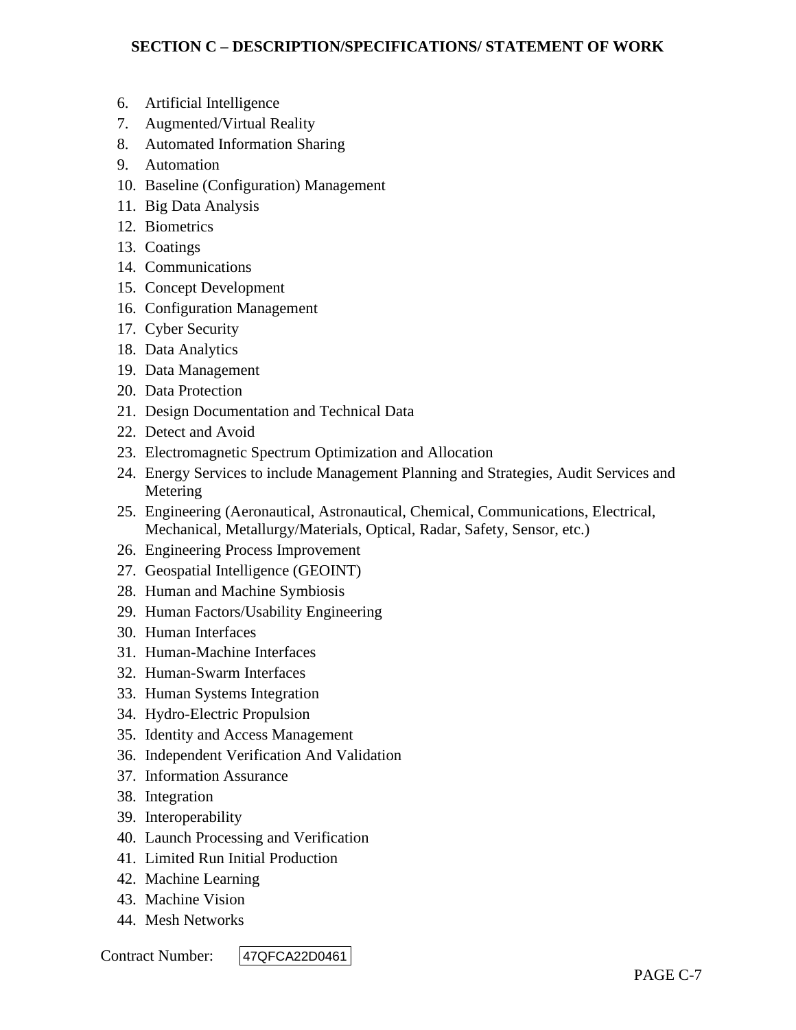6. Artificial Intelligence
7. Augmented/Virtual Reality
8. Automated Information Sharing
9. Automation
10. Baseline (Configuration) Management
11. Big Data Analysis
12. Biometrics
13. Coatings
14. Communications
15. Concept Development
16. Configuration Management
17. Cyber Security
18. Data Analytics
19. Data Management
20. Data Protection
21. Design Documentation and Technical Data
22. Detect and Avoid
23. Electromagnetic Spectrum Optimization and Allocation
24. Energy Services to include Management Planning and Strategies, Audit Services and Metering
25. Engineering (Aeronautical, Astronautical, Chemical, Communications, Electrical, Mechanical, Metallurgy/Materials, Optical, Radar, Safety, Sensor, etc.)
26. Engineering Process Improvement
27. Geospatial Intelligence (GEOINT)
28. Human and Machine Symbiosis
29. Human Factors/Usability Engineering
30. Human Interfaces
31. Human-Machine Interfaces
32. Human-Swarm Interfaces
33. Human Systems Integration
34. Hydro-Electric Propulsion
35. Identity and Access Management
36. Independent Verification And Validation
37. Information Assurance
38. Integration
39. Interoperability
40. Launch Processing and Verification
41. Limited Run Initial Production
42. Machine Learning
43. Machine Vision
44. Mesh Networks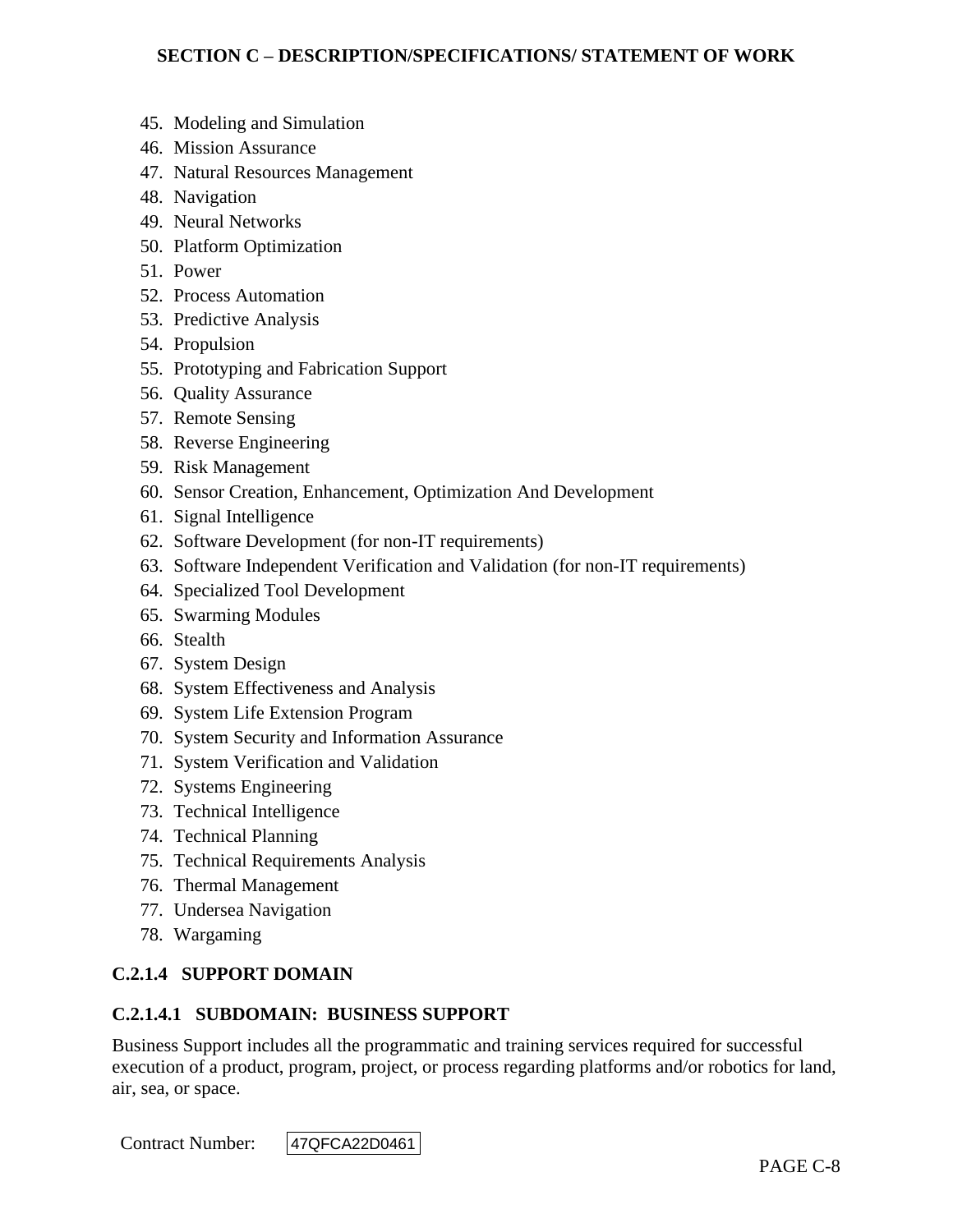45. Modeling and Simulation
46. Mission Assurance
47. Natural Resources Management
48. Navigation
49. Neural Networks
50. Platform Optimization
51. Power
52. Process Automation
53. Predictive Analysis
54. Propulsion
55. Prototyping and Fabrication Support
56. Quality Assurance
57. Remote Sensing
58. Reverse Engineering
59. Risk Management
60. Sensor Creation, Enhancement, Optimization And Development
61. Signal Intelligence
62. Software Development (for non-IT requirements)
63. Software Independent Verification and Validation (for non-IT requirements)
64. Specialized Tool Development
65. Swarming Modules
66. Stealth
67. System Design
68. System Effectiveness and Analysis
69. System Life Extension Program
70. System Security and Information Assurance
71. System Verification and Validation
72. Systems Engineering
73. Technical Intelligence
74. Technical Planning
75. Technical Requirements Analysis
76. Thermal Management
77. Undersea Navigation
78. Wargaming

### C.2.1.4 SUPPORT DOMAIN

#### C.2.1.4.1 SUBDOMAIN: BUSINESS SUPPORT

Business Support includes all the programmatic and training services required for successful execution of a product, program, project, or process regarding platforms and/or robotics for land, air, sea, or space.

Contract Number: 47QFCA22D0461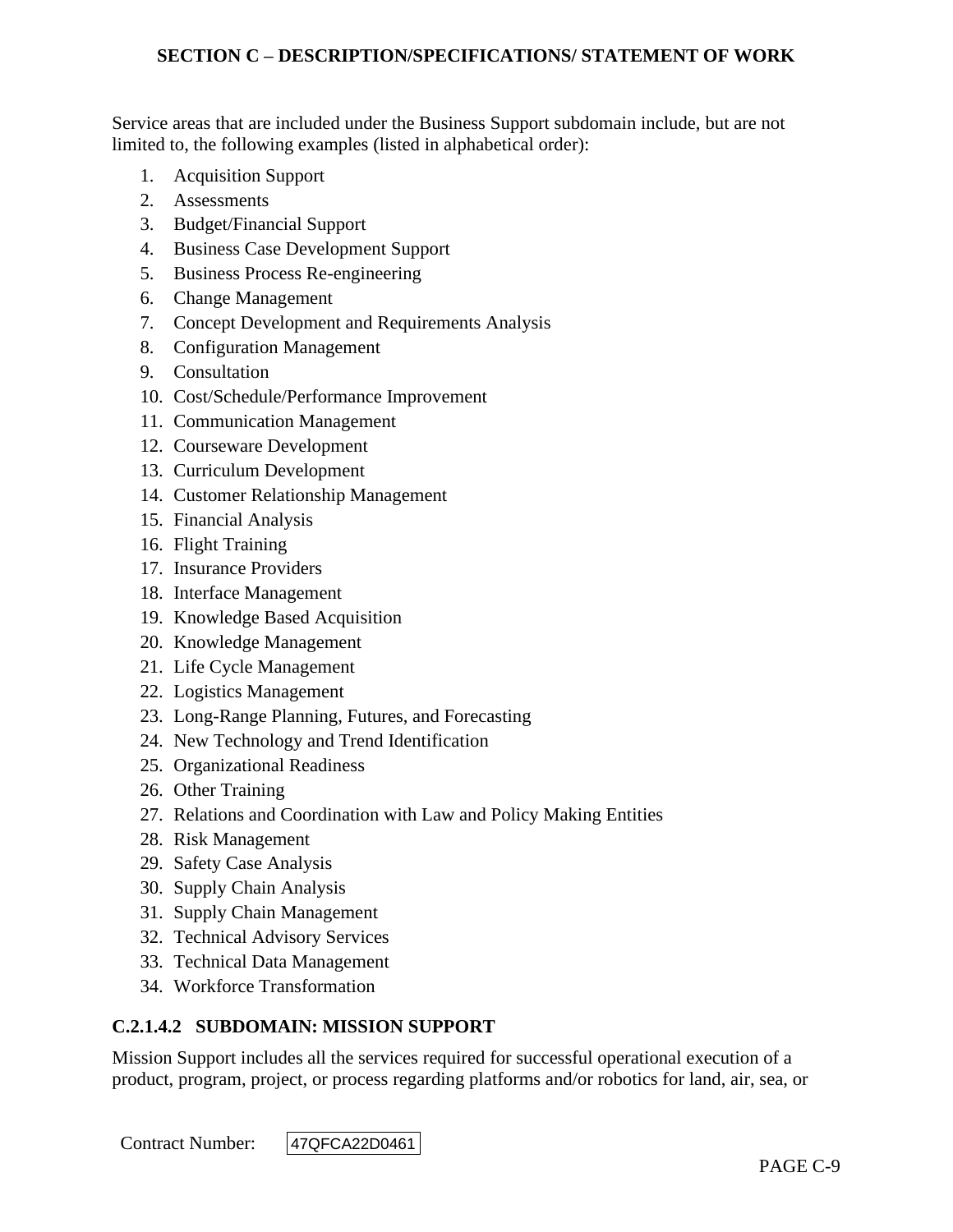Service areas that are included under the Business Support subdomain include, but are not limited to, the following examples (listed in alphabetical order):

1. Acquisition Support
2. Assessments
3. Budget/Financial Support
4. Business Case Development Support
5. Business Process Re-engineering
6. Change Management
7. Concept Development and Requirements Analysis
8. Configuration Management
9. Consultation
10. Cost/Schedule/Performance Improvement
11. Communication Management
12. Courseware Development
13. Curriculum Development
14. Customer Relationship Management
15. Financial Analysis
16. Flight Training
17. Insurance Providers
18. Interface Management
19. Knowledge Based Acquisition
20. Knowledge Management
21. Life Cycle Management
22. Logistics Management
23. Long-Range Planning, Futures, and Forecasting
24. New Technology and Trend Identification
25. Organizational Readiness
26. Other Training
27. Relations and Coordination with Law and Policy Making Entities
28. Risk Management
29. Safety Case Analysis
30. Supply Chain Analysis
31. Supply Chain Management
32. Technical Advisory Services
33. Technical Data Management
34. Workforce Transformation

### C.2.1.4.2 SUBDOMAIN: MISSION SUPPORT

Mission Support includes all the services required for successful operational execution of a product, program, project, or process regarding platforms and/or robotics for land, air, sea, or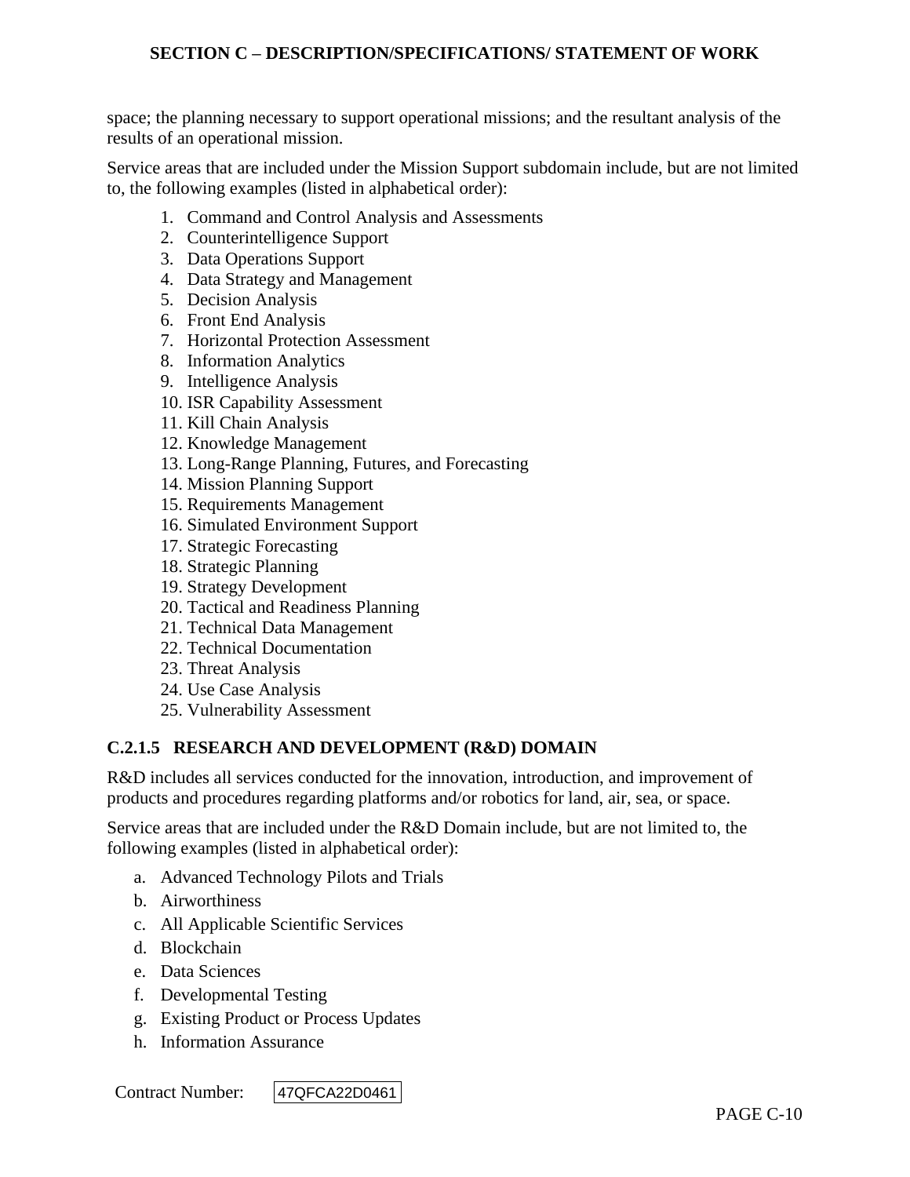space; the planning necessary to support operational missions; and the resultant analysis of the results of an operational mission.

Service areas that are included under the Mission Support subdomain include, but are not limited to, the following examples (listed in alphabetical order):

1. Command and Control Analysis and Assessments
2. Counterintelligence Support
3. Data Operations Support
4. Data Strategy and Management
5. Decision Analysis
6. Front End Analysis
7. Horizontal Protection Assessment
8. Information Analytics
9. Intelligence Analysis
10. ISR Capability Assessment
11. Kill Chain Analysis
12. Knowledge Management
13. Long-Range Planning, Futures, and Forecasting
14. Mission Planning Support
15. Requirements Management
16. Simulated Environment Support
17. Strategic Forecasting
18. Strategic Planning
19. Strategy Development
20. Tactical and Readiness Planning
21. Technical Data Management
22. Technical Documentation
23. Threat Analysis
24. Use Case Analysis
25. Vulnerability Assessment

### C.2.1.5 RESEARCH AND DEVELOPMENT (R&D) DOMAIN

R&D includes all services conducted for the innovation, introduction, and improvement of products and procedures regarding platforms and/or robotics for land, air, sea, or space.

Service areas that are included under the R&D Domain include, but are not limited to, the following examples (listed in alphabetical order):

a. Advanced Technology Pilots and Trials
b. Airworthiness
c. All Applicable Scientific Services
d. Blockchain
e. Data Sciences
f. Developmental Testing
g. Existing Product or Process Updates
h. Information Assurance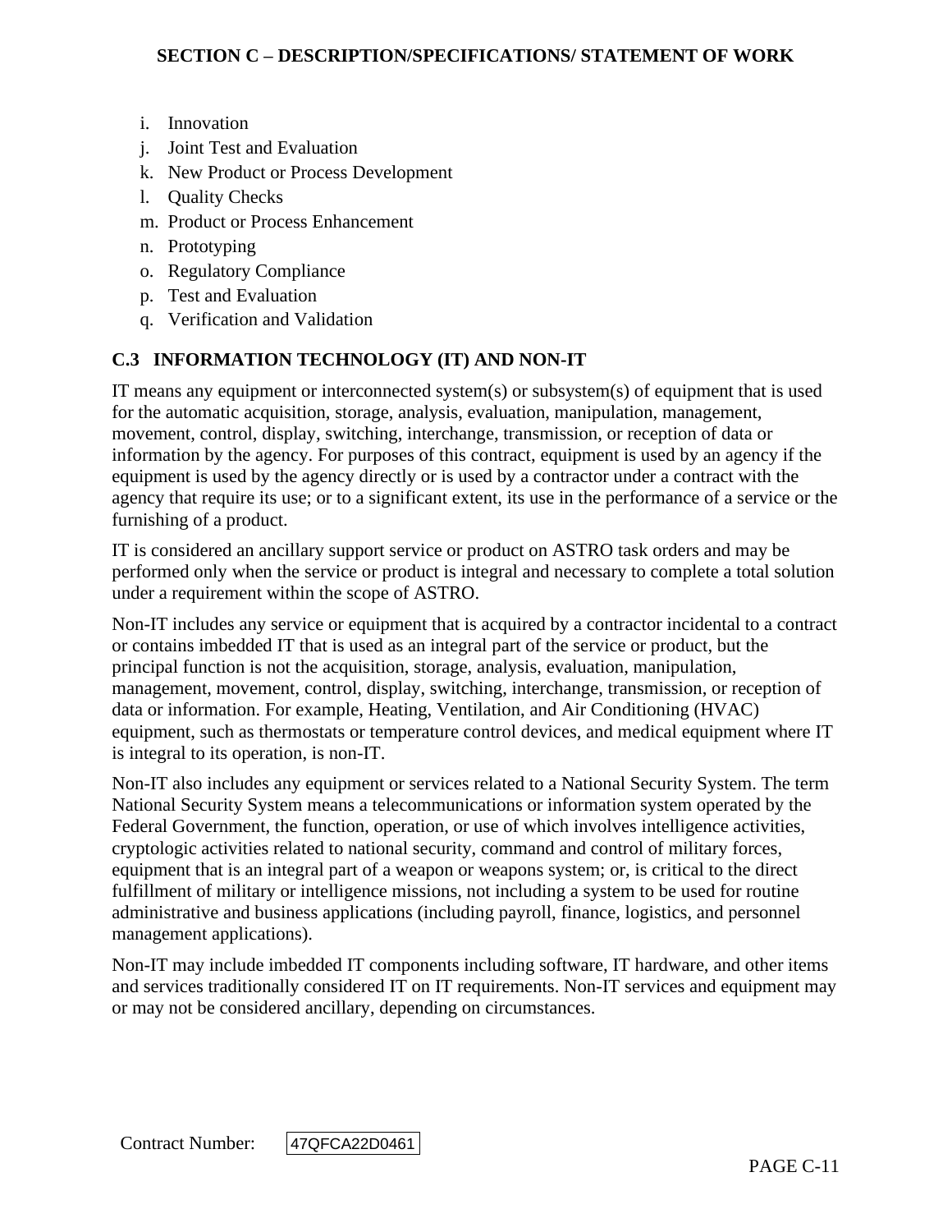i. Innovation
j. Joint Test and Evaluation
k. New Product or Process Development
l. Quality Checks
m. Product or Process Enhancement
n. Prototyping
o. Regulatory Compliance
p. Test and Evaluation
q. Verification and Validation

## C.3 INFORMATION TECHNOLOGY (IT) AND NON-IT

IT means any equipment or interconnected system(s) or subsystem(s) of equipment that is used for the automatic acquisition, storage, analysis, evaluation, manipulation, management, movement, control, display, switching, interchange, transmission, or reception of data or information by the agency. For purposes of this contract, equipment is used by an agency if the equipment is used by the agency directly or is used by a contractor under a contract with the agency that require its use; or to a significant extent, its use in the performance of a service or the furnishing of a product.

IT is considered an ancillary support service or product on ASTRO task orders and may be performed only when the service or product is integral and necessary to complete a total solution under a requirement within the scope of ASTRO.

Non-IT includes any service or equipment that is acquired by a contractor incidental to a contract or contains imbedded IT that is used as an integral part of the service or product, but the principal function is not the acquisition, storage, analysis, evaluation, manipulation, management, movement, control, display, switching, interchange, transmission, or reception of data or information. For example, Heating, Ventilation, and Air Conditioning (HVAC) equipment, such as thermostats or temperature control devices, and medical equipment where IT is integral to its operation, is non-IT.

Non-IT also includes any equipment or services related to a National Security System. The term National Security System means a telecommunications or information system operated by the Federal Government, the function, operation, or use of which involves intelligence activities, cryptologic activities related to national security, command and control of military forces, equipment that is an integral part of a weapon or weapons system; or, is critical to the direct fulfillment of military or intelligence missions, not including a system to be used for routine administrative and business applications (including payroll, finance, logistics, and personnel management applications).

Non-IT may include imbedded IT components including software, IT hardware, and other items and services traditionally considered IT on IT requirements. Non-IT services and equipment may or may not be considered ancillary, depending on circumstances.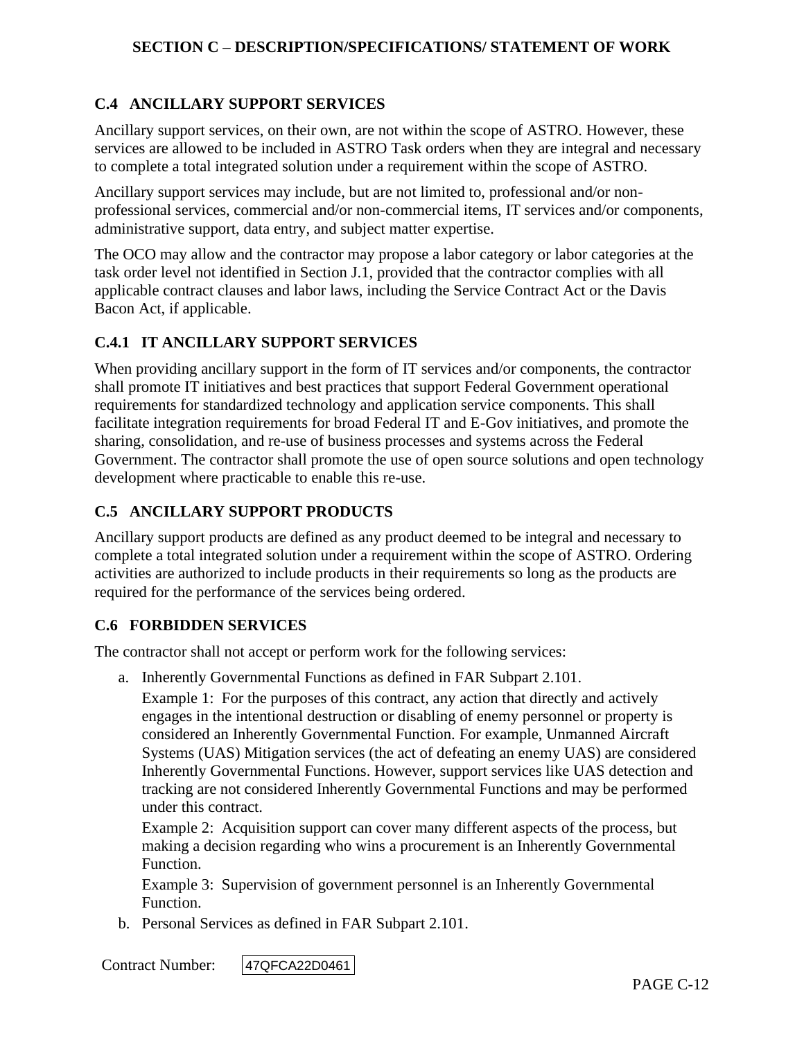## C.4 ANCILLARY SUPPORT SERVICES

Ancillary support services, on their own, are not within the scope of ASTRO. However, these services are allowed to be included in ASTRO Task orders when they are integral and necessary to complete a total integrated solution under a requirement within the scope of ASTRO.

Ancillary support services may include, but are not limited to, professional and/or non-professional services, commercial and/or non-commercial items, IT services and/or components, administrative support, data entry, and subject matter expertise.

The OCO may allow and the contractor may propose a labor category or labor categories at the task order level not identified in Section J.1, provided that the contractor complies with all applicable contract clauses and labor laws, including the Service Contract Act or the Davis Bacon Act, if applicable.

### C.4.1 IT ANCILLARY SUPPORT SERVICES

When providing ancillary support in the form of IT services and/or components, the contractor shall promote IT initiatives and best practices that support Federal Government operational requirements for standardized technology and application service components. This shall facilitate integration requirements for broad Federal IT and E-Gov initiatives, and promote the sharing, consolidation, and re-use of business processes and systems across the Federal Government. The contractor shall promote the use of open source solutions and open technology development where practicable to enable this re-use.

## C.5 ANCILLARY SUPPORT PRODUCTS

Ancillary support products are defined as any product deemed to be integral and necessary to complete a total integrated solution under a requirement within the scope of ASTRO. Ordering activities are authorized to include products in their requirements so long as the products are required for the performance of the services being ordered.

## C.6 FORBIDDEN SERVICES

The contractor shall not accept or perform work for the following services:

a. Inherently Governmental Functions as defined in FAR Subpart 2.101.

   Example 1: For the purposes of this contract, any action that directly and actively engages in the intentional destruction or disabling of enemy personnel or property is considered an Inherently Governmental Function. For example, Unmanned Aircraft Systems (UAS) Mitigation services (the act of defeating an enemy UAS) are considered Inherently Governmental Functions. However, support services like UAS detection and tracking are not considered Inherently Governmental Functions and may be performed under this contract.

   Example 2: Acquisition support can cover many different aspects of the process, but making a decision regarding who wins a procurement is an Inherently Governmental Function.

   Example 3: Supervision of government personnel is an Inherently Governmental Function.

b. Personal Services as defined in FAR Subpart 2.101.

Contract Number: 47QFCA22D0461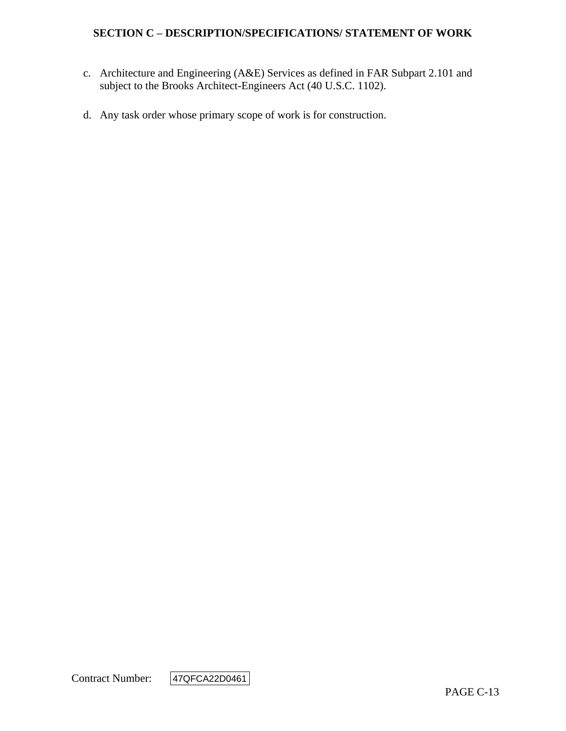c. Architecture and Engineering (A&E) Services as defined in FAR Subpart 2.101 and subject to the Brooks Architect-Engineers Act (40 U.S.C. 1102).

d. Any task order whose primary scope of work is for construction.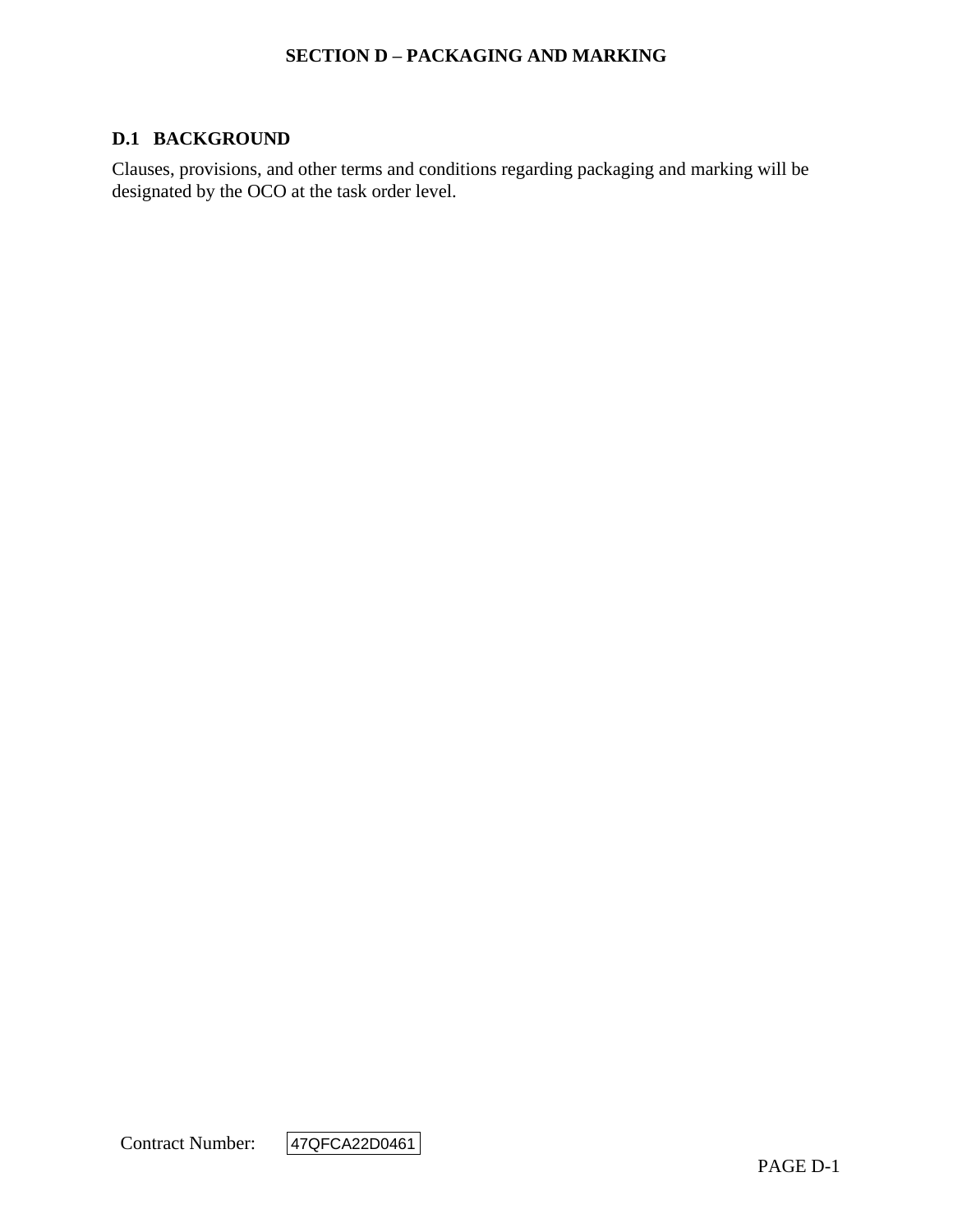# SECTION D – PACKAGING AND MARKING

## D.1 BACKGROUND

Clauses, provisions, and other terms and conditions regarding packaging and marking will be designated by the OCO at the task order level.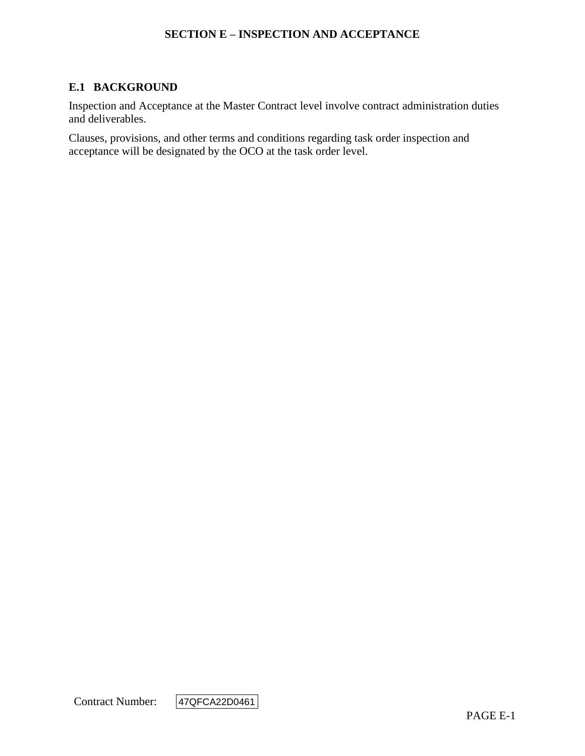# SECTION E – INSPECTION AND ACCEPTANCE

## E.1 BACKGROUND

Inspection and Acceptance at the Master Contract level involve contract administration duties and deliverables.

Clauses, provisions, and other terms and conditions regarding task order inspection and acceptance will be designated by the OCO at the task order level.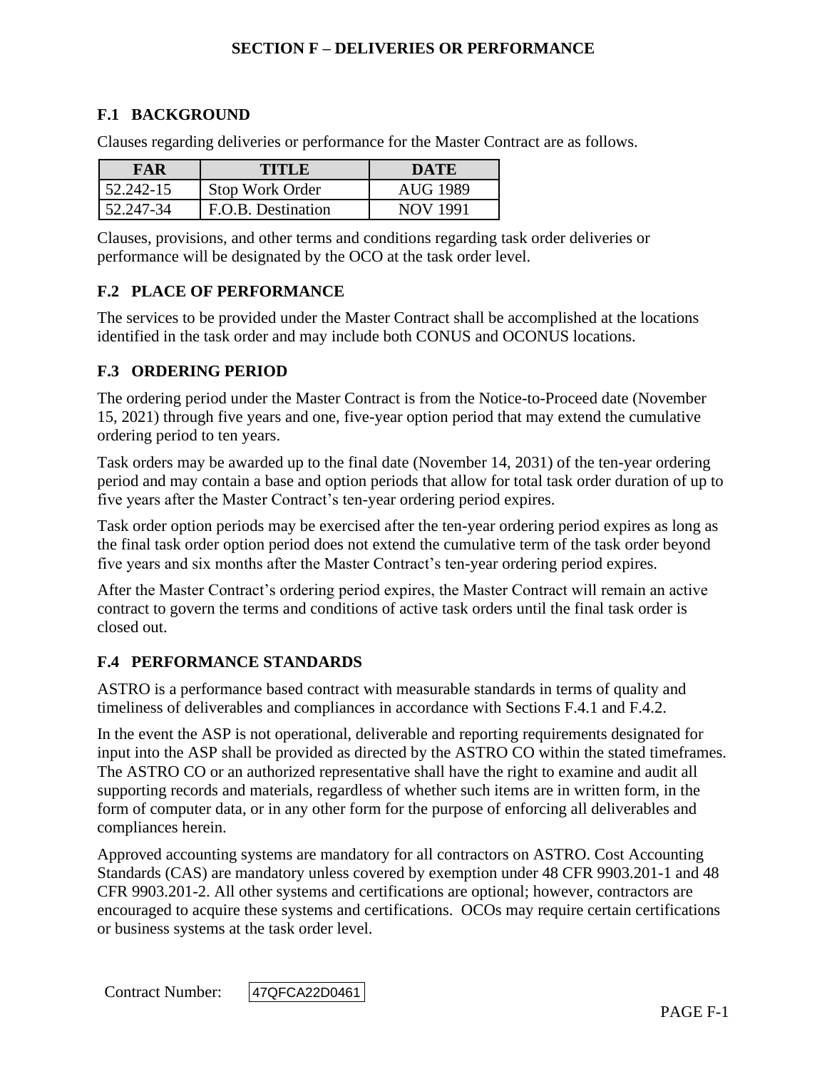# SECTION F – DELIVERIES OR PERFORMANCE

## F.1 BACKGROUND

Clauses regarding deliveries or performance for the Master Contract are as follows.

| FAR | TITLE | DATE |
|---|---|---|
| 52.242-15 | Stop Work Order | AUG 1989 |
| 52.247-34 | F.O.B. Destination | NOV 1991 |

Clauses, provisions, and other terms and conditions regarding task order deliveries or performance will be designated by the OCO at the task order level.

## F.2 PLACE OF PERFORMANCE

The services to be provided under the Master Contract shall be accomplished at the locations identified in the task order and may include both CONUS and OCONUS locations.

## F.3 ORDERING PERIOD

The ordering period under the Master Contract is from the Notice-to-Proceed date (November 15, 2021) through five years and one, five-year option period that may extend the cumulative ordering period to ten years.

Task orders may be awarded up to the final date (November 14, 2031) of the ten-year ordering period and may contain a base and option periods that allow for total task order duration of up to five years after the Master Contract's ten-year ordering period expires.

Task order option periods may be exercised after the ten-year ordering period expires as long as the final task order option period does not extend the cumulative term of the task order beyond five years and six months after the Master Contract's ten-year ordering period expires.

After the Master Contract's ordering period expires, the Master Contract will remain an active contract to govern the terms and conditions of active task orders until the final task order is closed out.

## F.4 PERFORMANCE STANDARDS

ASTRO is a performance based contract with measurable standards in terms of quality and timeliness of deliverables and compliances in accordance with Sections F.4.1 and F.4.2.

In the event the ASP is not operational, deliverable and reporting requirements designated for input into the ASP shall be provided as directed by the ASTRO CO within the stated timeframes. The ASTRO CO or an authorized representative shall have the right to examine and audit all supporting records and materials, regardless of whether such items are in written form, in the form of computer data, or in any other form for the purpose of enforcing all deliverables and compliances herein.

Approved accounting systems are mandatory for all contractors on ASTRO. Cost Accounting Standards (CAS) are mandatory unless covered by exemption under 48 CFR 9903.201-1 and 48 CFR 9903.201-2. All other systems and certifications are optional; however, contractors are encouraged to acquire these systems and certifications. OCOs may require certain certifications or business systems at the task order level.

Contract Number: 47QFCA22D0461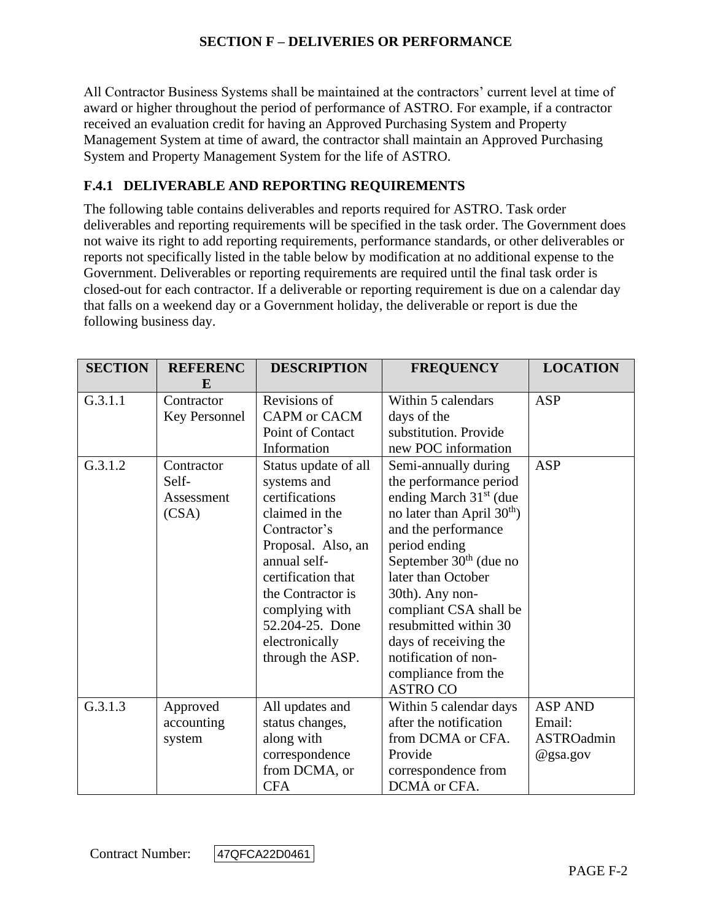## SECTION F – DELIVERIES OR PERFORMANCE

All Contractor Business Systems shall be maintained at the contractors' current level at time of award or higher throughout the period of performance of ASTRO. For example, if a contractor received an evaluation credit for having an Approved Purchasing System and Property Management System at time of award, the contractor shall maintain an Approved Purchasing System and Property Management System for the life of ASTRO.

### F.4.1 DELIVERABLE AND REPORTING REQUIREMENTS

The following table contains deliverables and reports required for ASTRO. Task order deliverables and reporting requirements will be specified in the task order. The Government does not waive its right to add reporting requirements, performance standards, or other deliverables or reports not specifically listed in the table below by modification at no additional expense to the Government. Deliverables or reporting requirements are required until the final task order is closed-out for each contractor. If a deliverable or reporting requirement is due on a calendar day that falls on a weekend day or a Government holiday, the deliverable or report is due the following business day.

| SECTION | REFERENCE | DESCRIPTION | FREQUENCY | LOCATION |
|---|---|---|---|---|
| G.3.1.1 | Contractor Key Personnel | Revisions of CAPM or CACM Point of Contact Information | Within 5 calendars days of the substitution. Provide new POC information | ASP |
| G.3.1.2 | Contractor Self-Assessment (CSA) | Status update of all systems and certifications claimed in the Contractor's Proposal. Also, an annual self-certification that the Contractor is complying with 52.204-25. Done electronically through the ASP. | Semi-annually during the performance period ending March 31st (due no later than April 30th) and the performance period ending September 30th (due no later than October 30th). Any non-compliant CSA shall be resubmitted within 30 days of receiving the notification of non-compliance from the ASTRO CO | ASP |
| G.3.1.3 | Approved accounting system | All updates and status changes, along with correspondence from DCMA, or CFA | Within 5 calendar days after the notification from DCMA or CFA. Provide correspondence from DCMA or CFA. | ASP AND Email: ASTROadmin@gsa.gov |

Contract Number: 47QFCA22D0461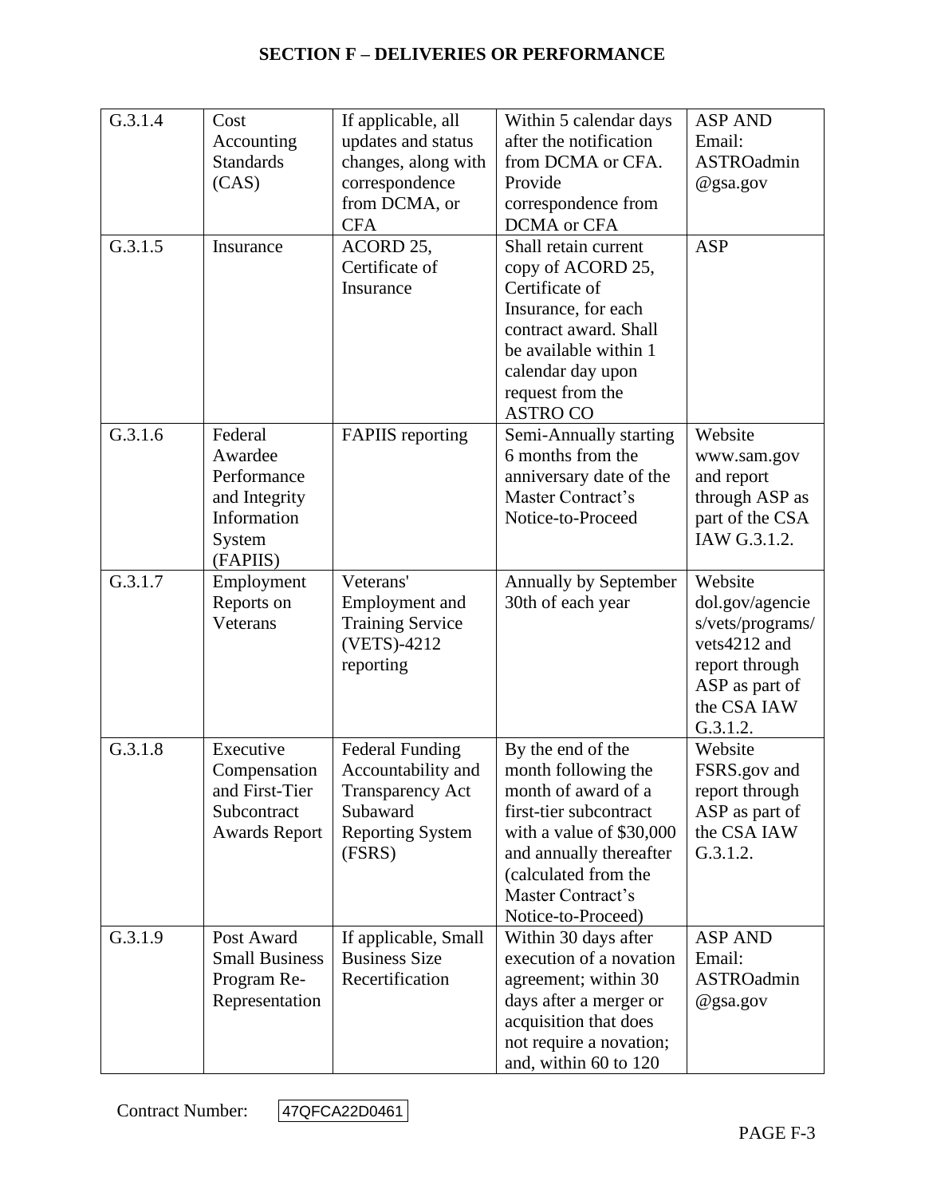## SECTION F – DELIVERIES OR PERFORMANCE

| | | | | |
|---|---|---|---|---|
| G.3.1.4 | Cost Accounting Standards (CAS) | If applicable, all updates and status changes, along with correspondence from DCMA, or CFA | Within 5 calendar days after the notification from DCMA or CFA. Provide correspondence from DCMA or CFA | ASP AND Email: ASTROadmin @gsa.gov |
| G.3.1.5 | Insurance | ACORD 25, Certificate of Insurance | Shall retain current copy of ACORD 25, Certificate of Insurance, for each contract award. Shall be available within 1 calendar day upon request from the ASTRO CO | ASP |
| G.3.1.6 | Federal Awardee Performance and Integrity Information System (FAPIIS) | FAPIIS reporting | Semi-Annually starting 6 months from the anniversary date of the Master Contract's Notice-to-Proceed | Website www.sam.gov and report through ASP as part of the CSA IAW G.3.1.2. |
| G.3.1.7 | Employment Reports on Veterans | Veterans' Employment and Training Service (VETS)-4212 reporting | Annually by September 30th of each year | Website dol.gov/agencies/vets/programs/vets4212 and report through ASP as part of the CSA IAW G.3.1.2. |
| G.3.1.8 | Executive Compensation and First-Tier Subcontract Awards Report | Federal Funding Accountability and Transparency Act Subaward Reporting System (FSRS) | By the end of the month following the month of award of a first-tier subcontract with a value of $30,000 and annually thereafter (calculated from the Master Contract's Notice-to-Proceed) | Website FSRS.gov and report through ASP as part of the CSA IAW G.3.1.2. |
| G.3.1.9 | Post Award Small Business Program Re-Representation | If applicable, Small Business Size Recertification | Within 30 days after execution of a novation agreement; within 30 days after a merger or acquisition that does not require a novation; and, within 60 to 120 | ASP AND Email: ASTROadmin @gsa.gov |

Contract Number: 47QFCA22D0461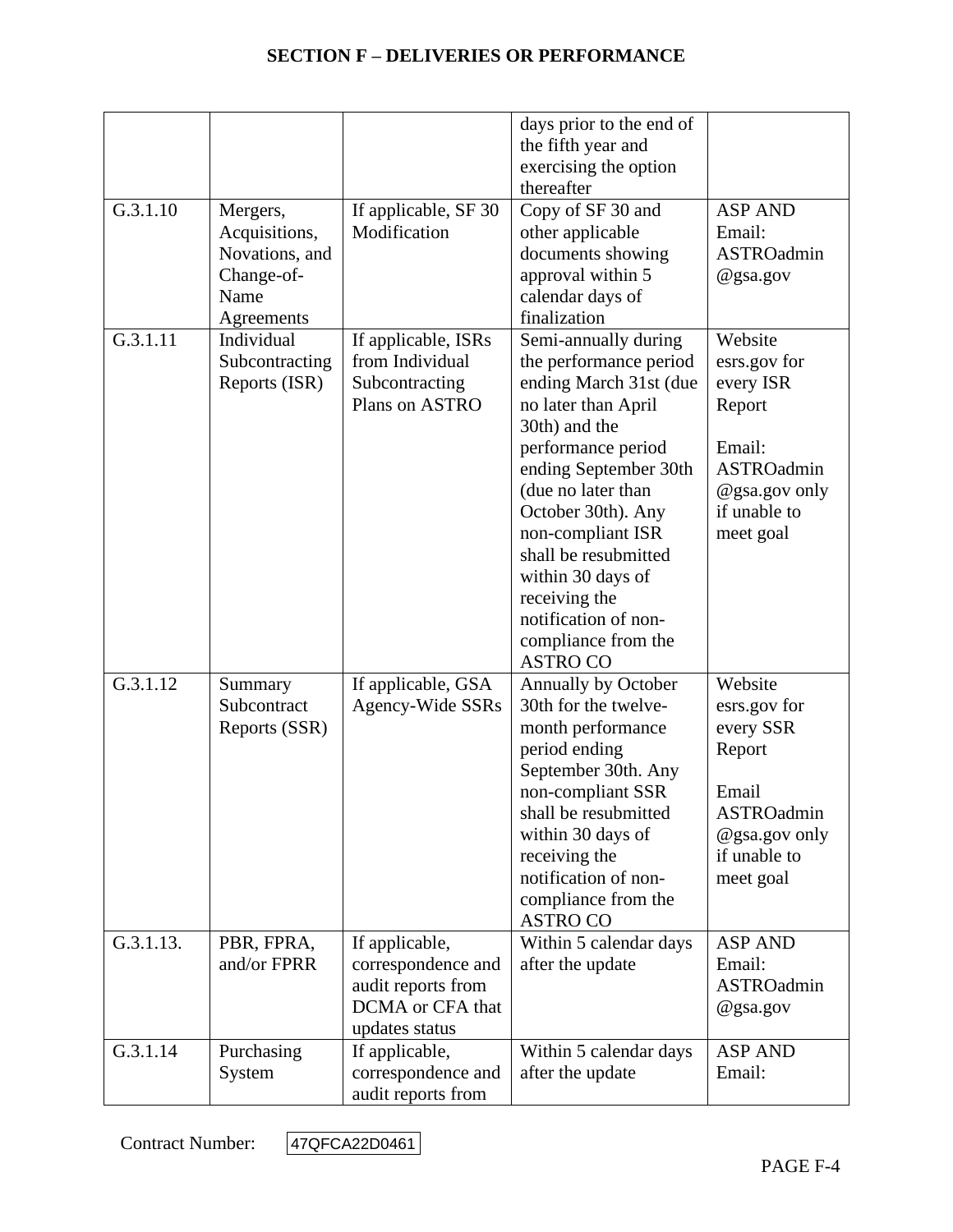## SECTION F – DELIVERIES OR PERFORMANCE

| | | | | |
|---|---|---|---|---|
| | | | days prior to the end of the fifth year and exercising the option thereafter | |
| G.3.1.10 | Mergers, Acquisitions, Novations, and Change-of-Name Agreements | If applicable, SF 30 Modification | Copy of SF 30 and other applicable documents showing approval within 5 calendar days of finalization | ASP AND Email: ASTROadmin @gsa.gov |
| G.3.1.11 | Individual Subcontracting Reports (ISR) | If applicable, ISRs from Individual Subcontracting Plans on ASTRO | Semi-annually during the performance period ending March 31st (due no later than April 30th) and the performance period ending September 30th (due no later than October 30th). Any non-compliant ISR shall be resubmitted within 30 days of receiving the notification of non-compliance from the ASTRO CO | Website esrs.gov for every ISR Report<br><br>Email: ASTROadmin @gsa.gov only if unable to meet goal |
| G.3.1.12 | Summary Subcontract Reports (SSR) | If applicable, GSA Agency-Wide SSRs | Annually by October 30th for the twelve-month performance period ending September 30th. Any non-compliant SSR shall be resubmitted within 30 days of receiving the notification of non-compliance from the ASTRO CO | Website esrs.gov for every SSR Report<br><br>Email ASTROadmin @gsa.gov only if unable to meet goal |
| G.3.1.13. | PBR, FPRA, and/or FPRR | If applicable, correspondence and audit reports from DCMA or CFA that updates status | Within 5 calendar days after the update | ASP AND Email: ASTROadmin @gsa.gov |
| G.3.1.14 | Purchasing System | If applicable, correspondence and audit reports from | Within 5 calendar days after the update | ASP AND Email: |

Contract Number: 47QFCA22D0461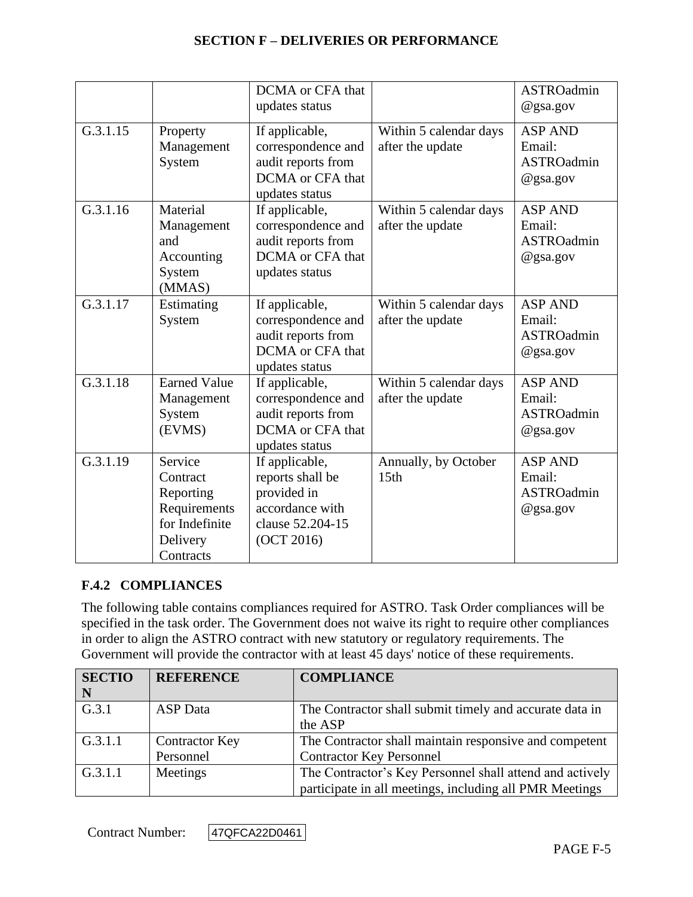| | | DCMA or CFA that updates status | | ASTROadmin @gsa.gov |
|---|---|---|---|---|
| G.3.1.15 | Property Management System | If applicable, correspondence and audit reports from DCMA or CFA that updates status | Within 5 calendar days after the update | ASP AND Email: ASTROadmin @gsa.gov |
| G.3.1.16 | Material Management and Accounting System (MMAS) | If applicable, correspondence and audit reports from DCMA or CFA that updates status | Within 5 calendar days after the update | ASP AND Email: ASTROadmin @gsa.gov |
| G.3.1.17 | Estimating System | If applicable, correspondence and audit reports from DCMA or CFA that updates status | Within 5 calendar days after the update | ASP AND Email: ASTROadmin @gsa.gov |
| G.3.1.18 | Earned Value Management System (EVMS) | If applicable, correspondence and audit reports from DCMA or CFA that updates status | Within 5 calendar days after the update | ASP AND Email: ASTROadmin @gsa.gov |
| G.3.1.19 | Service Contract Reporting Requirements for Indefinite Delivery Contracts | If applicable, reports shall be provided in accordance with clause 52.204-15 (OCT 2016) | Annually, by October 15th | ASP AND Email: ASTROadmin @gsa.gov |

### F.4.2 COMPLIANCES

The following table contains compliances required for ASTRO. Task Order compliances will be specified in the task order. The Government does not waive its right to require other compliances in order to align the ASTRO contract with new statutory or regulatory requirements. The Government will provide the contractor with at least 45 days' notice of these requirements.

| SECTION | REFERENCE | COMPLIANCE |
|---|---|---|
| G.3.1 | ASP Data | The Contractor shall submit timely and accurate data in the ASP |
| G.3.1.1 | Contractor Key Personnel | The Contractor shall maintain responsive and competent Contractor Key Personnel |
| G.3.1.1 | Meetings | The Contractor's Key Personnel shall attend and actively participate in all meetings, including all PMR Meetings |

Contract Number: 47QFCA22D0461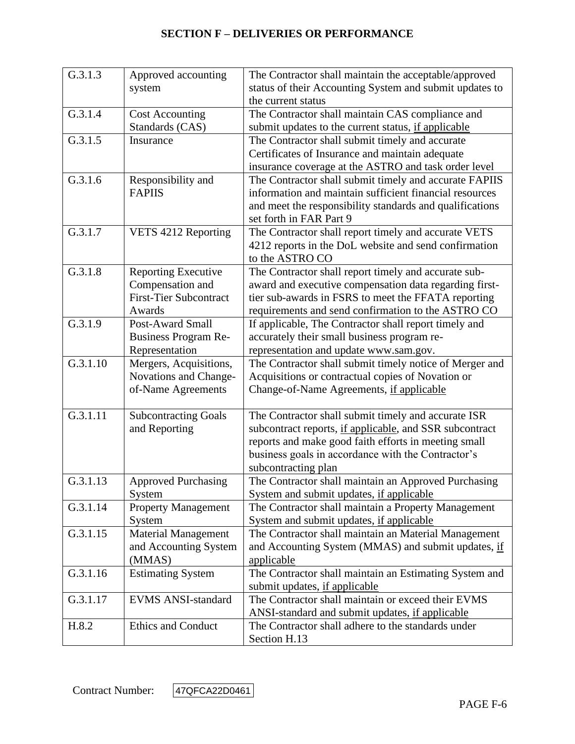| G.3.1.3 | Approved accounting system | The Contractor shall maintain the acceptable/approved status of their Accounting System and submit updates to the current status |
|---|---|---|
| G.3.1.4 | Cost Accounting Standards (CAS) | The Contractor shall maintain CAS compliance and submit updates to the current status, <u>if applicable</u> |
| G.3.1.5 | Insurance | The Contractor shall submit timely and accurate Certificates of Insurance and maintain adequate insurance coverage at the ASTRO and task order level |
| G.3.1.6 | Responsibility and FAPIIS | The Contractor shall submit timely and accurate FAPIIS information and maintain sufficient financial resources and meet the responsibility standards and qualifications set forth in FAR Part 9 |
| G.3.1.7 | VETS 4212 Reporting | The Contractor shall report timely and accurate VETS 4212 reports in the DoL website and send confirmation to the ASTRO CO |
| G.3.1.8 | Reporting Executive Compensation and First-Tier Subcontract Awards | The Contractor shall report timely and accurate sub-award and executive compensation data regarding first-tier sub-awards in FSRS to meet the FFATA reporting requirements and send confirmation to the ASTRO CO |
| G.3.1.9 | Post-Award Small Business Program Re-Representation | If applicable, The Contractor shall report timely and accurately their small business program re-representation and update www.sam.gov. |
| G.3.1.10 | Mergers, Acquisitions, Novations and Change-of-Name Agreements | The Contractor shall submit timely notice of Merger and Acquisitions or contractual copies of Novation or Change-of-Name Agreements, <u>if applicable</u> |
| G.3.1.11 | Subcontracting Goals and Reporting | The Contractor shall submit timely and accurate ISR subcontract reports, <u>if applicable</u>, and SSR subcontract reports and make good faith efforts in meeting small business goals in accordance with the Contractor's subcontracting plan |
| G.3.1.13 | Approved Purchasing System | The Contractor shall maintain an Approved Purchasing System and submit updates, <u>if applicable</u> |
| G.3.1.14 | Property Management System | The Contractor shall maintain a Property Management System and submit updates, <u>if applicable</u> |
| G.3.1.15 | Material Management and Accounting System (MMAS) | The Contractor shall maintain an Material Management and Accounting System (MMAS) and submit updates, <u>if applicable</u> |
| G.3.1.16 | Estimating System | The Contractor shall maintain an Estimating System and submit updates, <u>if applicable</u> |
| G.3.1.17 | EVMS ANSI-standard | The Contractor shall maintain or exceed their EVMS ANSI-standard and submit updates, <u>if applicable</u> |
| H.8.2 | Ethics and Conduct | The Contractor shall adhere to the standards under Section H.13 |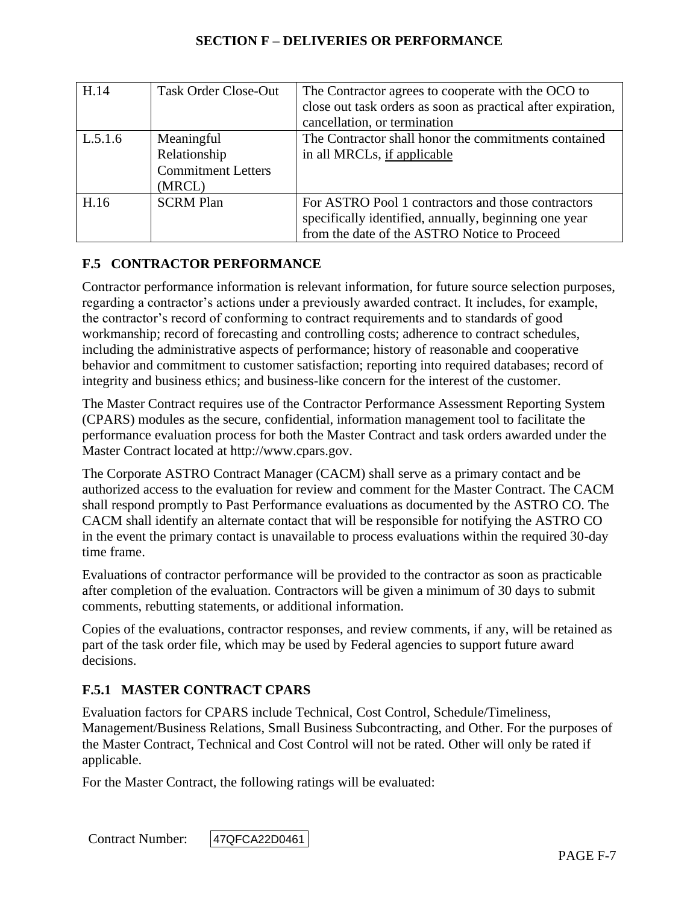| H.14 | Task Order Close-Out | The Contractor agrees to cooperate with the OCO to close out task orders as soon as practical after expiration, cancellation, or termination |
|---|---|---|
| L.5.1.6 | Meaningful Relationship Commitment Letters (MRCL) | The Contractor shall honor the commitments contained in all MRCLs, if applicable |
| H.16 | SCRM Plan | For ASTRO Pool 1 contractors and those contractors specifically identified, annually, beginning one year from the date of the ASTRO Notice to Proceed |

## F.5 CONTRACTOR PERFORMANCE

Contractor performance information is relevant information, for future source selection purposes, regarding a contractor's actions under a previously awarded contract. It includes, for example, the contractor's record of conforming to contract requirements and to standards of good workmanship; record of forecasting and controlling costs; adherence to contract schedules, including the administrative aspects of performance; history of reasonable and cooperative behavior and commitment to customer satisfaction; reporting into required databases; record of integrity and business ethics; and business-like concern for the interest of the customer.

The Master Contract requires use of the Contractor Performance Assessment Reporting System (CPARS) modules as the secure, confidential, information management tool to facilitate the performance evaluation process for both the Master Contract and task orders awarded under the Master Contract located at http://www.cpars.gov.

The Corporate ASTRO Contract Manager (CACM) shall serve as a primary contact and be authorized access to the evaluation for review and comment for the Master Contract. The CACM shall respond promptly to Past Performance evaluations as documented by the ASTRO CO. The CACM shall identify an alternate contact that will be responsible for notifying the ASTRO CO in the event the primary contact is unavailable to process evaluations within the required 30-day time frame.

Evaluations of contractor performance will be provided to the contractor as soon as practicable after completion of the evaluation. Contractors will be given a minimum of 30 days to submit comments, rebutting statements, or additional information.

Copies of the evaluations, contractor responses, and review comments, if any, will be retained as part of the task order file, which may be used by Federal agencies to support future award decisions.

### F.5.1 MASTER CONTRACT CPARS

Evaluation factors for CPARS include Technical, Cost Control, Schedule/Timeliness, Management/Business Relations, Small Business Subcontracting, and Other. For the purposes of the Master Contract, Technical and Cost Control will not be rated. Other will only be rated if applicable.

For the Master Contract, the following ratings will be evaluated: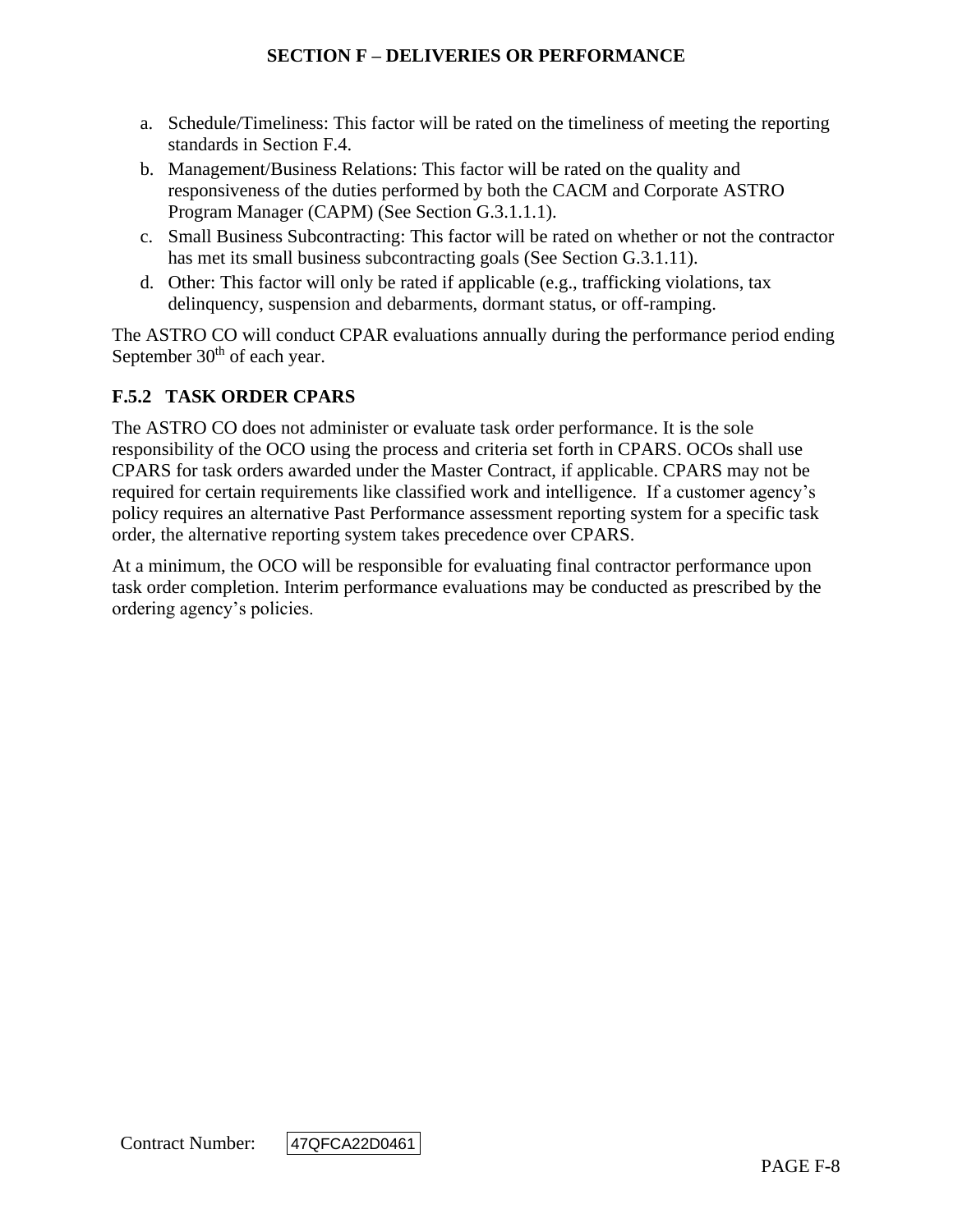a. Schedule/Timeliness: This factor will be rated on the timeliness of meeting the reporting standards in Section F.4.
b. Management/Business Relations: This factor will be rated on the quality and responsiveness of the duties performed by both the CACM and Corporate ASTRO Program Manager (CAPM) (See Section G.3.1.1.1).
c. Small Business Subcontracting: This factor will be rated on whether or not the contractor has met its small business subcontracting goals (See Section G.3.1.11).
d. Other: This factor will only be rated if applicable (e.g., trafficking violations, tax delinquency, suspension and debarments, dormant status, or off-ramping.

The ASTRO CO will conduct CPAR evaluations annually during the performance period ending September 30th of each year.

### F.5.2 TASK ORDER CPARS

The ASTRO CO does not administer or evaluate task order performance. It is the sole responsibility of the OCO using the process and criteria set forth in CPARS. OCOs shall use CPARS for task orders awarded under the Master Contract, if applicable. CPARS may not be required for certain requirements like classified work and intelligence. If a customer agency's policy requires an alternative Past Performance assessment reporting system for a specific task order, the alternative reporting system takes precedence over CPARS.

At a minimum, the OCO will be responsible for evaluating final contractor performance upon task order completion. Interim performance evaluations may be conducted as prescribed by the ordering agency's policies.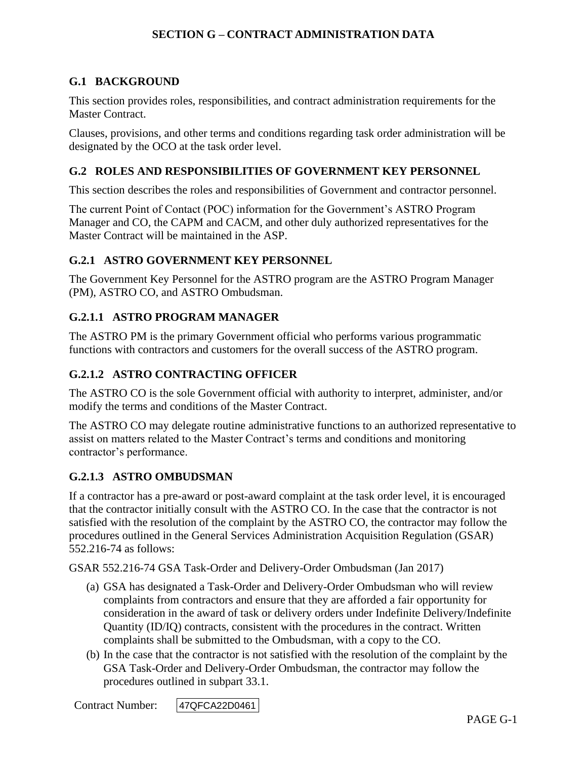# SECTION G – CONTRACT ADMINISTRATION DATA

## G.1 BACKGROUND

This section provides roles, responsibilities, and contract administration requirements for the Master Contract.

Clauses, provisions, and other terms and conditions regarding task order administration will be designated by the OCO at the task order level.

## G.2 ROLES AND RESPONSIBILITIES OF GOVERNMENT KEY PERSONNEL

This section describes the roles and responsibilities of Government and contractor personnel.

The current Point of Contact (POC) information for the Government's ASTRO Program Manager and CO, the CAPM and CACM, and other duly authorized representatives for the Master Contract will be maintained in the ASP.

### G.2.1 ASTRO GOVERNMENT KEY PERSONNEL

The Government Key Personnel for the ASTRO program are the ASTRO Program Manager (PM), ASTRO CO, and ASTRO Ombudsman.

#### G.2.1.1 ASTRO PROGRAM MANAGER

The ASTRO PM is the primary Government official who performs various programmatic functions with contractors and customers for the overall success of the ASTRO program.

#### G.2.1.2 ASTRO CONTRACTING OFFICER

The ASTRO CO is the sole Government official with authority to interpret, administer, and/or modify the terms and conditions of the Master Contract.

The ASTRO CO may delegate routine administrative functions to an authorized representative to assist on matters related to the Master Contract's terms and conditions and monitoring contractor's performance.

#### G.2.1.3 ASTRO OMBUDSMAN

If a contractor has a pre-award or post-award complaint at the task order level, it is encouraged that the contractor initially consult with the ASTRO CO. In the case that the contractor is not satisfied with the resolution of the complaint by the ASTRO CO, the contractor may follow the procedures outlined in the General Services Administration Acquisition Regulation (GSAR) 552.216-74 as follows:

GSAR 552.216-74 GSA Task-Order and Delivery-Order Ombudsman (Jan 2017)

(a) GSA has designated a Task-Order and Delivery-Order Ombudsman who will review complaints from contractors and ensure that they are afforded a fair opportunity for consideration in the award of task or delivery orders under Indefinite Delivery/Indefinite Quantity (ID/IQ) contracts, consistent with the procedures in the contract. Written complaints shall be submitted to the Ombudsman, with a copy to the CO.

(b) In the case that the contractor is not satisfied with the resolution of the complaint by the GSA Task-Order and Delivery-Order Ombudsman, the contractor may follow the procedures outlined in subpart 33.1.

Contract Number: 47QFCA22D0461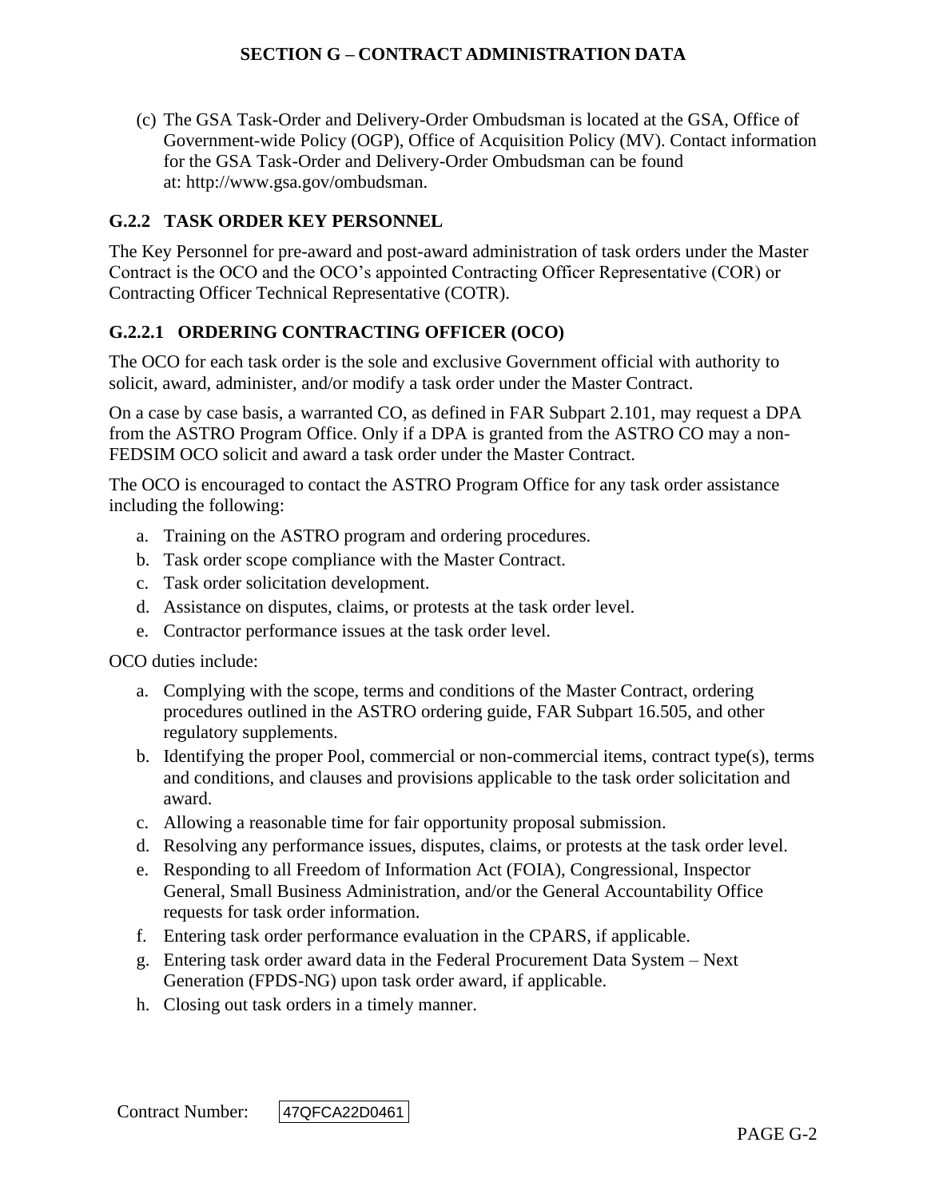(c) The GSA Task-Order and Delivery-Order Ombudsman is located at the GSA, Office of Government-wide Policy (OGP), Office of Acquisition Policy (MV). Contact information for the GSA Task-Order and Delivery-Order Ombudsman can be found at: http://www.gsa.gov/ombudsman.

### G.2.2 TASK ORDER KEY PERSONNEL

The Key Personnel for pre-award and post-award administration of task orders under the Master Contract is the OCO and the OCO's appointed Contracting Officer Representative (COR) or Contracting Officer Technical Representative (COTR).

#### G.2.2.1 ORDERING CONTRACTING OFFICER (OCO)

The OCO for each task order is the sole and exclusive Government official with authority to solicit, award, administer, and/or modify a task order under the Master Contract.

On a case by case basis, a warranted CO, as defined in FAR Subpart 2.101, may request a DPA from the ASTRO Program Office. Only if a DPA is granted from the ASTRO CO may a non-FEDSIM OCO solicit and award a task order under the Master Contract.

The OCO is encouraged to contact the ASTRO Program Office for any task order assistance including the following:

a. Training on the ASTRO program and ordering procedures.
b. Task order scope compliance with the Master Contract.
c. Task order solicitation development.
d. Assistance on disputes, claims, or protests at the task order level.
e. Contractor performance issues at the task order level.

OCO duties include:

a. Complying with the scope, terms and conditions of the Master Contract, ordering procedures outlined in the ASTRO ordering guide, FAR Subpart 16.505, and other regulatory supplements.
b. Identifying the proper Pool, commercial or non-commercial items, contract type(s), terms and conditions, and clauses and provisions applicable to the task order solicitation and award.
c. Allowing a reasonable time for fair opportunity proposal submission.
d. Resolving any performance issues, disputes, claims, or protests at the task order level.
e. Responding to all Freedom of Information Act (FOIA), Congressional, Inspector General, Small Business Administration, and/or the General Accountability Office requests for task order information.
f. Entering task order performance evaluation in the CPARS, if applicable.
g. Entering task order award data in the Federal Procurement Data System – Next Generation (FPDS-NG) upon task order award, if applicable.
h. Closing out task orders in a timely manner.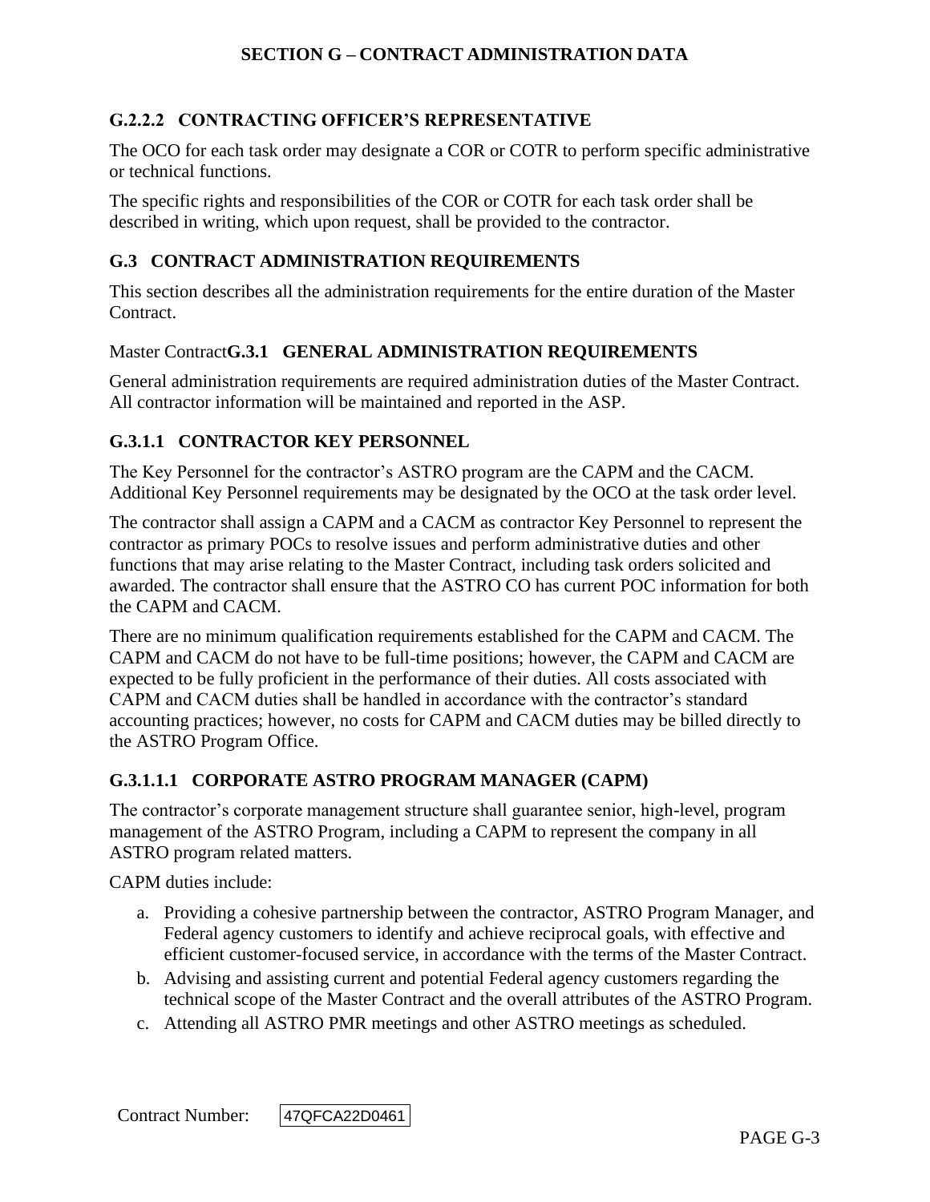### G.2.2.2 CONTRACTING OFFICER'S REPRESENTATIVE

The OCO for each task order may designate a COR or COTR to perform specific administrative or technical functions.

The specific rights and responsibilities of the COR or COTR for each task order shall be described in writing, which upon request, shall be provided to the contractor.

## G.3 CONTRACT ADMINISTRATION REQUIREMENTS

This section describes all the administration requirements for the entire duration of the Master Contract.

### Master Contract**G.3.1 GENERAL ADMINISTRATION REQUIREMENTS**

General administration requirements are required administration duties of the Master Contract. All contractor information will be maintained and reported in the ASP.

### G.3.1.1 CONTRACTOR KEY PERSONNEL

The Key Personnel for the contractor's ASTRO program are the CAPM and the CACM. Additional Key Personnel requirements may be designated by the OCO at the task order level.

The contractor shall assign a CAPM and a CACM as contractor Key Personnel to represent the contractor as primary POCs to resolve issues and perform administrative duties and other functions that may arise relating to the Master Contract, including task orders solicited and awarded. The contractor shall ensure that the ASTRO CO has current POC information for both the CAPM and CACM.

There are no minimum qualification requirements established for the CAPM and CACM. The CAPM and CACM do not have to be full-time positions; however, the CAPM and CACM are expected to be fully proficient in the performance of their duties. All costs associated with CAPM and CACM duties shall be handled in accordance with the contractor's standard accounting practices; however, no costs for CAPM and CACM duties may be billed directly to the ASTRO Program Office.

#### G.3.1.1.1 CORPORATE ASTRO PROGRAM MANAGER (CAPM)

The contractor's corporate management structure shall guarantee senior, high-level, program management of the ASTRO Program, including a CAPM to represent the company in all ASTRO program related matters.

CAPM duties include:

a. Providing a cohesive partnership between the contractor, ASTRO Program Manager, and Federal agency customers to identify and achieve reciprocal goals, with effective and efficient customer-focused service, in accordance with the terms of the Master Contract.
b. Advising and assisting current and potential Federal agency customers regarding the technical scope of the Master Contract and the overall attributes of the ASTRO Program.
c. Attending all ASTRO PMR meetings and other ASTRO meetings as scheduled.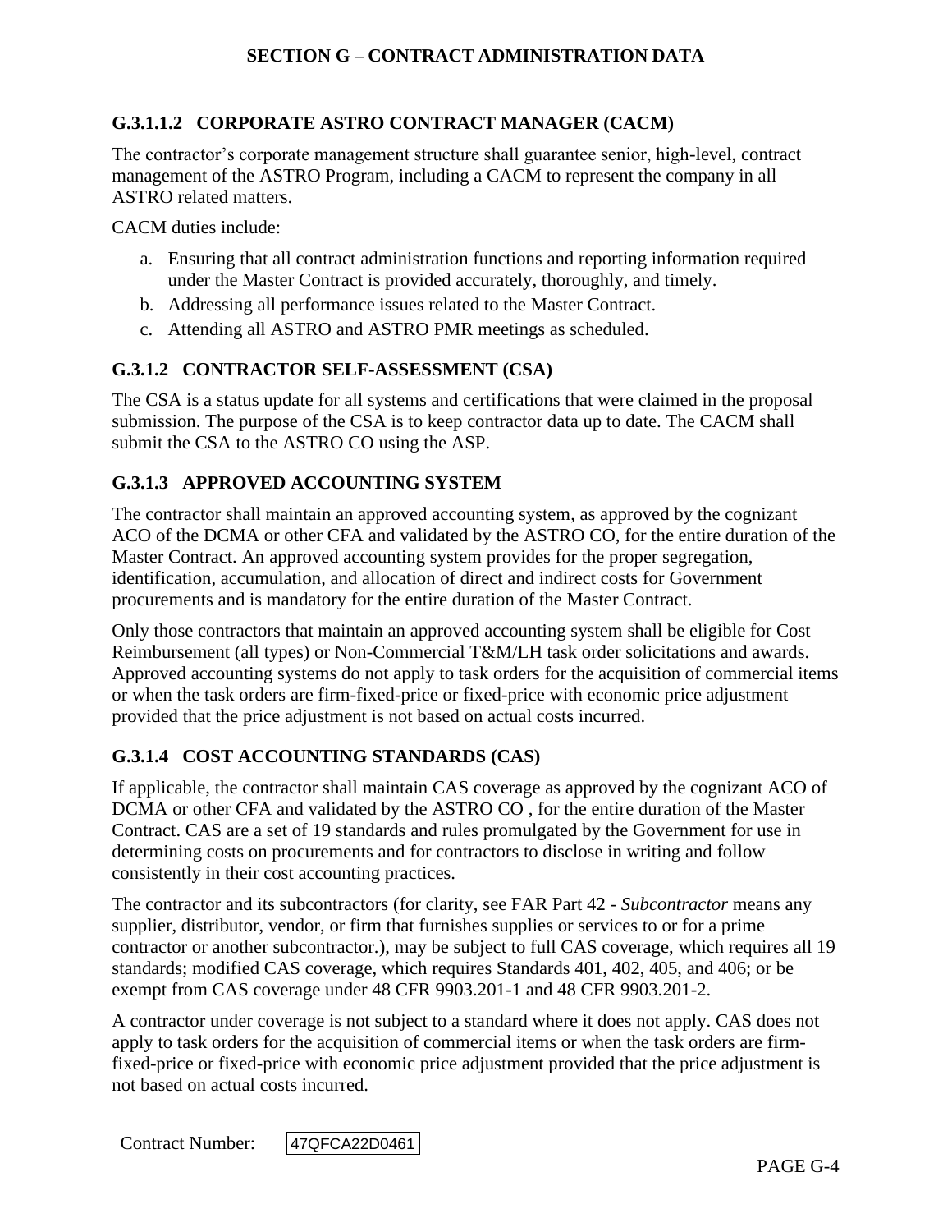### G.3.1.1.2 CORPORATE ASTRO CONTRACT MANAGER (CACM)

The contractor's corporate management structure shall guarantee senior, high-level, contract management of the ASTRO Program, including a CACM to represent the company in all ASTRO related matters.

CACM duties include:

a. Ensuring that all contract administration functions and reporting information required under the Master Contract is provided accurately, thoroughly, and timely.
b. Addressing all performance issues related to the Master Contract.
c. Attending all ASTRO and ASTRO PMR meetings as scheduled.

### G.3.1.2 CONTRACTOR SELF-ASSESSMENT (CSA)

The CSA is a status update for all systems and certifications that were claimed in the proposal submission. The purpose of the CSA is to keep contractor data up to date. The CACM shall submit the CSA to the ASTRO CO using the ASP.

### G.3.1.3 APPROVED ACCOUNTING SYSTEM

The contractor shall maintain an approved accounting system, as approved by the cognizant ACO of the DCMA or other CFA and validated by the ASTRO CO, for the entire duration of the Master Contract. An approved accounting system provides for the proper segregation, identification, accumulation, and allocation of direct and indirect costs for Government procurements and is mandatory for the entire duration of the Master Contract.

Only those contractors that maintain an approved accounting system shall be eligible for Cost Reimbursement (all types) or Non-Commercial T&M/LH task order solicitations and awards. Approved accounting systems do not apply to task orders for the acquisition of commercial items or when the task orders are firm-fixed-price or fixed-price with economic price adjustment provided that the price adjustment is not based on actual costs incurred.

### G.3.1.4 COST ACCOUNTING STANDARDS (CAS)

If applicable, the contractor shall maintain CAS coverage as approved by the cognizant ACO of DCMA or other CFA and validated by the ASTRO CO , for the entire duration of the Master Contract. CAS are a set of 19 standards and rules promulgated by the Government for use in determining costs on procurements and for contractors to disclose in writing and follow consistently in their cost accounting practices.

The contractor and its subcontractors (for clarity, see FAR Part 42 - *Subcontractor* means any supplier, distributor, vendor, or firm that furnishes supplies or services to or for a prime contractor or another subcontractor.), may be subject to full CAS coverage, which requires all 19 standards; modified CAS coverage, which requires Standards 401, 402, 405, and 406; or be exempt from CAS coverage under 48 CFR 9903.201-1 and 48 CFR 9903.201-2.

A contractor under coverage is not subject to a standard where it does not apply. CAS does not apply to task orders for the acquisition of commercial items or when the task orders are firm-fixed-price or fixed-price with economic price adjustment provided that the price adjustment is not based on actual costs incurred.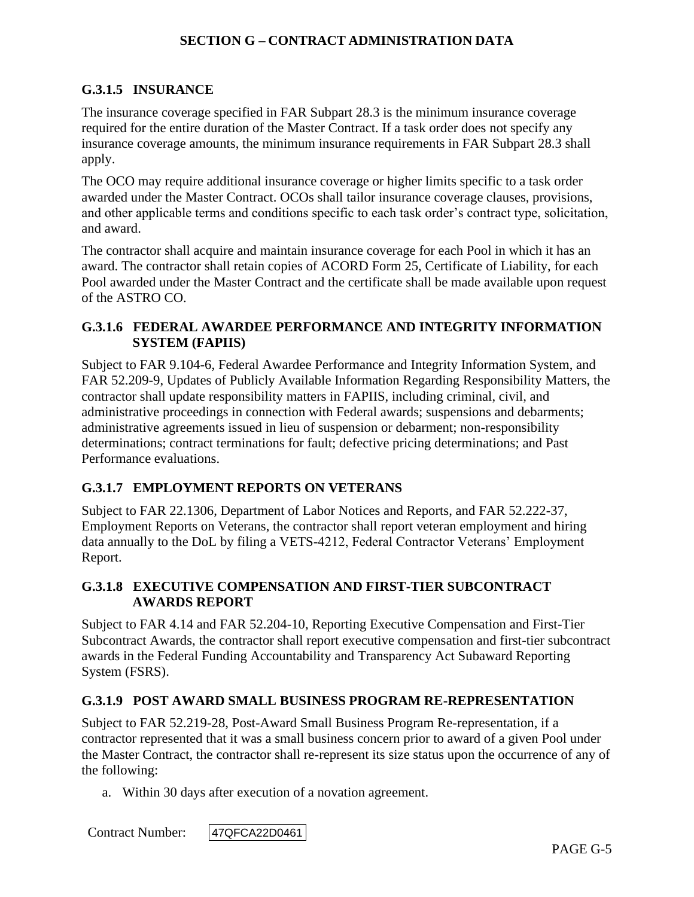### G.3.1.5 INSURANCE

The insurance coverage specified in FAR Subpart 28.3 is the minimum insurance coverage required for the entire duration of the Master Contract. If a task order does not specify any insurance coverage amounts, the minimum insurance requirements in FAR Subpart 28.3 shall apply.

The OCO may require additional insurance coverage or higher limits specific to a task order awarded under the Master Contract. OCOs shall tailor insurance coverage clauses, provisions, and other applicable terms and conditions specific to each task order's contract type, solicitation, and award.

The contractor shall acquire and maintain insurance coverage for each Pool in which it has an award. The contractor shall retain copies of ACORD Form 25, Certificate of Liability, for each Pool awarded under the Master Contract and the certificate shall be made available upon request of the ASTRO CO.

### G.3.1.6 FEDERAL AWARDEE PERFORMANCE AND INTEGRITY INFORMATION SYSTEM (FAPIIS)

Subject to FAR 9.104-6, Federal Awardee Performance and Integrity Information System, and FAR 52.209-9, Updates of Publicly Available Information Regarding Responsibility Matters, the contractor shall update responsibility matters in FAPIIS, including criminal, civil, and administrative proceedings in connection with Federal awards; suspensions and debarments; administrative agreements issued in lieu of suspension or debarment; non-responsibility determinations; contract terminations for fault; defective pricing determinations; and Past Performance evaluations.

### G.3.1.7 EMPLOYMENT REPORTS ON VETERANS

Subject to FAR 22.1306, Department of Labor Notices and Reports, and FAR 52.222-37, Employment Reports on Veterans, the contractor shall report veteran employment and hiring data annually to the DoL by filing a VETS-4212, Federal Contractor Veterans' Employment Report.

### G.3.1.8 EXECUTIVE COMPENSATION AND FIRST-TIER SUBCONTRACT AWARDS REPORT

Subject to FAR 4.14 and FAR 52.204-10, Reporting Executive Compensation and First-Tier Subcontract Awards, the contractor shall report executive compensation and first-tier subcontract awards in the Federal Funding Accountability and Transparency Act Subaward Reporting System (FSRS).

### G.3.1.9 POST AWARD SMALL BUSINESS PROGRAM RE-REPRESENTATION

Subject to FAR 52.219-28, Post-Award Small Business Program Re-representation, if a contractor represented that it was a small business concern prior to award of a given Pool under the Master Contract, the contractor shall re-represent its size status upon the occurrence of any of the following:

a. Within 30 days after execution of a novation agreement.

Contract Number: 47QFCA22D0461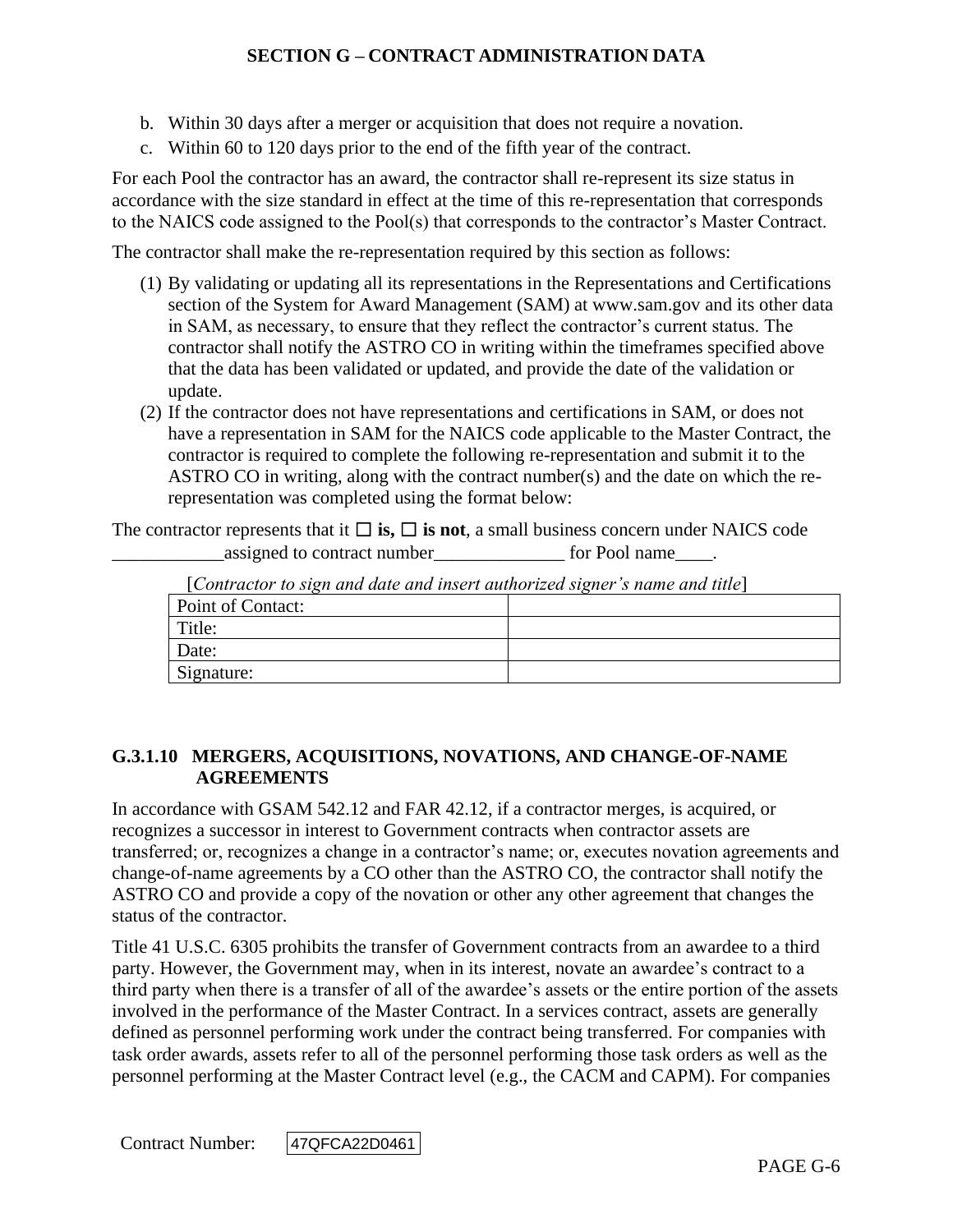b. Within 30 days after a merger or acquisition that does not require a novation.
c. Within 60 to 120 days prior to the end of the fifth year of the contract.

For each Pool the contractor has an award, the contractor shall re-represent its size status in accordance with the size standard in effect at the time of this re-representation that corresponds to the NAICS code assigned to the Pool(s) that corresponds to the contractor's Master Contract.

The contractor shall make the re-representation required by this section as follows:

(1) By validating or updating all its representations in the Representations and Certifications section of the System for Award Management (SAM) at www.sam.gov and its other data in SAM, as necessary, to ensure that they reflect the contractor's current status. The contractor shall notify the ASTRO CO in writing within the timeframes specified above that the data has been validated or updated, and provide the date of the validation or update.
(2) If the contractor does not have representations and certifications in SAM, or does not have a representation in SAM for the NAICS code applicable to the Master Contract, the contractor is required to complete the following re-representation and submit it to the ASTRO CO in writing, along with the contract number(s) and the date on which the re-representation was completed using the format below:

The contractor represents that it ☐ **is,** ☐ **is not**, a small business concern under NAICS code ____________assigned to contract number______________ for Pool name____.

[*Contractor to sign and date and insert authorized signer's name and title*]

| Point of Contact: | |
|---|---|
| Title: | |
| Date: | |
| Signature: | |

### G.3.1.10 MERGERS, ACQUISITIONS, NOVATIONS, AND CHANGE-OF-NAME AGREEMENTS

In accordance with GSAM 542.12 and FAR 42.12, if a contractor merges, is acquired, or recognizes a successor in interest to Government contracts when contractor assets are transferred; or, recognizes a change in a contractor's name; or, executes novation agreements and change-of-name agreements by a CO other than the ASTRO CO, the contractor shall notify the ASTRO CO and provide a copy of the novation or other any other agreement that changes the status of the contractor.

Title 41 U.S.C. 6305 prohibits the transfer of Government contracts from an awardee to a third party. However, the Government may, when in its interest, novate an awardee's contract to a third party when there is a transfer of all of the awardee's assets or the entire portion of the assets involved in the performance of the Master Contract. In a services contract, assets are generally defined as personnel performing work under the contract being transferred. For companies with task order awards, assets refer to all of the personnel performing those task orders as well as the personnel performing at the Master Contract level (e.g., the CACM and CAPM). For companies

Contract Number: 47QFCA22D0461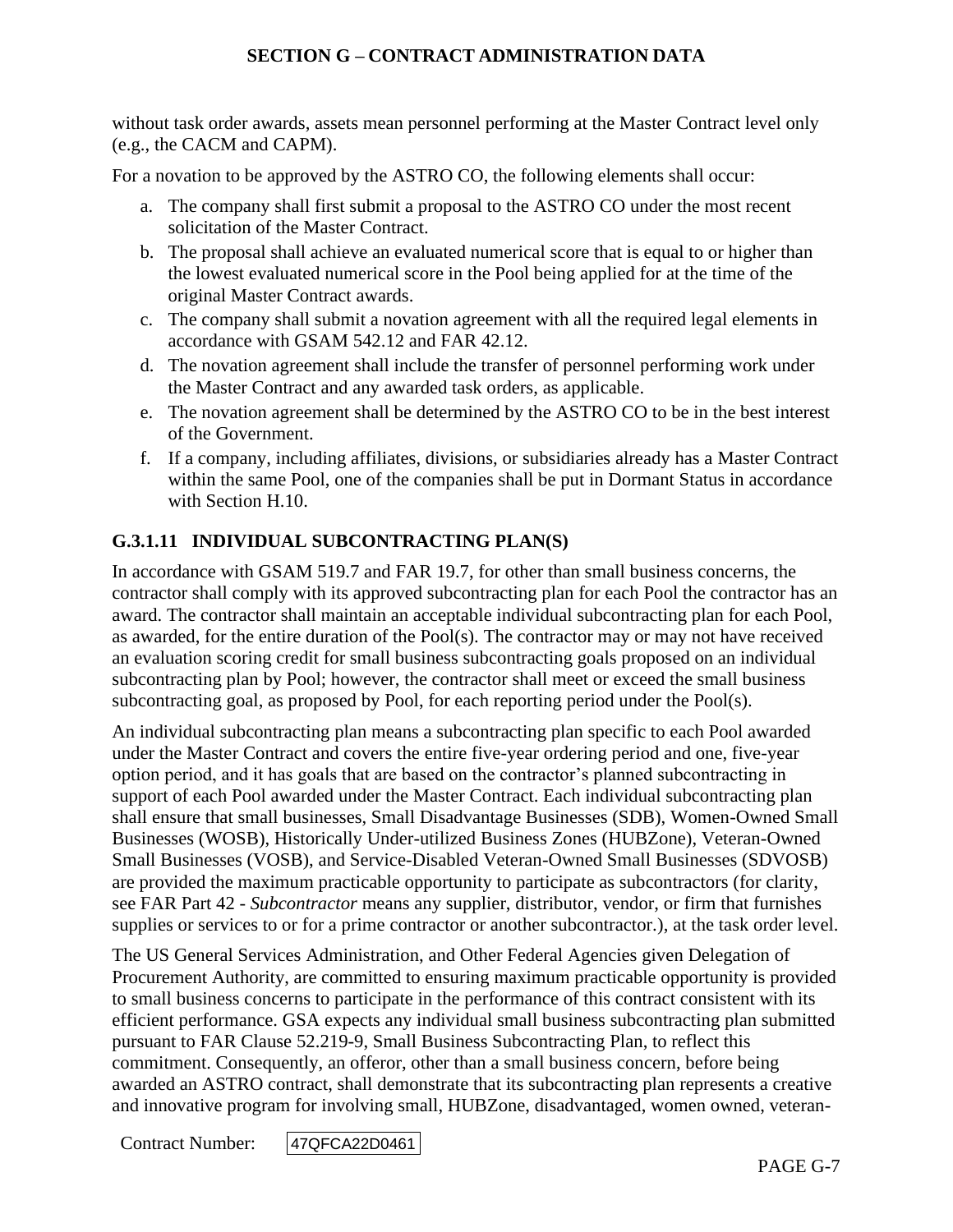without task order awards, assets mean personnel performing at the Master Contract level only (e.g., the CACM and CAPM).

For a novation to be approved by the ASTRO CO, the following elements shall occur:

a. The company shall first submit a proposal to the ASTRO CO under the most recent solicitation of the Master Contract.
b. The proposal shall achieve an evaluated numerical score that is equal to or higher than the lowest evaluated numerical score in the Pool being applied for at the time of the original Master Contract awards.
c. The company shall submit a novation agreement with all the required legal elements in accordance with GSAM 542.12 and FAR 42.12.
d. The novation agreement shall include the transfer of personnel performing work under the Master Contract and any awarded task orders, as applicable.
e. The novation agreement shall be determined by the ASTRO CO to be in the best interest of the Government.
f. If a company, including affiliates, divisions, or subsidiaries already has a Master Contract within the same Pool, one of the companies shall be put in Dormant Status in accordance with Section H.10.

### G.3.1.11 INDIVIDUAL SUBCONTRACTING PLAN(S)

In accordance with GSAM 519.7 and FAR 19.7, for other than small business concerns, the contractor shall comply with its approved subcontracting plan for each Pool the contractor has an award. The contractor shall maintain an acceptable individual subcontracting plan for each Pool, as awarded, for the entire duration of the Pool(s). The contractor may or may not have received an evaluation scoring credit for small business subcontracting goals proposed on an individual subcontracting plan by Pool; however, the contractor shall meet or exceed the small business subcontracting goal, as proposed by Pool, for each reporting period under the Pool(s).

An individual subcontracting plan means a subcontracting plan specific to each Pool awarded under the Master Contract and covers the entire five-year ordering period and one, five-year option period, and it has goals that are based on the contractor's planned subcontracting in support of each Pool awarded under the Master Contract. Each individual subcontracting plan shall ensure that small businesses, Small Disadvantage Businesses (SDB), Women-Owned Small Businesses (WOSB), Historically Under-utilized Business Zones (HUBZone), Veteran-Owned Small Businesses (VOSB), and Service-Disabled Veteran-Owned Small Businesses (SDVOSB) are provided the maximum practicable opportunity to participate as subcontractors (for clarity, see FAR Part 42 - *Subcontractor* means any supplier, distributor, vendor, or firm that furnishes supplies or services to or for a prime contractor or another subcontractor.), at the task order level.

The US General Services Administration, and Other Federal Agencies given Delegation of Procurement Authority, are committed to ensuring maximum practicable opportunity is provided to small business concerns to participate in the performance of this contract consistent with its efficient performance. GSA expects any individual small business subcontracting plan submitted pursuant to FAR Clause 52.219-9, Small Business Subcontracting Plan, to reflect this commitment. Consequently, an offeror, other than a small business concern, before being awarded an ASTRO contract, shall demonstrate that its subcontracting plan represents a creative and innovative program for involving small, HUBZone, disadvantaged, women owned, veteran-

Contract Number: 47QFCA22D0461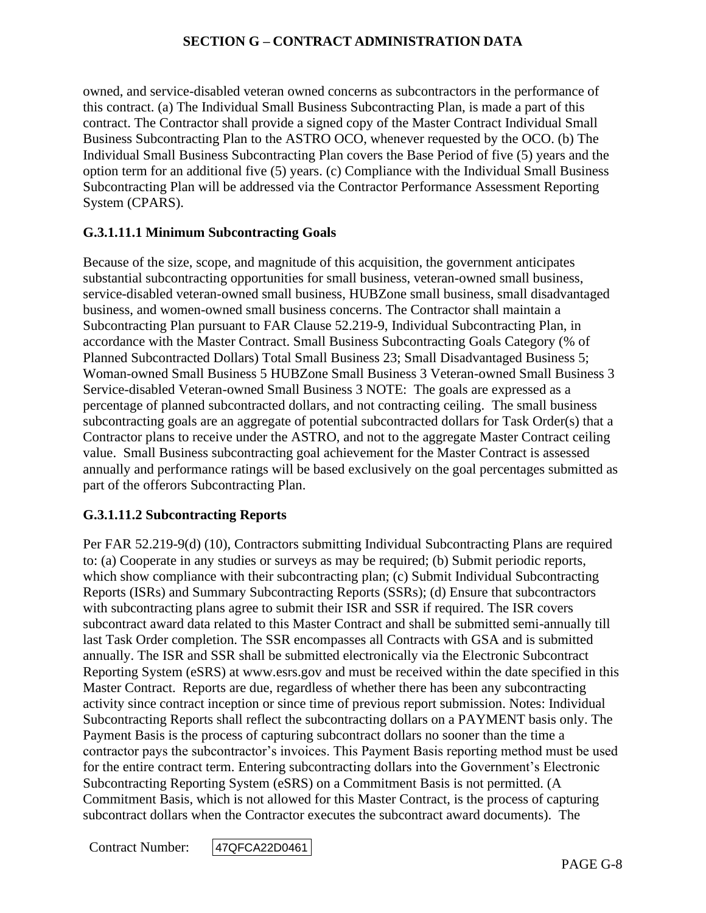owned, and service-disabled veteran owned concerns as subcontractors in the performance of this contract. (a) The Individual Small Business Subcontracting Plan, is made a part of this contract. The Contractor shall provide a signed copy of the Master Contract Individual Small Business Subcontracting Plan to the ASTRO OCO, whenever requested by the OCO. (b) The Individual Small Business Subcontracting Plan covers the Base Period of five (5) years and the option term for an additional five (5) years. (c) Compliance with the Individual Small Business Subcontracting Plan will be addressed via the Contractor Performance Assessment Reporting System (CPARS).

### G.3.1.11.1 Minimum Subcontracting Goals

Because of the size, scope, and magnitude of this acquisition, the government anticipates substantial subcontracting opportunities for small business, veteran-owned small business, service-disabled veteran-owned small business, HUBZone small business, small disadvantaged business, and women-owned small business concerns. The Contractor shall maintain a Subcontracting Plan pursuant to FAR Clause 52.219-9, Individual Subcontracting Plan, in accordance with the Master Contract. Small Business Subcontracting Goals Category (% of Planned Subcontracted Dollars) Total Small Business 23; Small Disadvantaged Business 5; Woman-owned Small Business 5 HUBZone Small Business 3 Veteran-owned Small Business 3 Service-disabled Veteran-owned Small Business 3 NOTE: The goals are expressed as a percentage of planned subcontracted dollars, and not contracting ceiling. The small business subcontracting goals are an aggregate of potential subcontracted dollars for Task Order(s) that a Contractor plans to receive under the ASTRO, and not to the aggregate Master Contract ceiling value. Small Business subcontracting goal achievement for the Master Contract is assessed annually and performance ratings will be based exclusively on the goal percentages submitted as part of the offerors Subcontracting Plan.

### G.3.1.11.2 Subcontracting Reports

Per FAR 52.219-9(d) (10), Contractors submitting Individual Subcontracting Plans are required to: (a) Cooperate in any studies or surveys as may be required; (b) Submit periodic reports, which show compliance with their subcontracting plan; (c) Submit Individual Subcontracting Reports (ISRs) and Summary Subcontracting Reports (SSRs); (d) Ensure that subcontractors with subcontracting plans agree to submit their ISR and SSR if required. The ISR covers subcontract award data related to this Master Contract and shall be submitted semi-annually till last Task Order completion. The SSR encompasses all Contracts with GSA and is submitted annually. The ISR and SSR shall be submitted electronically via the Electronic Subcontract Reporting System (eSRS) at www.esrs.gov and must be received within the date specified in this Master Contract. Reports are due, regardless of whether there has been any subcontracting activity since contract inception or since time of previous report submission. Notes: Individual Subcontracting Reports shall reflect the subcontracting dollars on a PAYMENT basis only. The Payment Basis is the process of capturing subcontract dollars no sooner than the time a contractor pays the subcontractor's invoices. This Payment Basis reporting method must be used for the entire contract term. Entering subcontracting dollars into the Government's Electronic Subcontracting Reporting System (eSRS) on a Commitment Basis is not permitted. (A Commitment Basis, which is not allowed for this Master Contract, is the process of capturing subcontract dollars when the Contractor executes the subcontract award documents). The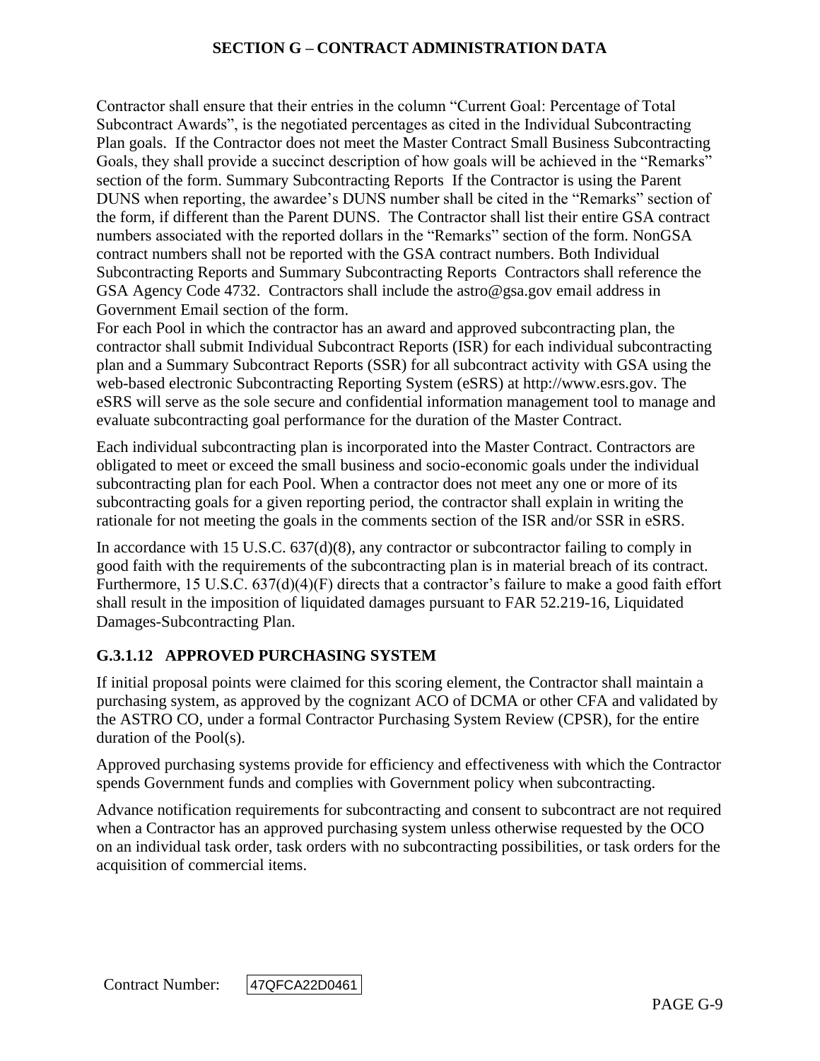Contractor shall ensure that their entries in the column "Current Goal: Percentage of Total Subcontract Awards", is the negotiated percentages as cited in the Individual Subcontracting Plan goals. If the Contractor does not meet the Master Contract Small Business Subcontracting Goals, they shall provide a succinct description of how goals will be achieved in the "Remarks" section of the form. Summary Subcontracting Reports If the Contractor is using the Parent DUNS when reporting, the awardee's DUNS number shall be cited in the "Remarks" section of the form, if different than the Parent DUNS. The Contractor shall list their entire GSA contract numbers associated with the reported dollars in the "Remarks" section of the form. NonGSA contract numbers shall not be reported with the GSA contract numbers. Both Individual Subcontracting Reports and Summary Subcontracting Reports Contractors shall reference the GSA Agency Code 4732. Contractors shall include the astro@gsa.gov email address in Government Email section of the form.

For each Pool in which the contractor has an award and approved subcontracting plan, the contractor shall submit Individual Subcontract Reports (ISR) for each individual subcontracting plan and a Summary Subcontract Reports (SSR) for all subcontract activity with GSA using the web-based electronic Subcontracting Reporting System (eSRS) at http://www.esrs.gov. The eSRS will serve as the sole secure and confidential information management tool to manage and evaluate subcontracting goal performance for the duration of the Master Contract.

Each individual subcontracting plan is incorporated into the Master Contract. Contractors are obligated to meet or exceed the small business and socio-economic goals under the individual subcontracting plan for each Pool. When a contractor does not meet any one or more of its subcontracting goals for a given reporting period, the contractor shall explain in writing the rationale for not meeting the goals in the comments section of the ISR and/or SSR in eSRS.

In accordance with 15 U.S.C. 637(d)(8), any contractor or subcontractor failing to comply in good faith with the requirements of the subcontracting plan is in material breach of its contract. Furthermore, 15 U.S.C. 637(d)(4)(F) directs that a contractor's failure to make a good faith effort shall result in the imposition of liquidated damages pursuant to FAR 52.219-16, Liquidated Damages-Subcontracting Plan.

### G.3.1.12 APPROVED PURCHASING SYSTEM

If initial proposal points were claimed for this scoring element, the Contractor shall maintain a purchasing system, as approved by the cognizant ACO of DCMA or other CFA and validated by the ASTRO CO, under a formal Contractor Purchasing System Review (CPSR), for the entire duration of the Pool(s).

Approved purchasing systems provide for efficiency and effectiveness with which the Contractor spends Government funds and complies with Government policy when subcontracting.

Advance notification requirements for subcontracting and consent to subcontract are not required when a Contractor has an approved purchasing system unless otherwise requested by the OCO on an individual task order, task orders with no subcontracting possibilities, or task orders for the acquisition of commercial items.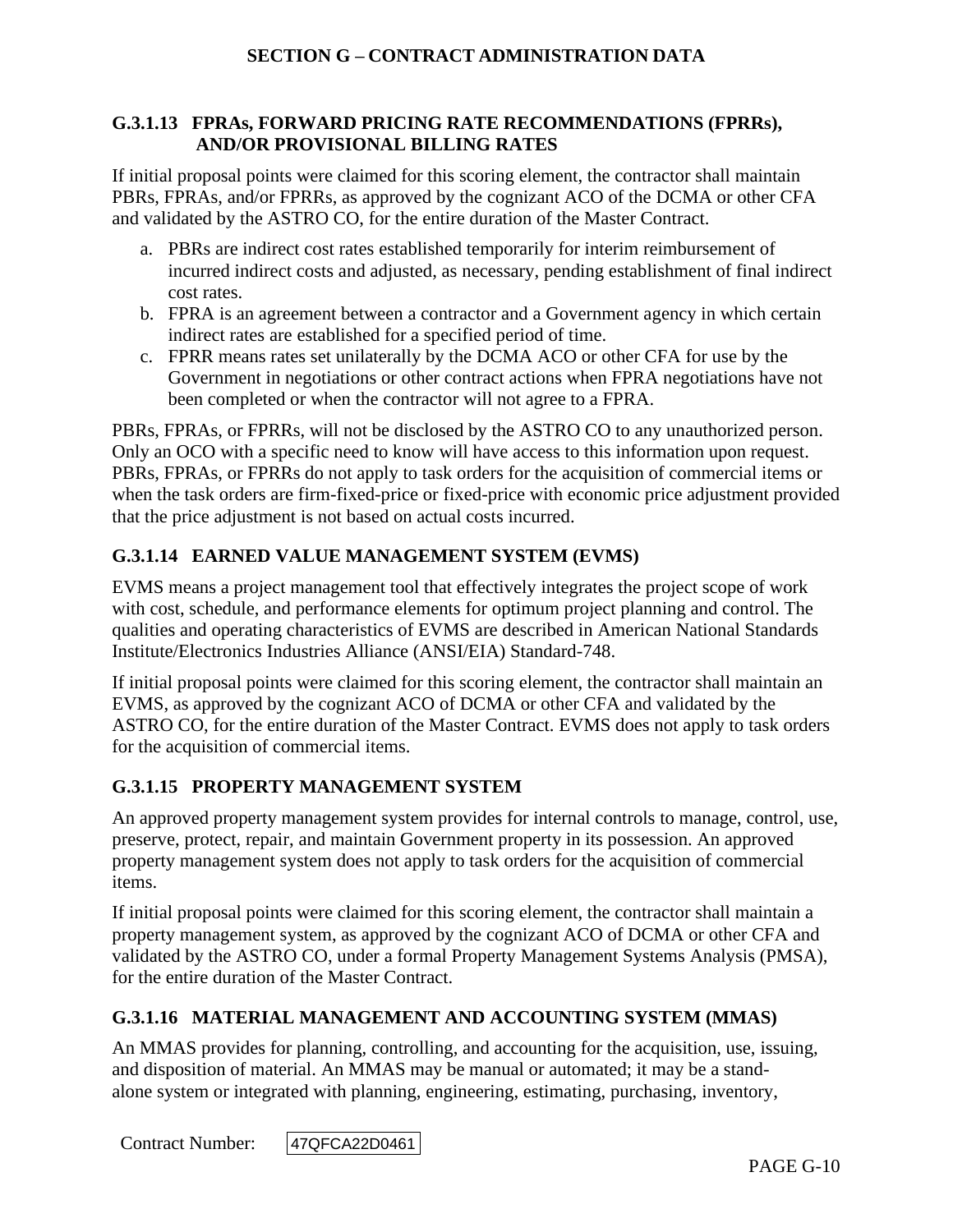### G.3.1.13 FPRAs, FORWARD PRICING RATE RECOMMENDATIONS (FPRRs), AND/OR PROVISIONAL BILLING RATES

If initial proposal points were claimed for this scoring element, the contractor shall maintain PBRs, FPRAs, and/or FPRRs, as approved by the cognizant ACO of the DCMA or other CFA and validated by the ASTRO CO, for the entire duration of the Master Contract.

a. PBRs are indirect cost rates established temporarily for interim reimbursement of incurred indirect costs and adjusted, as necessary, pending establishment of final indirect cost rates.
b. FPRA is an agreement between a contractor and a Government agency in which certain indirect rates are established for a specified period of time.
c. FPRR means rates set unilaterally by the DCMA ACO or other CFA for use by the Government in negotiations or other contract actions when FPRA negotiations have not been completed or when the contractor will not agree to a FPRA.

PBRs, FPRAs, or FPRRs, will not be disclosed by the ASTRO CO to any unauthorized person. Only an OCO with a specific need to know will have access to this information upon request. PBRs, FPRAs, or FPRRs do not apply to task orders for the acquisition of commercial items or when the task orders are firm-fixed-price or fixed-price with economic price adjustment provided that the price adjustment is not based on actual costs incurred.

### G.3.1.14 EARNED VALUE MANAGEMENT SYSTEM (EVMS)

EVMS means a project management tool that effectively integrates the project scope of work with cost, schedule, and performance elements for optimum project planning and control. The qualities and operating characteristics of EVMS are described in American National Standards Institute/Electronics Industries Alliance (ANSI/EIA) Standard-748.

If initial proposal points were claimed for this scoring element, the contractor shall maintain an EVMS, as approved by the cognizant ACO of DCMA or other CFA and validated by the ASTRO CO, for the entire duration of the Master Contract. EVMS does not apply to task orders for the acquisition of commercial items.

### G.3.1.15 PROPERTY MANAGEMENT SYSTEM

An approved property management system provides for internal controls to manage, control, use, preserve, protect, repair, and maintain Government property in its possession. An approved property management system does not apply to task orders for the acquisition of commercial items.

If initial proposal points were claimed for this scoring element, the contractor shall maintain a property management system, as approved by the cognizant ACO of DCMA or other CFA and validated by the ASTRO CO, under a formal Property Management Systems Analysis (PMSA), for the entire duration of the Master Contract.

### G.3.1.16 MATERIAL MANAGEMENT AND ACCOUNTING SYSTEM (MMAS)

An MMAS provides for planning, controlling, and accounting for the acquisition, use, issuing, and disposition of material. An MMAS may be manual or automated; it may be a stand-alone system or integrated with planning, engineering, estimating, purchasing, inventory,

Contract Number: 47QFCA22D0461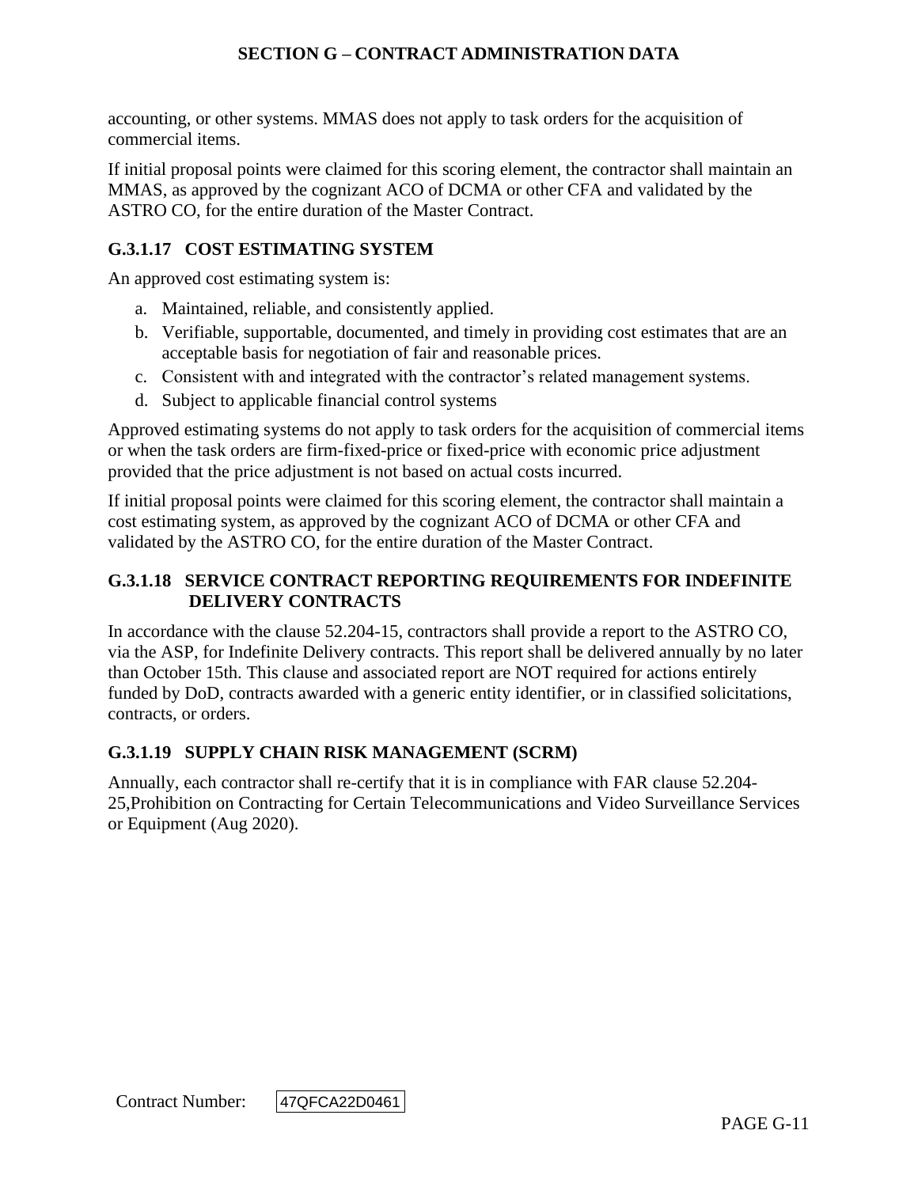accounting, or other systems. MMAS does not apply to task orders for the acquisition of commercial items.

If initial proposal points were claimed for this scoring element, the contractor shall maintain an MMAS, as approved by the cognizant ACO of DCMA or other CFA and validated by the ASTRO CO, for the entire duration of the Master Contract.

### G.3.1.17 COST ESTIMATING SYSTEM

An approved cost estimating system is:

a. Maintained, reliable, and consistently applied.
b. Verifiable, supportable, documented, and timely in providing cost estimates that are an acceptable basis for negotiation of fair and reasonable prices.
c. Consistent with and integrated with the contractor's related management systems.
d. Subject to applicable financial control systems

Approved estimating systems do not apply to task orders for the acquisition of commercial items or when the task orders are firm-fixed-price or fixed-price with economic price adjustment provided that the price adjustment is not based on actual costs incurred.

If initial proposal points were claimed for this scoring element, the contractor shall maintain a cost estimating system, as approved by the cognizant ACO of DCMA or other CFA and validated by the ASTRO CO, for the entire duration of the Master Contract.

### G.3.1.18 SERVICE CONTRACT REPORTING REQUIREMENTS FOR INDEFINITE DELIVERY CONTRACTS

In accordance with the clause 52.204-15, contractors shall provide a report to the ASTRO CO, via the ASP, for Indefinite Delivery contracts. This report shall be delivered annually by no later than October 15th. This clause and associated report are NOT required for actions entirely funded by DoD, contracts awarded with a generic entity identifier, or in classified solicitations, contracts, or orders.

### G.3.1.19 SUPPLY CHAIN RISK MANAGEMENT (SCRM)

Annually, each contractor shall re-certify that it is in compliance with FAR clause 52.204-25,Prohibition on Contracting for Certain Telecommunications and Video Surveillance Services or Equipment (Aug 2020).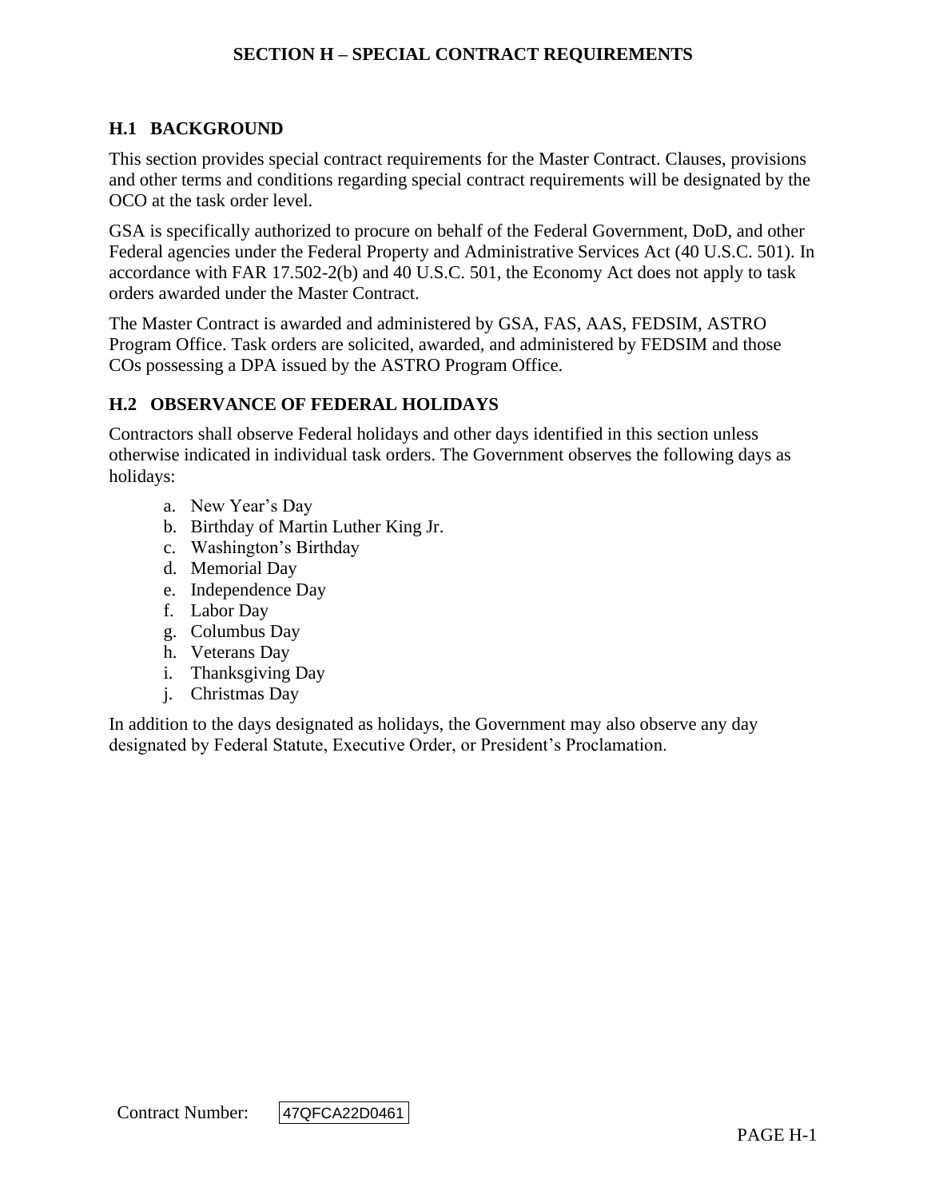# SECTION H – SPECIAL CONTRACT REQUIREMENTS

## H.1 BACKGROUND

This section provides special contract requirements for the Master Contract. Clauses, provisions and other terms and conditions regarding special contract requirements will be designated by the OCO at the task order level.

GSA is specifically authorized to procure on behalf of the Federal Government, DoD, and other Federal agencies under the Federal Property and Administrative Services Act (40 U.S.C. 501). In accordance with FAR 17.502-2(b) and 40 U.S.C. 501, the Economy Act does not apply to task orders awarded under the Master Contract.

The Master Contract is awarded and administered by GSA, FAS, AAS, FEDSIM, ASTRO Program Office. Task orders are solicited, awarded, and administered by FEDSIM and those COs possessing a DPA issued by the ASTRO Program Office.

## H.2 OBSERVANCE OF FEDERAL HOLIDAYS

Contractors shall observe Federal holidays and other days identified in this section unless otherwise indicated in individual task orders. The Government observes the following days as holidays:

a. New Year's Day
b. Birthday of Martin Luther King Jr.
c. Washington's Birthday
d. Memorial Day
e. Independence Day
f. Labor Day
g. Columbus Day
h. Veterans Day
i. Thanksgiving Day
j. Christmas Day

In addition to the days designated as holidays, the Government may also observe any day designated by Federal Statute, Executive Order, or President's Proclamation.

Contract Number: 47QFCA22D0461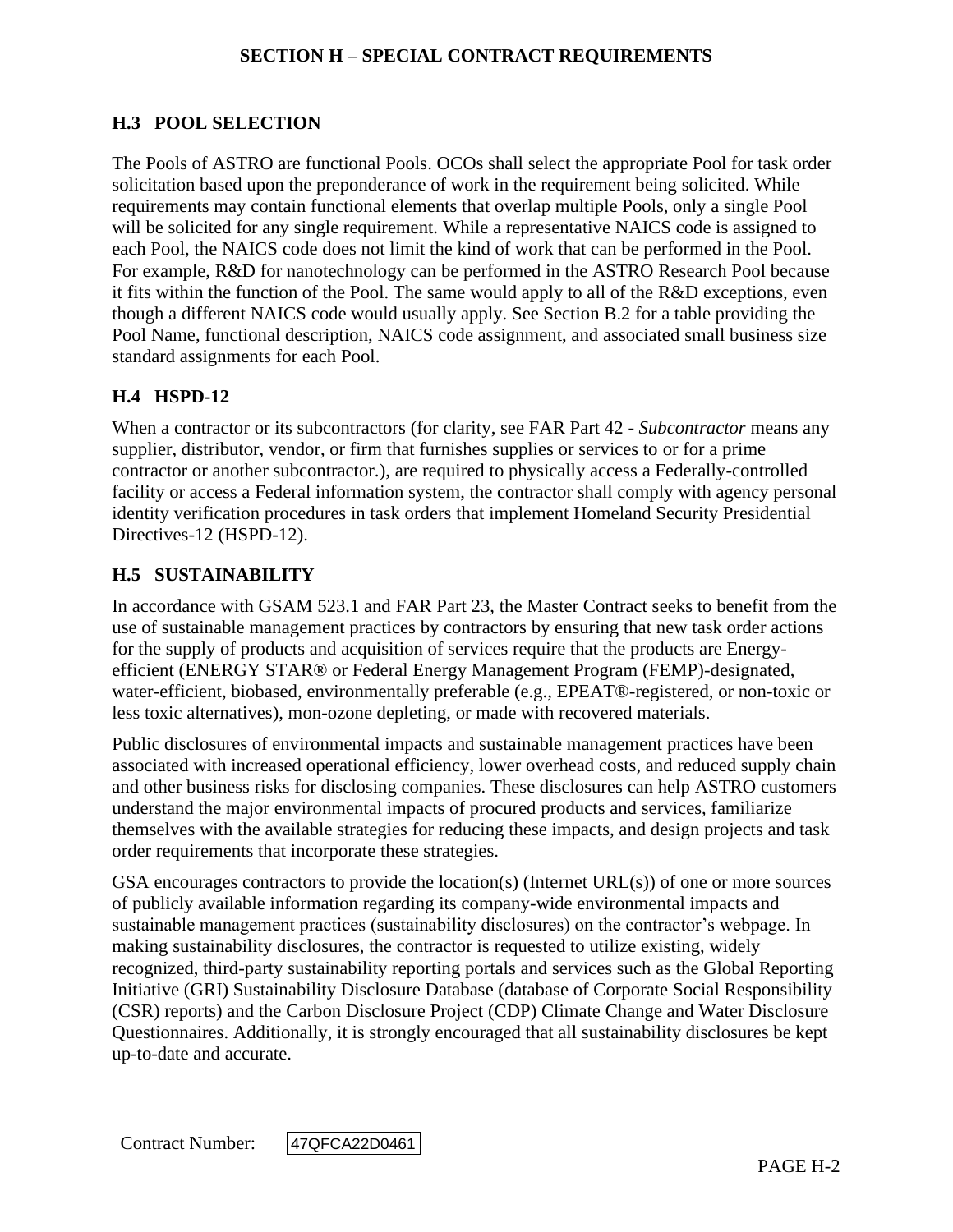## H.3 POOL SELECTION

The Pools of ASTRO are functional Pools. OCOs shall select the appropriate Pool for task order solicitation based upon the preponderance of work in the requirement being solicited. While requirements may contain functional elements that overlap multiple Pools, only a single Pool will be solicited for any single requirement. While a representative NAICS code is assigned to each Pool, the NAICS code does not limit the kind of work that can be performed in the Pool. For example, R&D for nanotechnology can be performed in the ASTRO Research Pool because it fits within the function of the Pool. The same would apply to all of the R&D exceptions, even though a different NAICS code would usually apply. See Section B.2 for a table providing the Pool Name, functional description, NAICS code assignment, and associated small business size standard assignments for each Pool.

## H.4 HSPD-12

When a contractor or its subcontractors (for clarity, see FAR Part 42 - *Subcontractor* means any supplier, distributor, vendor, or firm that furnishes supplies or services to or for a prime contractor or another subcontractor.), are required to physically access a Federally-controlled facility or access a Federal information system, the contractor shall comply with agency personal identity verification procedures in task orders that implement Homeland Security Presidential Directives-12 (HSPD-12).

## H.5 SUSTAINABILITY

In accordance with GSAM 523.1 and FAR Part 23, the Master Contract seeks to benefit from the use of sustainable management practices by contractors by ensuring that new task order actions for the supply of products and acquisition of services require that the products are Energy-efficient (ENERGY STAR® or Federal Energy Management Program (FEMP)-designated, water-efficient, biobased, environmentally preferable (e.g., EPEAT®-registered, or non-toxic or less toxic alternatives), mon-ozone depleting, or made with recovered materials.

Public disclosures of environmental impacts and sustainable management practices have been associated with increased operational efficiency, lower overhead costs, and reduced supply chain and other business risks for disclosing companies. These disclosures can help ASTRO customers understand the major environmental impacts of procured products and services, familiarize themselves with the available strategies for reducing these impacts, and design projects and task order requirements that incorporate these strategies.

GSA encourages contractors to provide the location(s) (Internet URL(s)) of one or more sources of publicly available information regarding its company-wide environmental impacts and sustainable management practices (sustainability disclosures) on the contractor's webpage. In making sustainability disclosures, the contractor is requested to utilize existing, widely recognized, third-party sustainability reporting portals and services such as the Global Reporting Initiative (GRI) Sustainability Disclosure Database (database of Corporate Social Responsibility (CSR) reports) and the Carbon Disclosure Project (CDP) Climate Change and Water Disclosure Questionnaires. Additionally, it is strongly encouraged that all sustainability disclosures be kept up-to-date and accurate.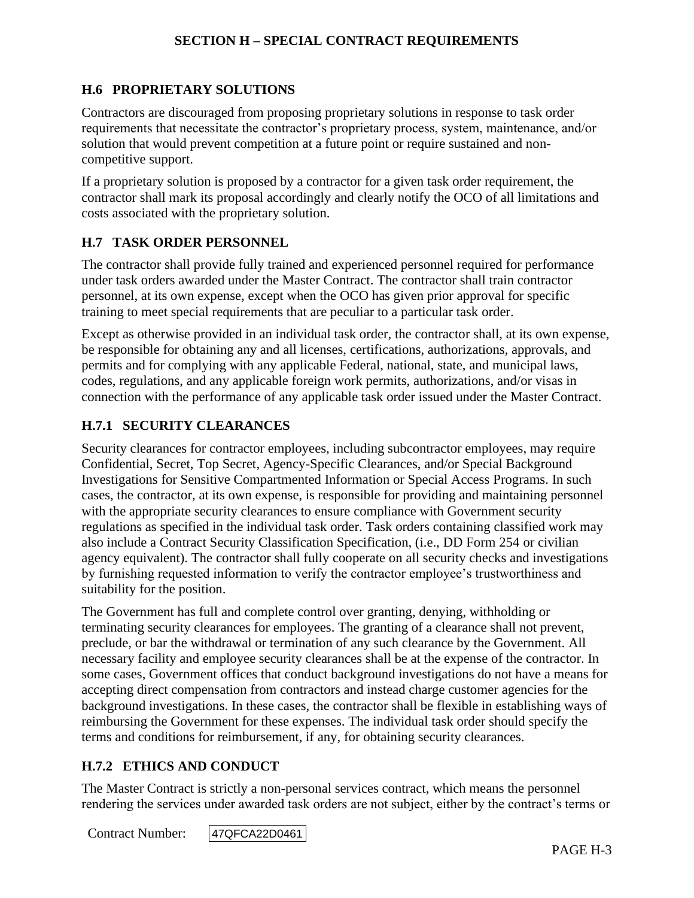### H.6 PROPRIETARY SOLUTIONS

Contractors are discouraged from proposing proprietary solutions in response to task order requirements that necessitate the contractor's proprietary process, system, maintenance, and/or solution that would prevent competition at a future point or require sustained and non-competitive support.

If a proprietary solution is proposed by a contractor for a given task order requirement, the contractor shall mark its proposal accordingly and clearly notify the OCO of all limitations and costs associated with the proprietary solution.

### H.7 TASK ORDER PERSONNEL

The contractor shall provide fully trained and experienced personnel required for performance under task orders awarded under the Master Contract. The contractor shall train contractor personnel, at its own expense, except when the OCO has given prior approval for specific training to meet special requirements that are peculiar to a particular task order.

Except as otherwise provided in an individual task order, the contractor shall, at its own expense, be responsible for obtaining any and all licenses, certifications, authorizations, approvals, and permits and for complying with any applicable Federal, national, state, and municipal laws, codes, regulations, and any applicable foreign work permits, authorizations, and/or visas in connection with the performance of any applicable task order issued under the Master Contract.

### H.7.1 SECURITY CLEARANCES

Security clearances for contractor employees, including subcontractor employees, may require Confidential, Secret, Top Secret, Agency-Specific Clearances, and/or Special Background Investigations for Sensitive Compartmented Information or Special Access Programs. In such cases, the contractor, at its own expense, is responsible for providing and maintaining personnel with the appropriate security clearances to ensure compliance with Government security regulations as specified in the individual task order. Task orders containing classified work may also include a Contract Security Classification Specification, (i.e., DD Form 254 or civilian agency equivalent). The contractor shall fully cooperate on all security checks and investigations by furnishing requested information to verify the contractor employee's trustworthiness and suitability for the position.

The Government has full and complete control over granting, denying, withholding or terminating security clearances for employees. The granting of a clearance shall not prevent, preclude, or bar the withdrawal or termination of any such clearance by the Government. All necessary facility and employee security clearances shall be at the expense of the contractor. In some cases, Government offices that conduct background investigations do not have a means for accepting direct compensation from contractors and instead charge customer agencies for the background investigations. In these cases, the contractor shall be flexible in establishing ways of reimbursing the Government for these expenses. The individual task order should specify the terms and conditions for reimbursement, if any, for obtaining security clearances.

### H.7.2 ETHICS AND CONDUCT

The Master Contract is strictly a non-personal services contract, which means the personnel rendering the services under awarded task orders are not subject, either by the contract's terms or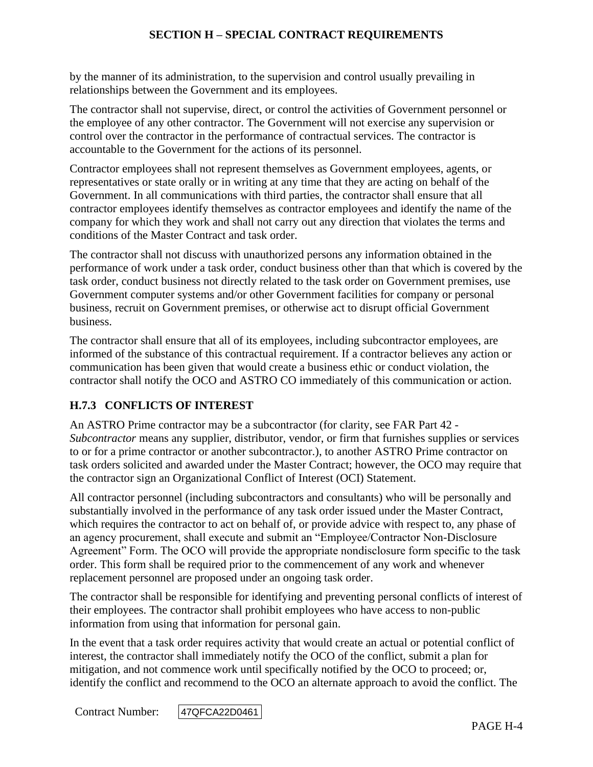by the manner of its administration, to the supervision and control usually prevailing in relationships between the Government and its employees.

The contractor shall not supervise, direct, or control the activities of Government personnel or the employee of any other contractor. The Government will not exercise any supervision or control over the contractor in the performance of contractual services. The contractor is accountable to the Government for the actions of its personnel.

Contractor employees shall not represent themselves as Government employees, agents, or representatives or state orally or in writing at any time that they are acting on behalf of the Government. In all communications with third parties, the contractor shall ensure that all contractor employees identify themselves as contractor employees and identify the name of the company for which they work and shall not carry out any direction that violates the terms and conditions of the Master Contract and task order.

The contractor shall not discuss with unauthorized persons any information obtained in the performance of work under a task order, conduct business other than that which is covered by the task order, conduct business not directly related to the task order on Government premises, use Government computer systems and/or other Government facilities for company or personal business, recruit on Government premises, or otherwise act to disrupt official Government business.

The contractor shall ensure that all of its employees, including subcontractor employees, are informed of the substance of this contractual requirement. If a contractor believes any action or communication has been given that would create a business ethic or conduct violation, the contractor shall notify the OCO and ASTRO CO immediately of this communication or action.

### H.7.3 CONFLICTS OF INTEREST

An ASTRO Prime contractor may be a subcontractor (for clarity, see FAR Part 42 - *Subcontractor* means any supplier, distributor, vendor, or firm that furnishes supplies or services to or for a prime contractor or another subcontractor.), to another ASTRO Prime contractor on task orders solicited and awarded under the Master Contract; however, the OCO may require that the contractor sign an Organizational Conflict of Interest (OCI) Statement.

All contractor personnel (including subcontractors and consultants) who will be personally and substantially involved in the performance of any task order issued under the Master Contract, which requires the contractor to act on behalf of, or provide advice with respect to, any phase of an agency procurement, shall execute and submit an "Employee/Contractor Non-Disclosure Agreement" Form. The OCO will provide the appropriate nondisclosure form specific to the task order. This form shall be required prior to the commencement of any work and whenever replacement personnel are proposed under an ongoing task order.

The contractor shall be responsible for identifying and preventing personal conflicts of interest of their employees. The contractor shall prohibit employees who have access to non-public information from using that information for personal gain.

In the event that a task order requires activity that would create an actual or potential conflict of interest, the contractor shall immediately notify the OCO of the conflict, submit a plan for mitigation, and not commence work until specifically notified by the OCO to proceed; or, identify the conflict and recommend to the OCO an alternate approach to avoid the conflict. The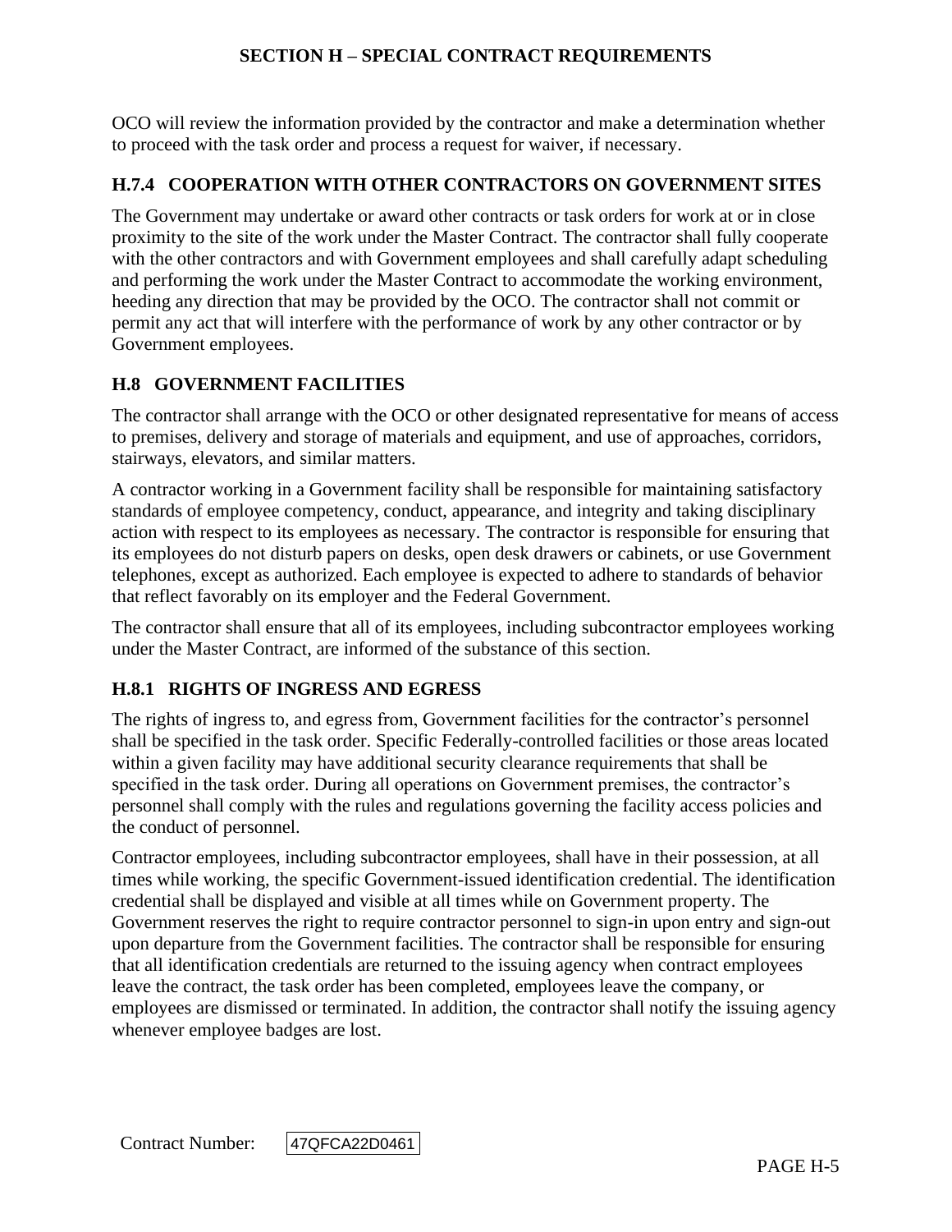OCO will review the information provided by the contractor and make a determination whether to proceed with the task order and process a request for waiver, if necessary.

### H.7.4 COOPERATION WITH OTHER CONTRACTORS ON GOVERNMENT SITES

The Government may undertake or award other contracts or task orders for work at or in close proximity to the site of the work under the Master Contract. The contractor shall fully cooperate with the other contractors and with Government employees and shall carefully adapt scheduling and performing the work under the Master Contract to accommodate the working environment, heeding any direction that may be provided by the OCO. The contractor shall not commit or permit any act that will interfere with the performance of work by any other contractor or by Government employees.

## H.8 GOVERNMENT FACILITIES

The contractor shall arrange with the OCO or other designated representative for means of access to premises, delivery and storage of materials and equipment, and use of approaches, corridors, stairways, elevators, and similar matters.

A contractor working in a Government facility shall be responsible for maintaining satisfactory standards of employee competency, conduct, appearance, and integrity and taking disciplinary action with respect to its employees as necessary. The contractor is responsible for ensuring that its employees do not disturb papers on desks, open desk drawers or cabinets, or use Government telephones, except as authorized. Each employee is expected to adhere to standards of behavior that reflect favorably on its employer and the Federal Government.

The contractor shall ensure that all of its employees, including subcontractor employees working under the Master Contract, are informed of the substance of this section.

### H.8.1 RIGHTS OF INGRESS AND EGRESS

The rights of ingress to, and egress from, Government facilities for the contractor's personnel shall be specified in the task order. Specific Federally-controlled facilities or those areas located within a given facility may have additional security clearance requirements that shall be specified in the task order. During all operations on Government premises, the contractor's personnel shall comply with the rules and regulations governing the facility access policies and the conduct of personnel.

Contractor employees, including subcontractor employees, shall have in their possession, at all times while working, the specific Government-issued identification credential. The identification credential shall be displayed and visible at all times while on Government property. The Government reserves the right to require contractor personnel to sign-in upon entry and sign-out upon departure from the Government facilities. The contractor shall be responsible for ensuring that all identification credentials are returned to the issuing agency when contract employees leave the contract, the task order has been completed, employees leave the company, or employees are dismissed or terminated. In addition, the contractor shall notify the issuing agency whenever employee badges are lost.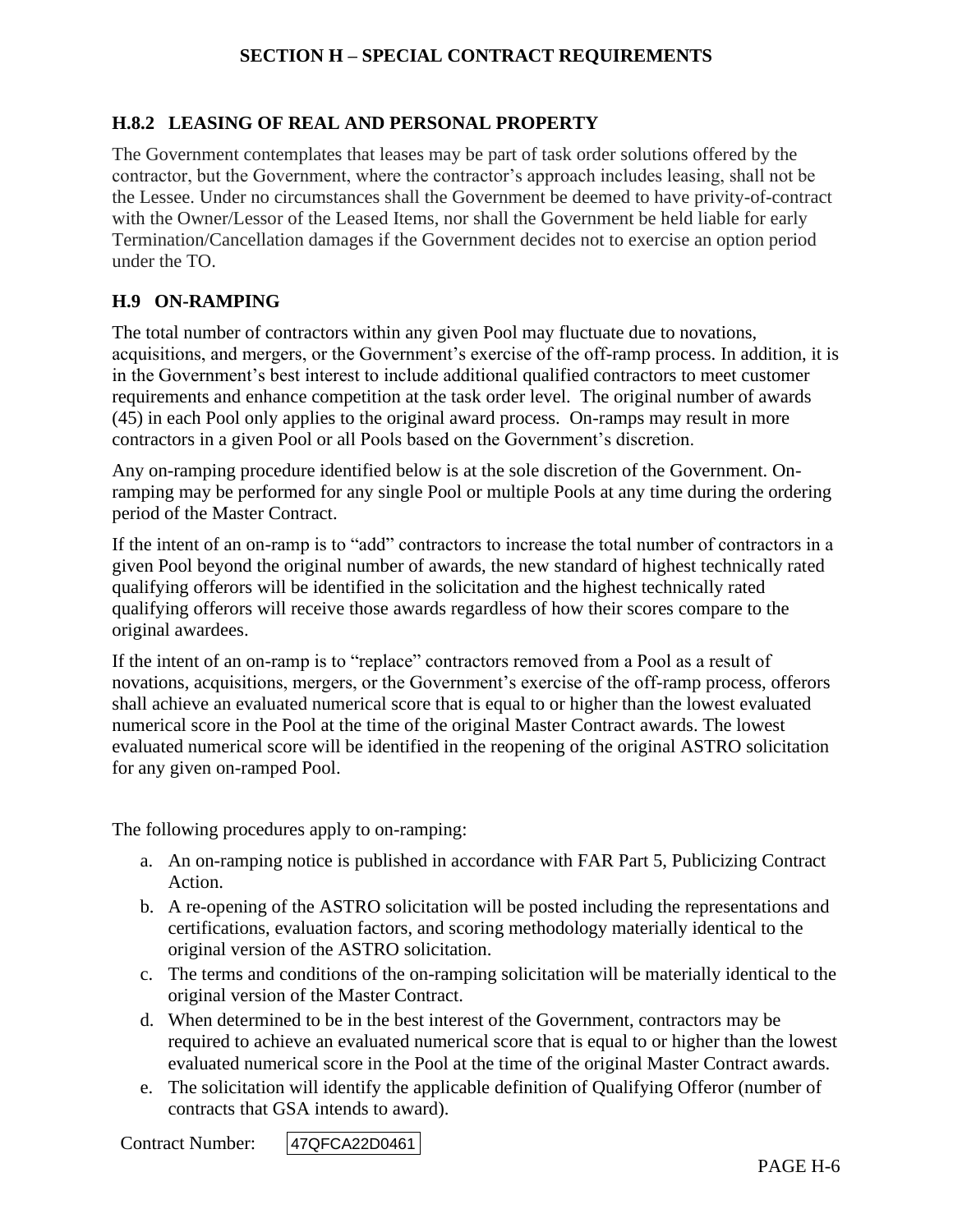### H.8.2 LEASING OF REAL AND PERSONAL PROPERTY

The Government contemplates that leases may be part of task order solutions offered by the contractor, but the Government, where the contractor's approach includes leasing, shall not be the Lessee. Under no circumstances shall the Government be deemed to have privity-of-contract with the Owner/Lessor of the Leased Items, nor shall the Government be held liable for early Termination/Cancellation damages if the Government decides not to exercise an option period under the TO.

## H.9 ON-RAMPING

The total number of contractors within any given Pool may fluctuate due to novations, acquisitions, and mergers, or the Government's exercise of the off-ramp process. In addition, it is in the Government's best interest to include additional qualified contractors to meet customer requirements and enhance competition at the task order level. The original number of awards (45) in each Pool only applies to the original award process. On-ramps may result in more contractors in a given Pool or all Pools based on the Government's discretion.

Any on-ramping procedure identified below is at the sole discretion of the Government. On-ramping may be performed for any single Pool or multiple Pools at any time during the ordering period of the Master Contract.

If the intent of an on-ramp is to "add" contractors to increase the total number of contractors in a given Pool beyond the original number of awards, the new standard of highest technically rated qualifying offerors will be identified in the solicitation and the highest technically rated qualifying offerors will receive those awards regardless of how their scores compare to the original awardees.

If the intent of an on-ramp is to "replace" contractors removed from a Pool as a result of novations, acquisitions, mergers, or the Government's exercise of the off-ramp process, offerors shall achieve an evaluated numerical score that is equal to or higher than the lowest evaluated numerical score in the Pool at the time of the original Master Contract awards. The lowest evaluated numerical score will be identified in the reopening of the original ASTRO solicitation for any given on-ramped Pool.

The following procedures apply to on-ramping:

a. An on-ramping notice is published in accordance with FAR Part 5, Publicizing Contract Action.
b. A re-opening of the ASTRO solicitation will be posted including the representations and certifications, evaluation factors, and scoring methodology materially identical to the original version of the ASTRO solicitation.
c. The terms and conditions of the on-ramping solicitation will be materially identical to the original version of the Master Contract.
d. When determined to be in the best interest of the Government, contractors may be required to achieve an evaluated numerical score that is equal to or higher than the lowest evaluated numerical score in the Pool at the time of the original Master Contract awards.
e. The solicitation will identify the applicable definition of Qualifying Offeror (number of contracts that GSA intends to award).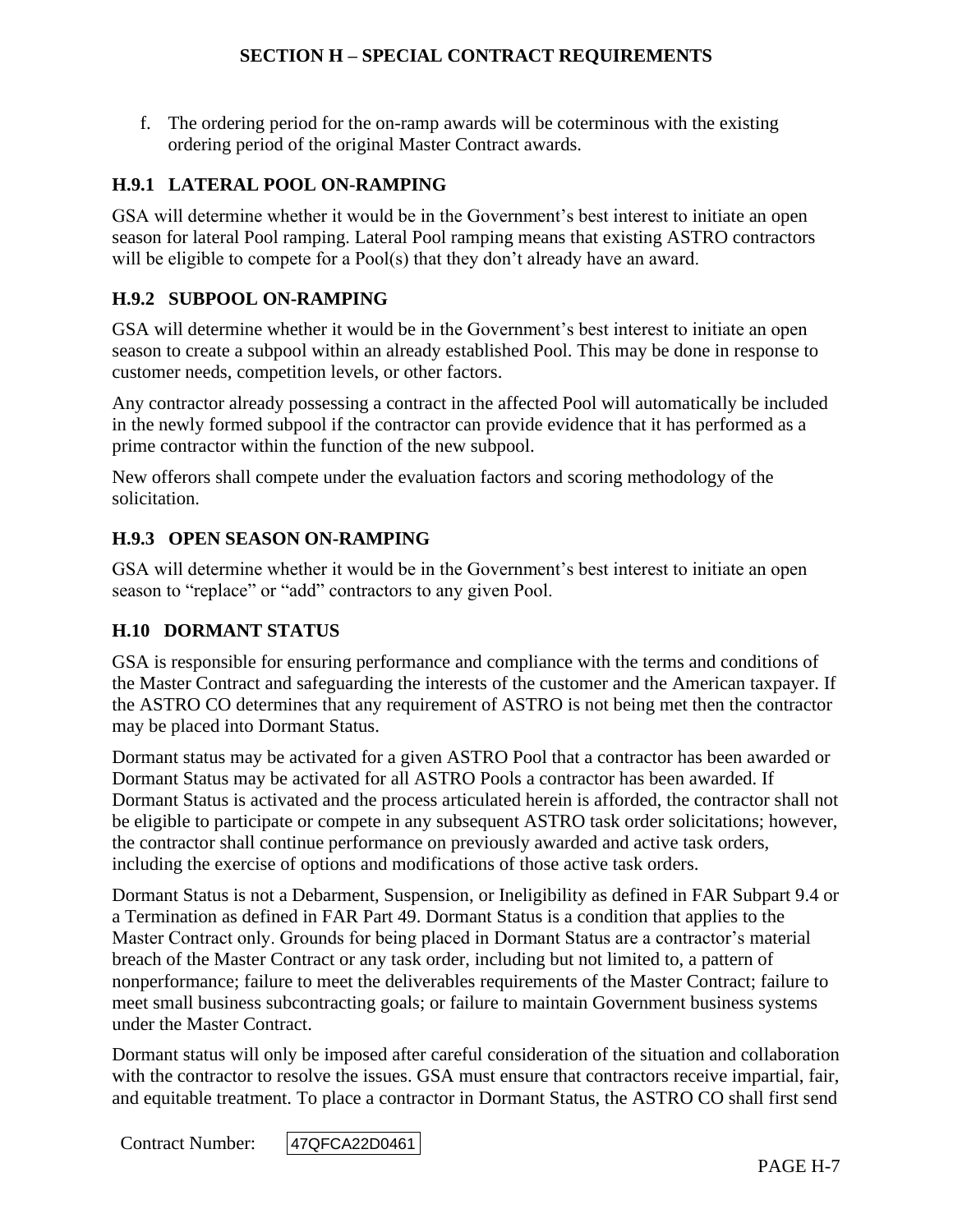f. The ordering period for the on-ramp awards will be coterminous with the existing ordering period of the original Master Contract awards.

### H.9.1 LATERAL POOL ON-RAMPING

GSA will determine whether it would be in the Government's best interest to initiate an open season for lateral Pool ramping. Lateral Pool ramping means that existing ASTRO contractors will be eligible to compete for a Pool(s) that they don't already have an award.

### H.9.2 SUBPOOL ON-RAMPING

GSA will determine whether it would be in the Government's best interest to initiate an open season to create a subpool within an already established Pool. This may be done in response to customer needs, competition levels, or other factors.

Any contractor already possessing a contract in the affected Pool will automatically be included in the newly formed subpool if the contractor can provide evidence that it has performed as a prime contractor within the function of the new subpool.

New offerors shall compete under the evaluation factors and scoring methodology of the solicitation.

### H.9.3 OPEN SEASON ON-RAMPING

GSA will determine whether it would be in the Government's best interest to initiate an open season to "replace" or "add" contractors to any given Pool.

## H.10 DORMANT STATUS

GSA is responsible for ensuring performance and compliance with the terms and conditions of the Master Contract and safeguarding the interests of the customer and the American taxpayer. If the ASTRO CO determines that any requirement of ASTRO is not being met then the contractor may be placed into Dormant Status.

Dormant status may be activated for a given ASTRO Pool that a contractor has been awarded or Dormant Status may be activated for all ASTRO Pools a contractor has been awarded. If Dormant Status is activated and the process articulated herein is afforded, the contractor shall not be eligible to participate or compete in any subsequent ASTRO task order solicitations; however, the contractor shall continue performance on previously awarded and active task orders, including the exercise of options and modifications of those active task orders.

Dormant Status is not a Debarment, Suspension, or Ineligibility as defined in FAR Subpart 9.4 or a Termination as defined in FAR Part 49. Dormant Status is a condition that applies to the Master Contract only. Grounds for being placed in Dormant Status are a contractor's material breach of the Master Contract or any task order, including but not limited to, a pattern of nonperformance; failure to meet the deliverables requirements of the Master Contract; failure to meet small business subcontracting goals; or failure to maintain Government business systems under the Master Contract.

Dormant status will only be imposed after careful consideration of the situation and collaboration with the contractor to resolve the issues. GSA must ensure that contractors receive impartial, fair, and equitable treatment. To place a contractor in Dormant Status, the ASTRO CO shall first send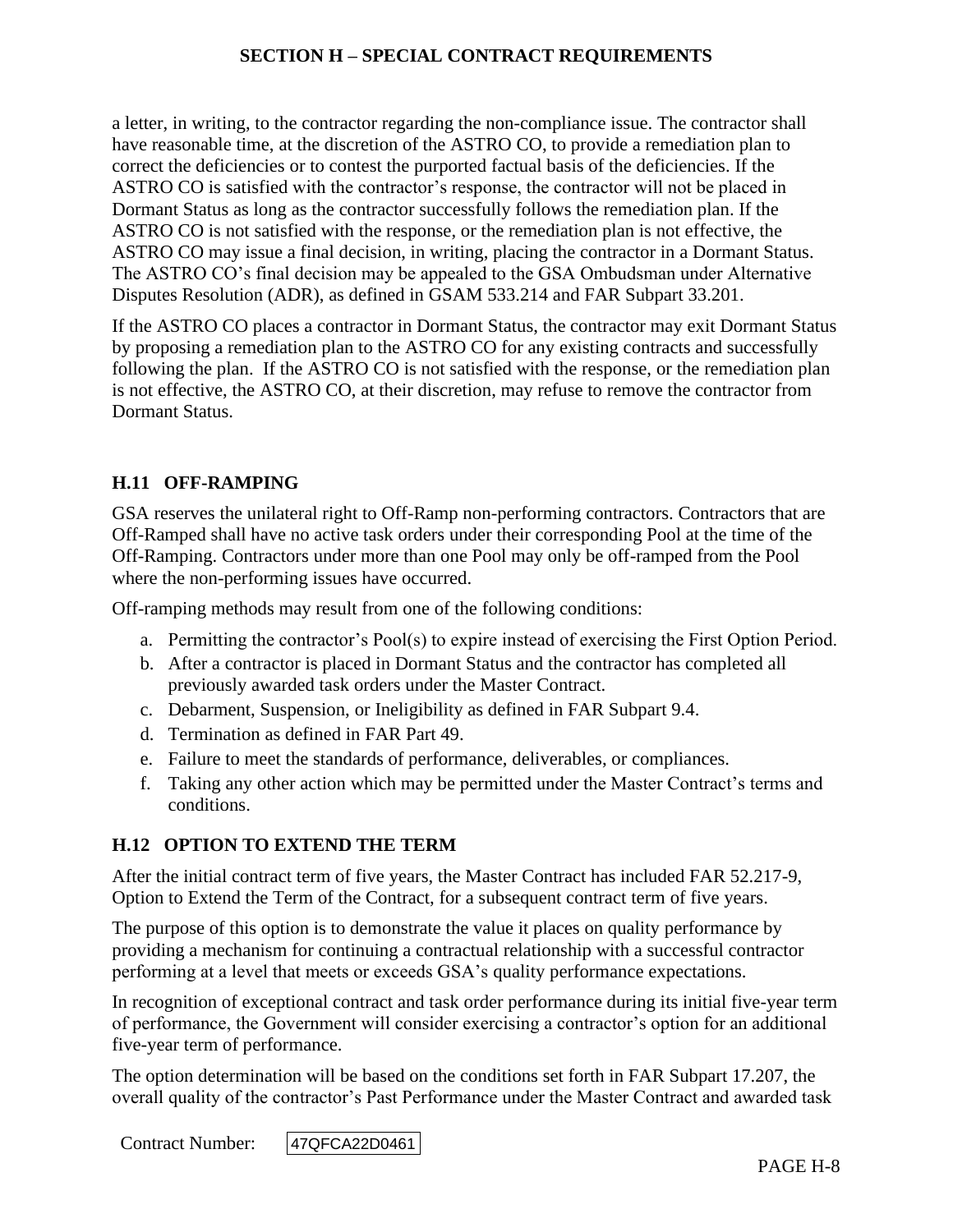a letter, in writing, to the contractor regarding the non-compliance issue. The contractor shall have reasonable time, at the discretion of the ASTRO CO, to provide a remediation plan to correct the deficiencies or to contest the purported factual basis of the deficiencies. If the ASTRO CO is satisfied with the contractor's response, the contractor will not be placed in Dormant Status as long as the contractor successfully follows the remediation plan. If the ASTRO CO is not satisfied with the response, or the remediation plan is not effective, the ASTRO CO may issue a final decision, in writing, placing the contractor in a Dormant Status. The ASTRO CO's final decision may be appealed to the GSA Ombudsman under Alternative Disputes Resolution (ADR), as defined in GSAM 533.214 and FAR Subpart 33.201.

If the ASTRO CO places a contractor in Dormant Status, the contractor may exit Dormant Status by proposing a remediation plan to the ASTRO CO for any existing contracts and successfully following the plan. If the ASTRO CO is not satisfied with the response, or the remediation plan is not effective, the ASTRO CO, at their discretion, may refuse to remove the contractor from Dormant Status.

### H.11 OFF-RAMPING

GSA reserves the unilateral right to Off-Ramp non-performing contractors. Contractors that are Off-Ramped shall have no active task orders under their corresponding Pool at the time of the Off-Ramping. Contractors under more than one Pool may only be off-ramped from the Pool where the non-performing issues have occurred.

Off-ramping methods may result from one of the following conditions:

a. Permitting the contractor's Pool(s) to expire instead of exercising the First Option Period.
b. After a contractor is placed in Dormant Status and the contractor has completed all previously awarded task orders under the Master Contract.
c. Debarment, Suspension, or Ineligibility as defined in FAR Subpart 9.4.
d. Termination as defined in FAR Part 49.
e. Failure to meet the standards of performance, deliverables, or compliances.
f. Taking any other action which may be permitted under the Master Contract's terms and conditions.

### H.12 OPTION TO EXTEND THE TERM

After the initial contract term of five years, the Master Contract has included FAR 52.217-9, Option to Extend the Term of the Contract, for a subsequent contract term of five years.

The purpose of this option is to demonstrate the value it places on quality performance by providing a mechanism for continuing a contractual relationship with a successful contractor performing at a level that meets or exceeds GSA's quality performance expectations.

In recognition of exceptional contract and task order performance during its initial five-year term of performance, the Government will consider exercising a contractor's option for an additional five-year term of performance.

The option determination will be based on the conditions set forth in FAR Subpart 17.207, the overall quality of the contractor's Past Performance under the Master Contract and awarded task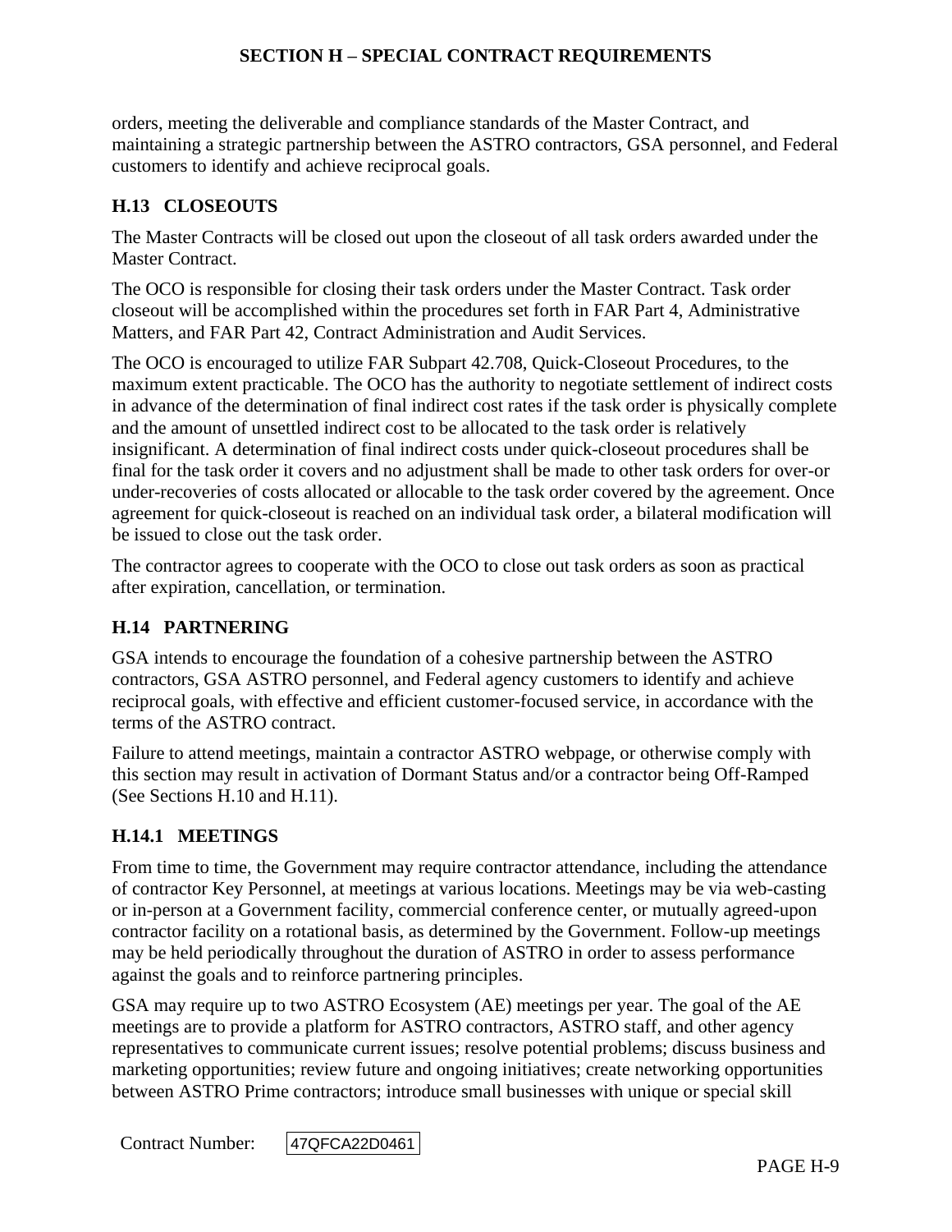orders, meeting the deliverable and compliance standards of the Master Contract, and maintaining a strategic partnership between the ASTRO contractors, GSA personnel, and Federal customers to identify and achieve reciprocal goals.

## H.13 CLOSEOUTS

The Master Contracts will be closed out upon the closeout of all task orders awarded under the Master Contract.

The OCO is responsible for closing their task orders under the Master Contract. Task order closeout will be accomplished within the procedures set forth in FAR Part 4, Administrative Matters, and FAR Part 42, Contract Administration and Audit Services.

The OCO is encouraged to utilize FAR Subpart 42.708, Quick-Closeout Procedures, to the maximum extent practicable. The OCO has the authority to negotiate settlement of indirect costs in advance of the determination of final indirect cost rates if the task order is physically complete and the amount of unsettled indirect cost to be allocated to the task order is relatively insignificant. A determination of final indirect costs under quick-closeout procedures shall be final for the task order it covers and no adjustment shall be made to other task orders for over-or under-recoveries of costs allocated or allocable to the task order covered by the agreement. Once agreement for quick-closeout is reached on an individual task order, a bilateral modification will be issued to close out the task order.

The contractor agrees to cooperate with the OCO to close out task orders as soon as practical after expiration, cancellation, or termination.

## H.14 PARTNERING

GSA intends to encourage the foundation of a cohesive partnership between the ASTRO contractors, GSA ASTRO personnel, and Federal agency customers to identify and achieve reciprocal goals, with effective and efficient customer-focused service, in accordance with the terms of the ASTRO contract.

Failure to attend meetings, maintain a contractor ASTRO webpage, or otherwise comply with this section may result in activation of Dormant Status and/or a contractor being Off-Ramped (See Sections H.10 and H.11).

### H.14.1 MEETINGS

From time to time, the Government may require contractor attendance, including the attendance of contractor Key Personnel, at meetings at various locations. Meetings may be via web-casting or in-person at a Government facility, commercial conference center, or mutually agreed-upon contractor facility on a rotational basis, as determined by the Government. Follow-up meetings may be held periodically throughout the duration of ASTRO in order to assess performance against the goals and to reinforce partnering principles.

GSA may require up to two ASTRO Ecosystem (AE) meetings per year. The goal of the AE meetings are to provide a platform for ASTRO contractors, ASTRO staff, and other agency representatives to communicate current issues; resolve potential problems; discuss business and marketing opportunities; review future and ongoing initiatives; create networking opportunities between ASTRO Prime contractors; introduce small businesses with unique or special skill

Contract Number: 47QFCA22D0461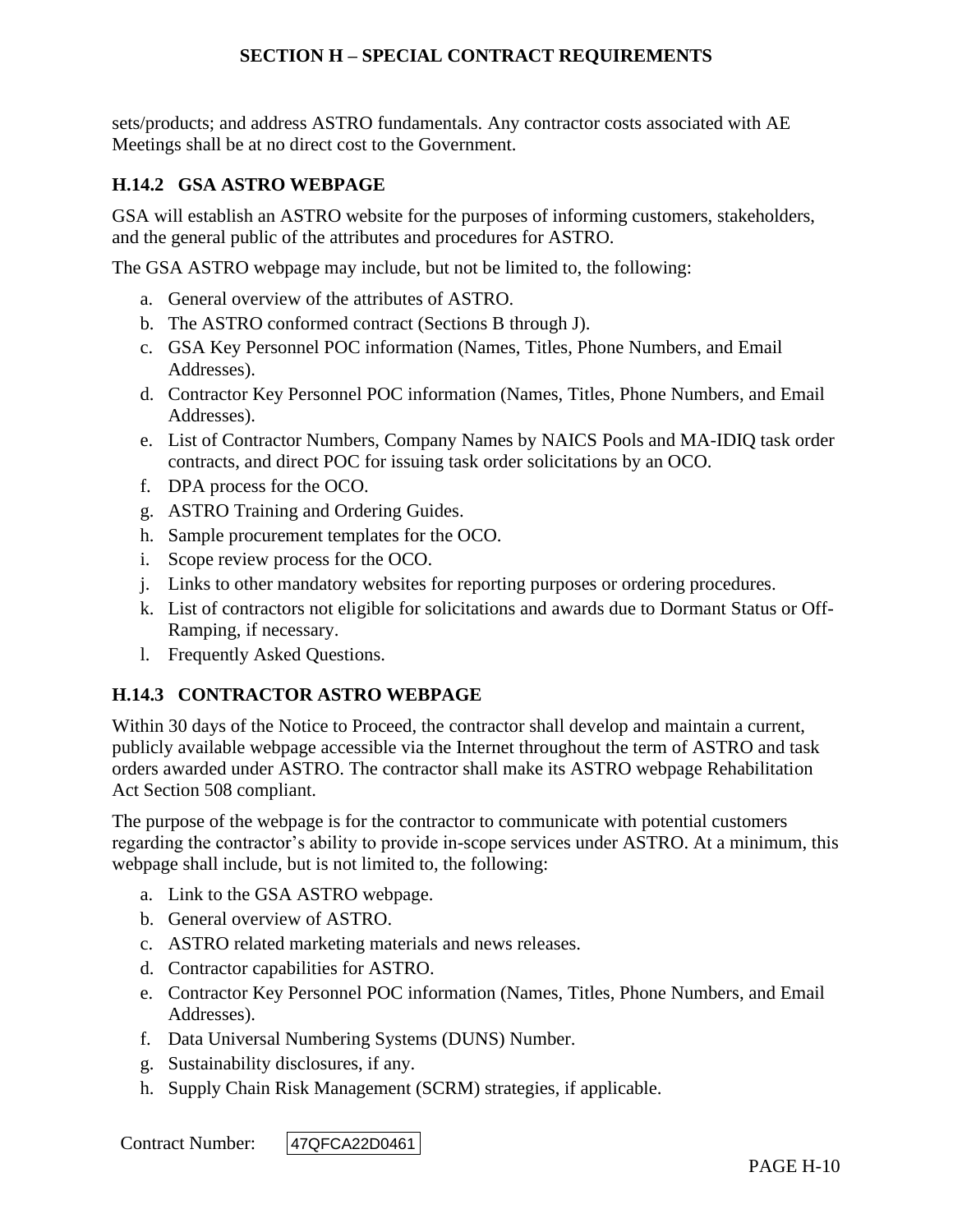sets/products; and address ASTRO fundamentals. Any contractor costs associated with AE Meetings shall be at no direct cost to the Government.

### H.14.2 GSA ASTRO WEBPAGE

GSA will establish an ASTRO website for the purposes of informing customers, stakeholders, and the general public of the attributes and procedures for ASTRO.

The GSA ASTRO webpage may include, but not be limited to, the following:

a. General overview of the attributes of ASTRO.
b. The ASTRO conformed contract (Sections B through J).
c. GSA Key Personnel POC information (Names, Titles, Phone Numbers, and Email Addresses).
d. Contractor Key Personnel POC information (Names, Titles, Phone Numbers, and Email Addresses).
e. List of Contractor Numbers, Company Names by NAICS Pools and MA-IDIQ task order contracts, and direct POC for issuing task order solicitations by an OCO.
f. DPA process for the OCO.
g. ASTRO Training and Ordering Guides.
h. Sample procurement templates for the OCO.
i. Scope review process for the OCO.
j. Links to other mandatory websites for reporting purposes or ordering procedures.
k. List of contractors not eligible for solicitations and awards due to Dormant Status or Off-Ramping, if necessary.
l. Frequently Asked Questions.

### H.14.3 CONTRACTOR ASTRO WEBPAGE

Within 30 days of the Notice to Proceed, the contractor shall develop and maintain a current, publicly available webpage accessible via the Internet throughout the term of ASTRO and task orders awarded under ASTRO. The contractor shall make its ASTRO webpage Rehabilitation Act Section 508 compliant.

The purpose of the webpage is for the contractor to communicate with potential customers regarding the contractor's ability to provide in-scope services under ASTRO. At a minimum, this webpage shall include, but is not limited to, the following:

a. Link to the GSA ASTRO webpage.
b. General overview of ASTRO.
c. ASTRO related marketing materials and news releases.
d. Contractor capabilities for ASTRO.
e. Contractor Key Personnel POC information (Names, Titles, Phone Numbers, and Email Addresses).
f. Data Universal Numbering Systems (DUNS) Number.
g. Sustainability disclosures, if any.
h. Supply Chain Risk Management (SCRM) strategies, if applicable.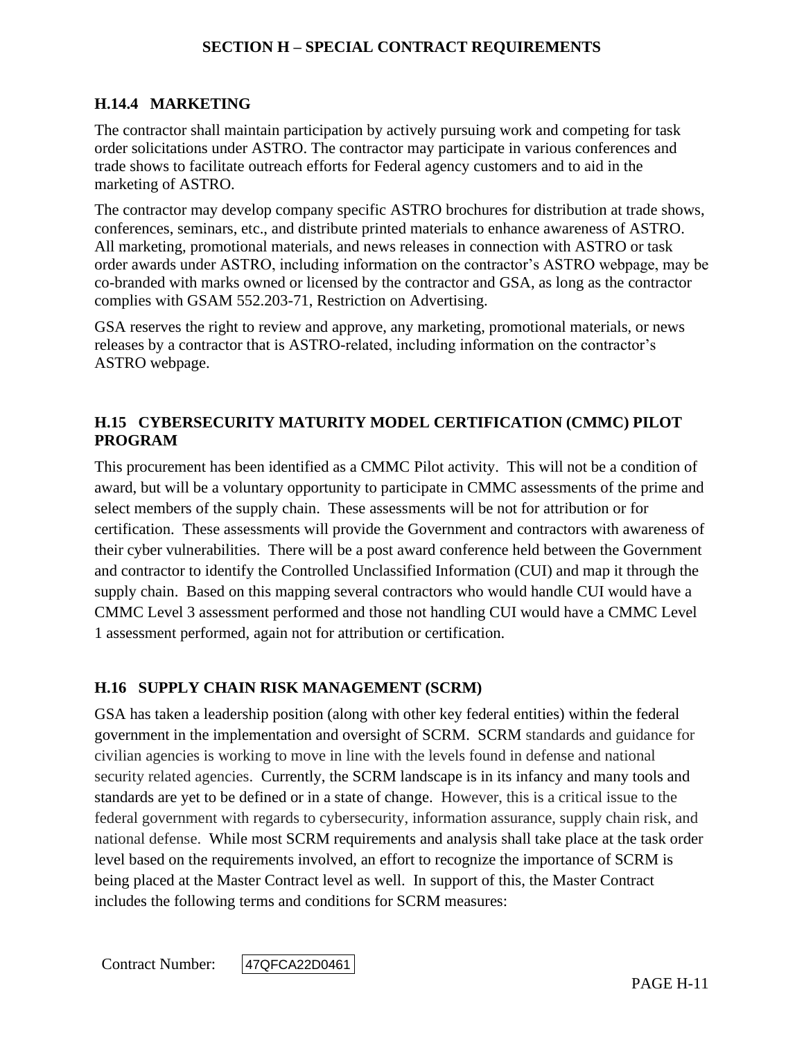### H.14.4 MARKETING

The contractor shall maintain participation by actively pursuing work and competing for task order solicitations under ASTRO. The contractor may participate in various conferences and trade shows to facilitate outreach efforts for Federal agency customers and to aid in the marketing of ASTRO.

The contractor may develop company specific ASTRO brochures for distribution at trade shows, conferences, seminars, etc., and distribute printed materials to enhance awareness of ASTRO. All marketing, promotional materials, and news releases in connection with ASTRO or task order awards under ASTRO, including information on the contractor's ASTRO webpage, may be co-branded with marks owned or licensed by the contractor and GSA, as long as the contractor complies with GSAM 552.203-71, Restriction on Advertising.

GSA reserves the right to review and approve, any marketing, promotional materials, or news releases by a contractor that is ASTRO-related, including information on the contractor's ASTRO webpage.

## H.15 CYBERSECURITY MATURITY MODEL CERTIFICATION (CMMC) PILOT PROGRAM

This procurement has been identified as a CMMC Pilot activity. This will not be a condition of award, but will be a voluntary opportunity to participate in CMMC assessments of the prime and select members of the supply chain. These assessments will be not for attribution or for certification. These assessments will provide the Government and contractors with awareness of their cyber vulnerabilities. There will be a post award conference held between the Government and contractor to identify the Controlled Unclassified Information (CUI) and map it through the supply chain. Based on this mapping several contractors who would handle CUI would have a CMMC Level 3 assessment performed and those not handling CUI would have a CMMC Level 1 assessment performed, again not for attribution or certification.

## H.16 SUPPLY CHAIN RISK MANAGEMENT (SCRM)

GSA has taken a leadership position (along with other key federal entities) within the federal government in the implementation and oversight of SCRM. SCRM standards and guidance for civilian agencies is working to move in line with the levels found in defense and national security related agencies. Currently, the SCRM landscape is in its infancy and many tools and standards are yet to be defined or in a state of change. However, this is a critical issue to the federal government with regards to cybersecurity, information assurance, supply chain risk, and national defense. While most SCRM requirements and analysis shall take place at the task order level based on the requirements involved, an effort to recognize the importance of SCRM is being placed at the Master Contract level as well. In support of this, the Master Contract includes the following terms and conditions for SCRM measures: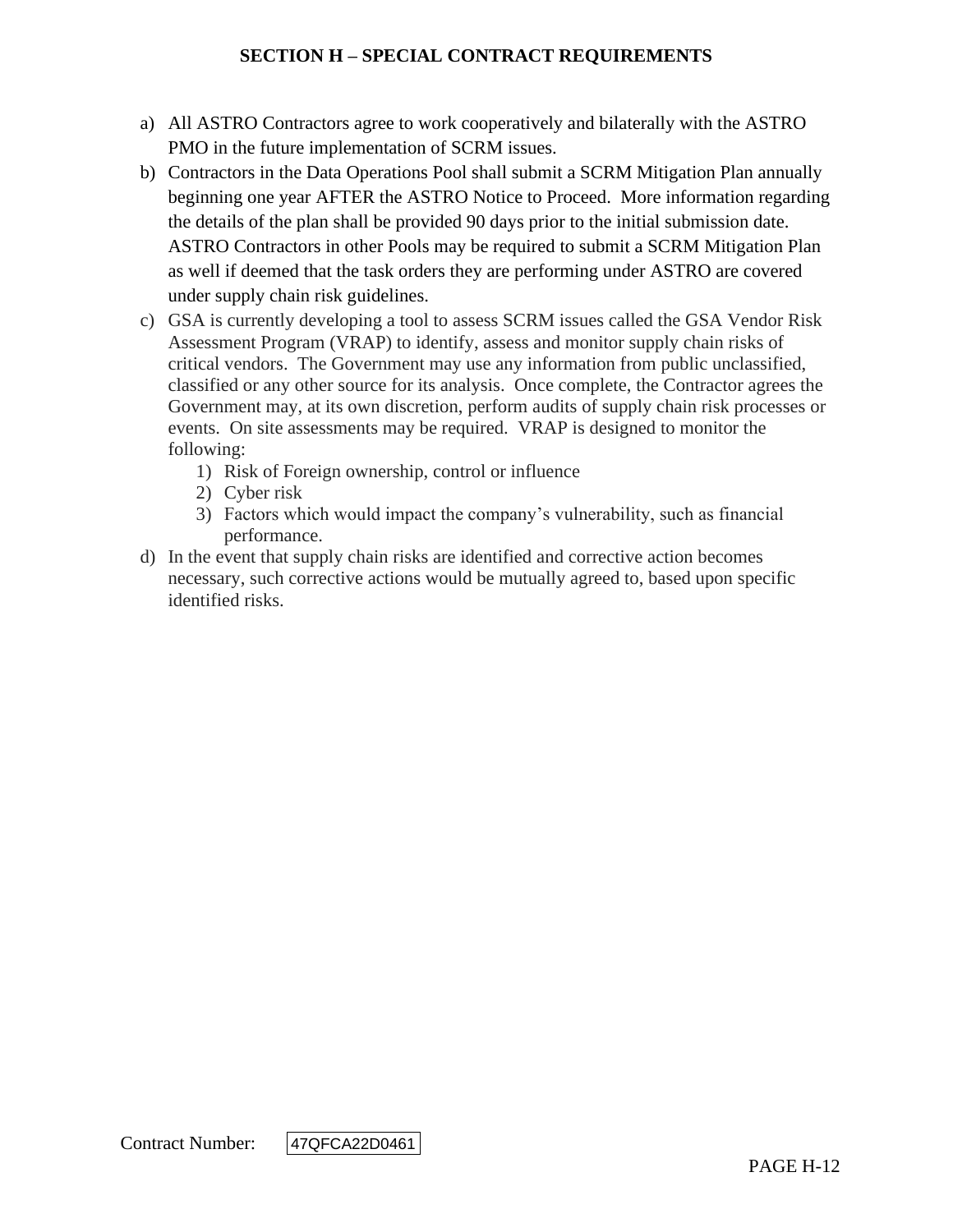a) All ASTRO Contractors agree to work cooperatively and bilaterally with the ASTRO PMO in the future implementation of SCRM issues.

b) Contractors in the Data Operations Pool shall submit a SCRM Mitigation Plan annually beginning one year AFTER the ASTRO Notice to Proceed. More information regarding the details of the plan shall be provided 90 days prior to the initial submission date. ASTRO Contractors in other Pools may be required to submit a SCRM Mitigation Plan as well if deemed that the task orders they are performing under ASTRO are covered under supply chain risk guidelines.

c) GSA is currently developing a tool to assess SCRM issues called the GSA Vendor Risk Assessment Program (VRAP) to identify, assess and monitor supply chain risks of critical vendors. The Government may use any information from public unclassified, classified or any other source for its analysis. Once complete, the Contractor agrees the Government may, at its own discretion, perform audits of supply chain risk processes or events. On site assessments may be required. VRAP is designed to monitor the following:
   1) Risk of Foreign ownership, control or influence
   2) Cyber risk
   3) Factors which would impact the company's vulnerability, such as financial performance.

d) In the event that supply chain risks are identified and corrective action becomes necessary, such corrective actions would be mutually agreed to, based upon specific identified risks.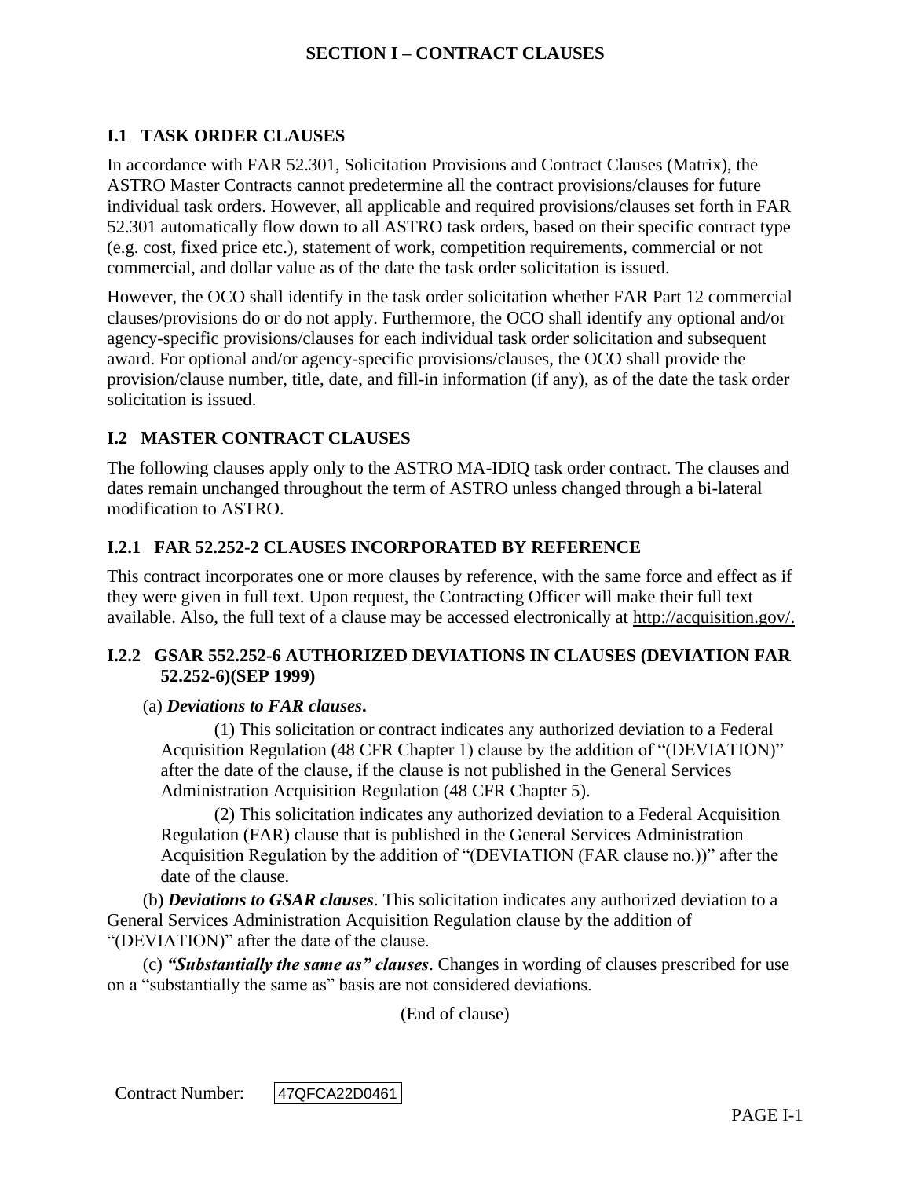# SECTION I – CONTRACT CLAUSES

## I.1 TASK ORDER CLAUSES

In accordance with FAR 52.301, Solicitation Provisions and Contract Clauses (Matrix), the ASTRO Master Contracts cannot predetermine all the contract provisions/clauses for future individual task orders. However, all applicable and required provisions/clauses set forth in FAR 52.301 automatically flow down to all ASTRO task orders, based on their specific contract type (e.g. cost, fixed price etc.), statement of work, competition requirements, commercial or not commercial, and dollar value as of the date the task order solicitation is issued.

However, the OCO shall identify in the task order solicitation whether FAR Part 12 commercial clauses/provisions do or do not apply. Furthermore, the OCO shall identify any optional and/or agency-specific provisions/clauses for each individual task order solicitation and subsequent award. For optional and/or agency-specific provisions/clauses, the OCO shall provide the provision/clause number, title, date, and fill-in information (if any), as of the date the task order solicitation is issued.

## I.2 MASTER CONTRACT CLAUSES

The following clauses apply only to the ASTRO MA-IDIQ task order contract. The clauses and dates remain unchanged throughout the term of ASTRO unless changed through a bi-lateral modification to ASTRO.

### I.2.1 FAR 52.252-2 CLAUSES INCORPORATED BY REFERENCE

This contract incorporates one or more clauses by reference, with the same force and effect as if they were given in full text. Upon request, the Contracting Officer will make their full text available. Also, the full text of a clause may be accessed electronically at http://acquisition.gov/.

### I.2.2 GSAR 552.252-6 AUTHORIZED DEVIATIONS IN CLAUSES (DEVIATION FAR 52.252-6)(SEP 1999)

(a) ***Deviations to FAR clauses*.**

(1) This solicitation or contract indicates any authorized deviation to a Federal Acquisition Regulation (48 CFR Chapter 1) clause by the addition of "(DEVIATION)" after the date of the clause, if the clause is not published in the General Services Administration Acquisition Regulation (48 CFR Chapter 5).

(2) This solicitation indicates any authorized deviation to a Federal Acquisition Regulation (FAR) clause that is published in the General Services Administration Acquisition Regulation by the addition of "(DEVIATION (FAR clause no.))" after the date of the clause.

(b) ***Deviations to GSAR clauses***. This solicitation indicates any authorized deviation to a General Services Administration Acquisition Regulation clause by the addition of "(DEVIATION)" after the date of the clause.

(c) ***"Substantially the same as" clauses***. Changes in wording of clauses prescribed for use on a "substantially the same as" basis are not considered deviations.

(End of clause)

Contract Number: 47QFCA22D0461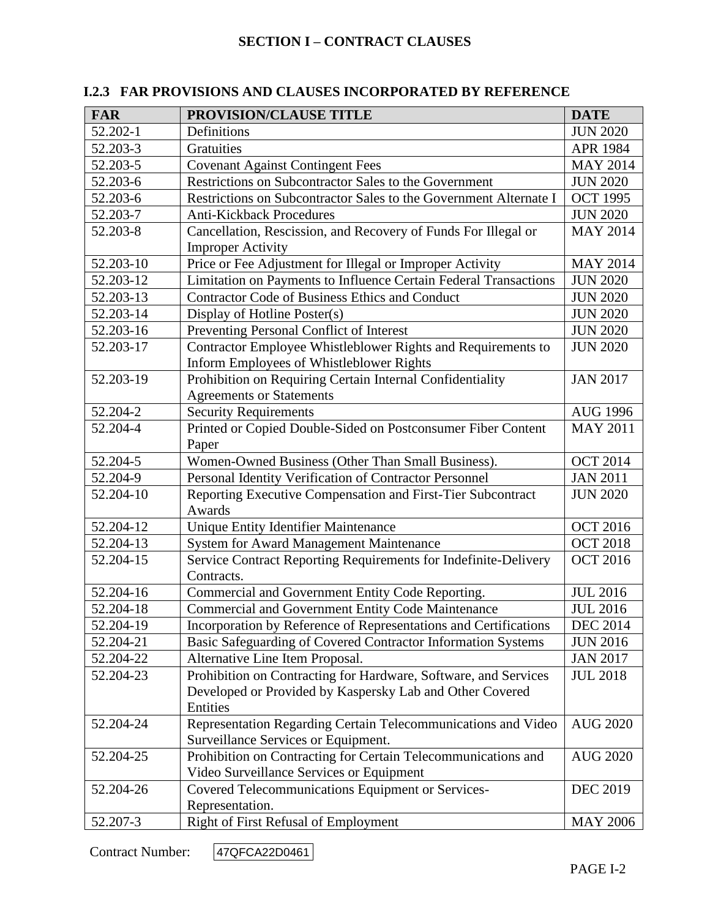# SECTION I – CONTRACT CLAUSES

## I.2.3 FAR PROVISIONS AND CLAUSES INCORPORATED BY REFERENCE

| FAR | PROVISION/CLAUSE TITLE | DATE |
|---|---|---|
| 52.202-1 | Definitions | JUN 2020 |
| 52.203-3 | Gratuities | APR 1984 |
| 52.203-5 | Covenant Against Contingent Fees | MAY 2014 |
| 52.203-6 | Restrictions on Subcontractor Sales to the Government | JUN 2020 |
| 52.203-6 | Restrictions on Subcontractor Sales to the Government Alternate I | OCT 1995 |
| 52.203-7 | Anti-Kickback Procedures | JUN 2020 |
| 52.203-8 | Cancellation, Rescission, and Recovery of Funds For Illegal or Improper Activity | MAY 2014 |
| 52.203-10 | Price or Fee Adjustment for Illegal or Improper Activity | MAY 2014 |
| 52.203-12 | Limitation on Payments to Influence Certain Federal Transactions | JUN 2020 |
| 52.203-13 | Contractor Code of Business Ethics and Conduct | JUN 2020 |
| 52.203-14 | Display of Hotline Poster(s) | JUN 2020 |
| 52.203-16 | Preventing Personal Conflict of Interest | JUN 2020 |
| 52.203-17 | Contractor Employee Whistleblower Rights and Requirements to Inform Employees of Whistleblower Rights | JUN 2020 |
| 52.203-19 | Prohibition on Requiring Certain Internal Confidentiality Agreements or Statements | JAN 2017 |
| 52.204-2 | Security Requirements | AUG 1996 |
| 52.204-4 | Printed or Copied Double-Sided on Postconsumer Fiber Content Paper | MAY 2011 |
| 52.204-5 | Women-Owned Business (Other Than Small Business). | OCT 2014 |
| 52.204-9 | Personal Identity Verification of Contractor Personnel | JAN 2011 |
| 52.204-10 | Reporting Executive Compensation and First-Tier Subcontract Awards | JUN 2020 |
| 52.204-12 | Unique Entity Identifier Maintenance | OCT 2016 |
| 52.204-13 | System for Award Management Maintenance | OCT 2018 |
| 52.204-15 | Service Contract Reporting Requirements for Indefinite-Delivery Contracts. | OCT 2016 |
| 52.204-16 | Commercial and Government Entity Code Reporting. | JUL 2016 |
| 52.204-18 | Commercial and Government Entity Code Maintenance | JUL 2016 |
| 52.204-19 | Incorporation by Reference of Representations and Certifications | DEC 2014 |
| 52.204-21 | Basic Safeguarding of Covered Contractor Information Systems | JUN 2016 |
| 52.204-22 | Alternative Line Item Proposal. | JAN 2017 |
| 52.204-23 | Prohibition on Contracting for Hardware, Software, and Services Developed or Provided by Kaspersky Lab and Other Covered Entities | JUL 2018 |
| 52.204-24 | Representation Regarding Certain Telecommunications and Video Surveillance Services or Equipment. | AUG 2020 |
| 52.204-25 | Prohibition on Contracting for Certain Telecommunications and Video Surveillance Services or Equipment | AUG 2020 |
| 52.204-26 | Covered Telecommunications Equipment or Services-Representation. | DEC 2019 |
| 52.207-3 | Right of First Refusal of Employment | MAY 2006 |

Contract Number: 47QFCA22D0461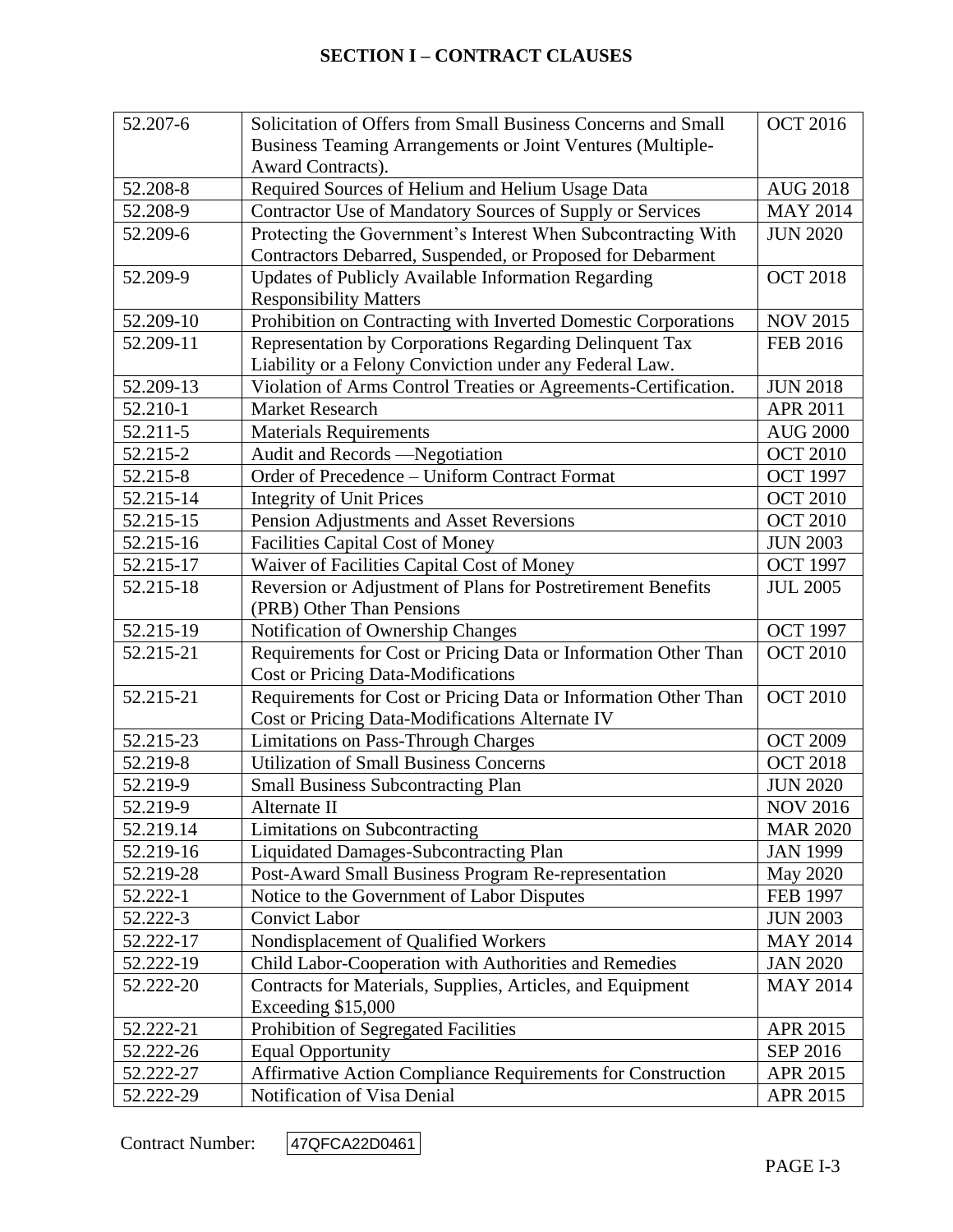# SECTION I – CONTRACT CLAUSES

| | | |
|---|---|---|
| 52.207-6 | Solicitation of Offers from Small Business Concerns and Small Business Teaming Arrangements or Joint Ventures (Multiple-Award Contracts). | OCT 2016 |
| 52.208-8 | Required Sources of Helium and Helium Usage Data | AUG 2018 |
| 52.208-9 | Contractor Use of Mandatory Sources of Supply or Services | MAY 2014 |
| 52.209-6 | Protecting the Government's Interest When Subcontracting With Contractors Debarred, Suspended, or Proposed for Debarment | JUN 2020 |
| 52.209-9 | Updates of Publicly Available Information Regarding Responsibility Matters | OCT 2018 |
| 52.209-10 | Prohibition on Contracting with Inverted Domestic Corporations | NOV 2015 |
| 52.209-11 | Representation by Corporations Regarding Delinquent Tax Liability or a Felony Conviction under any Federal Law. | FEB 2016 |
| 52.209-13 | Violation of Arms Control Treaties or Agreements-Certification. | JUN 2018 |
| 52.210-1 | Market Research | APR 2011 |
| 52.211-5 | Materials Requirements | AUG 2000 |
| 52.215-2 | Audit and Records —Negotiation | OCT 2010 |
| 52.215-8 | Order of Precedence – Uniform Contract Format | OCT 1997 |
| 52.215-14 | Integrity of Unit Prices | OCT 2010 |
| 52.215-15 | Pension Adjustments and Asset Reversions | OCT 2010 |
| 52.215-16 | Facilities Capital Cost of Money | JUN 2003 |
| 52.215-17 | Waiver of Facilities Capital Cost of Money | OCT 1997 |
| 52.215-18 | Reversion or Adjustment of Plans for Postretirement Benefits (PRB) Other Than Pensions | JUL 2005 |
| 52.215-19 | Notification of Ownership Changes | OCT 1997 |
| 52.215-21 | Requirements for Cost or Pricing Data or Information Other Than Cost or Pricing Data-Modifications | OCT 2010 |
| 52.215-21 | Requirements for Cost or Pricing Data or Information Other Than Cost or Pricing Data-Modifications Alternate IV | OCT 2010 |
| 52.215-23 | Limitations on Pass-Through Charges | OCT 2009 |
| 52.219-8 | Utilization of Small Business Concerns | OCT 2018 |
| 52.219-9 | Small Business Subcontracting Plan | JUN 2020 |
| 52.219-9 | Alternate II | NOV 2016 |
| 52.219.14 | Limitations on Subcontracting | MAR 2020 |
| 52.219-16 | Liquidated Damages-Subcontracting Plan | JAN 1999 |
| 52.219-28 | Post-Award Small Business Program Re-representation | May 2020 |
| 52.222-1 | Notice to the Government of Labor Disputes | FEB 1997 |
| 52.222-3 | Convict Labor | JUN 2003 |
| 52.222-17 | Nondisplacement of Qualified Workers | MAY 2014 |
| 52.222-19 | Child Labor-Cooperation with Authorities and Remedies | JAN 2020 |
| 52.222-20 | Contracts for Materials, Supplies, Articles, and Equipment Exceeding $15,000 | MAY 2014 |
| 52.222-21 | Prohibition of Segregated Facilities | APR 2015 |
| 52.222-26 | Equal Opportunity | SEP 2016 |
| 52.222-27 | Affirmative Action Compliance Requirements for Construction | APR 2015 |
| 52.222-29 | Notification of Visa Denial | APR 2015 |

Contract Number: 47QFCA22D0461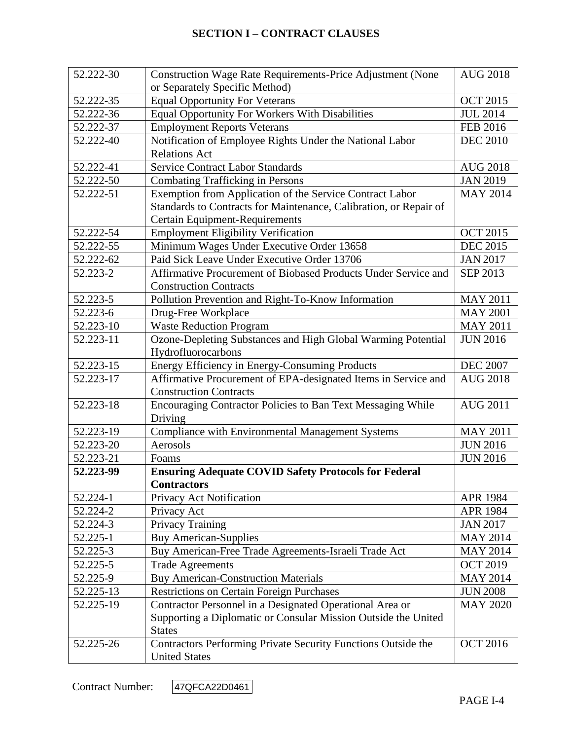# SECTION I – CONTRACT CLAUSES

| | | |
|---|---|---|
| 52.222-30 | Construction Wage Rate Requirements-Price Adjustment (None or Separately Specific Method) | AUG 2018 |
| 52.222-35 | Equal Opportunity For Veterans | OCT 2015 |
| 52.222-36 | Equal Opportunity For Workers With Disabilities | JUL 2014 |
| 52.222-37 | Employment Reports Veterans | FEB 2016 |
| 52.222-40 | Notification of Employee Rights Under the National Labor Relations Act | DEC 2010 |
| 52.222-41 | Service Contract Labor Standards | AUG 2018 |
| 52.222-50 | Combating Trafficking in Persons | JAN 2019 |
| 52.222-51 | Exemption from Application of the Service Contract Labor Standards to Contracts for Maintenance, Calibration, or Repair of Certain Equipment-Requirements | MAY 2014 |
| 52.222-54 | Employment Eligibility Verification | OCT 2015 |
| 52.222-55 | Minimum Wages Under Executive Order 13658 | DEC 2015 |
| 52.222-62 | Paid Sick Leave Under Executive Order 13706 | JAN 2017 |
| 52.223-2 | Affirmative Procurement of Biobased Products Under Service and Construction Contracts | SEP 2013 |
| 52.223-5 | Pollution Prevention and Right-To-Know Information | MAY 2011 |
| 52.223-6 | Drug-Free Workplace | MAY 2001 |
| 52.223-10 | Waste Reduction Program | MAY 2011 |
| 52.223-11 | Ozone-Depleting Substances and High Global Warming Potential Hydrofluorocarbons | JUN 2016 |
| 52.223-15 | Energy Efficiency in Energy-Consuming Products | DEC 2007 |
| 52.223-17 | Affirmative Procurement of EPA-designated Items in Service and Construction Contracts | AUG 2018 |
| 52.223-18 | Encouraging Contractor Policies to Ban Text Messaging While Driving | AUG 2011 |
| 52.223-19 | Compliance with Environmental Management Systems | MAY 2011 |
| 52.223-20 | Aerosols | JUN 2016 |
| 52.223-21 | Foams | JUN 2016 |
| **52.223-99** | **Ensuring Adequate COVID Safety Protocols for Federal Contractors** | |
| 52.224-1 | Privacy Act Notification | APR 1984 |
| 52.224-2 | Privacy Act | APR 1984 |
| 52.224-3 | Privacy Training | JAN 2017 |
| 52.225-1 | Buy American-Supplies | MAY 2014 |
| 52.225-3 | Buy American-Free Trade Agreements-Israeli Trade Act | MAY 2014 |
| 52.225-5 | Trade Agreements | OCT 2019 |
| 52.225-9 | Buy American-Construction Materials | MAY 2014 |
| 52.225-13 | Restrictions on Certain Foreign Purchases | JUN 2008 |
| 52.225-19 | Contractor Personnel in a Designated Operational Area or Supporting a Diplomatic or Consular Mission Outside the United States | MAY 2020 |
| 52.225-26 | Contractors Performing Private Security Functions Outside the United States | OCT 2016 |

Contract Number: 47QFCA22D0461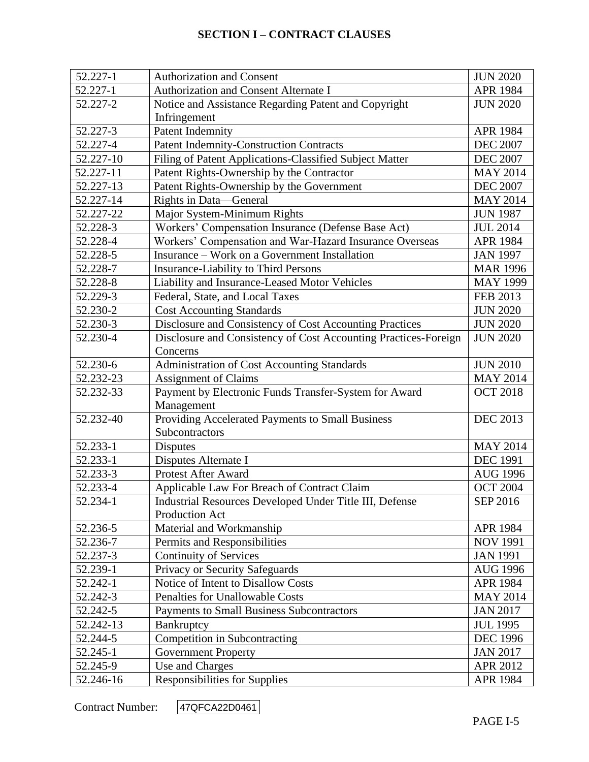## SECTION I – CONTRACT CLAUSES

| | | |
|---|---|---|
| 52.227-1 | Authorization and Consent | JUN 2020 |
| 52.227-1 | Authorization and Consent Alternate I | APR 1984 |
| 52.227-2 | Notice and Assistance Regarding Patent and Copyright Infringement | JUN 2020 |
| 52.227-3 | Patent Indemnity | APR 1984 |
| 52.227-4 | Patent Indemnity-Construction Contracts | DEC 2007 |
| 52.227-10 | Filing of Patent Applications-Classified Subject Matter | DEC 2007 |
| 52.227-11 | Patent Rights-Ownership by the Contractor | MAY 2014 |
| 52.227-13 | Patent Rights-Ownership by the Government | DEC 2007 |
| 52.227-14 | Rights in Data—General | MAY 2014 |
| 52.227-22 | Major System-Minimum Rights | JUN 1987 |
| 52.228-3 | Workers' Compensation Insurance (Defense Base Act) | JUL 2014 |
| 52.228-4 | Workers' Compensation and War-Hazard Insurance Overseas | APR 1984 |
| 52.228-5 | Insurance – Work on a Government Installation | JAN 1997 |
| 52.228-7 | Insurance-Liability to Third Persons | MAR 1996 |
| 52.228-8 | Liability and Insurance-Leased Motor Vehicles | MAY 1999 |
| 52.229-3 | Federal, State, and Local Taxes | FEB 2013 |
| 52.230-2 | Cost Accounting Standards | JUN 2020 |
| 52.230-3 | Disclosure and Consistency of Cost Accounting Practices | JUN 2020 |
| 52.230-4 | Disclosure and Consistency of Cost Accounting Practices-Foreign Concerns | JUN 2020 |
| 52.230-6 | Administration of Cost Accounting Standards | JUN 2010 |
| 52.232-23 | Assignment of Claims | MAY 2014 |
| 52.232-33 | Payment by Electronic Funds Transfer-System for Award Management | OCT 2018 |
| 52.232-40 | Providing Accelerated Payments to Small Business Subcontractors | DEC 2013 |
| 52.233-1 | Disputes | MAY 2014 |
| 52.233-1 | Disputes Alternate I | DEC 1991 |
| 52.233-3 | Protest After Award | AUG 1996 |
| 52.233-4 | Applicable Law For Breach of Contract Claim | OCT 2004 |
| 52.234-1 | Industrial Resources Developed Under Title III, Defense Production Act | SEP 2016 |
| 52.236-5 | Material and Workmanship | APR 1984 |
| 52.236-7 | Permits and Responsibilities | NOV 1991 |
| 52.237-3 | Continuity of Services | JAN 1991 |
| 52.239-1 | Privacy or Security Safeguards | AUG 1996 |
| 52.242-1 | Notice of Intent to Disallow Costs | APR 1984 |
| 52.242-3 | Penalties for Unallowable Costs | MAY 2014 |
| 52.242-5 | Payments to Small Business Subcontractors | JAN 2017 |
| 52.242-13 | Bankruptcy | JUL 1995 |
| 52.244-5 | Competition in Subcontracting | DEC 1996 |
| 52.245-1 | Government Property | JAN 2017 |
| 52.245-9 | Use and Charges | APR 2012 |
| 52.246-16 | Responsibilities for Supplies | APR 1984 |

Contract Number: 47QFCA22D0461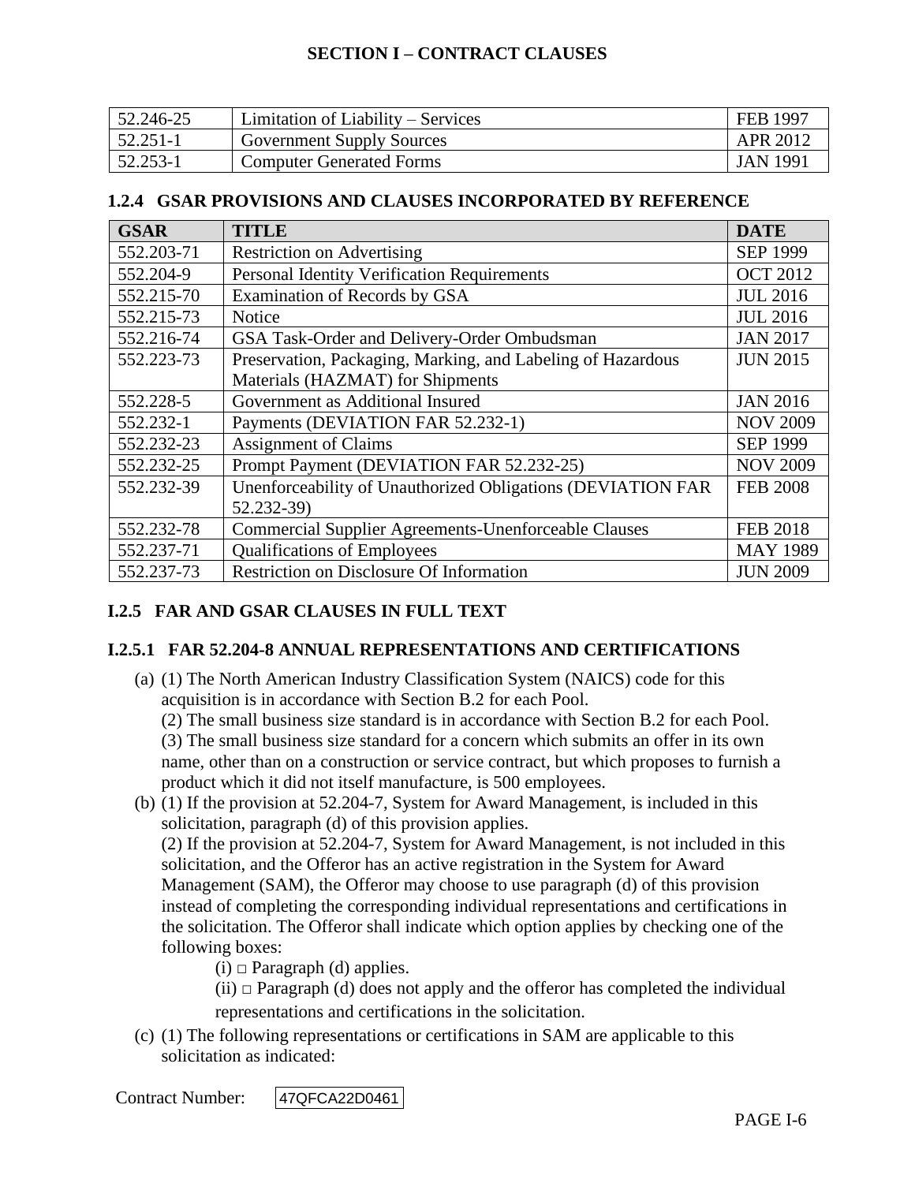| | | |
|---|---|---|
| 52.246-25 | Limitation of Liability – Services | FEB 1997 |
| 52.251-1 | Government Supply Sources | APR 2012 |
| 52.253-1 | Computer Generated Forms | JAN 1991 |

### 1.2.4 GSAR PROVISIONS AND CLAUSES INCORPORATED BY REFERENCE

| GSAR | TITLE | DATE |
|---|---|---|
| 552.203-71 | Restriction on Advertising | SEP 1999 |
| 552.204-9 | Personal Identity Verification Requirements | OCT 2012 |
| 552.215-70 | Examination of Records by GSA | JUL 2016 |
| 552.215-73 | Notice | JUL 2016 |
| 552.216-74 | GSA Task-Order and Delivery-Order Ombudsman | JAN 2017 |
| 552.223-73 | Preservation, Packaging, Marking, and Labeling of Hazardous Materials (HAZMAT) for Shipments | JUN 2015 |
| 552.228-5 | Government as Additional Insured | JAN 2016 |
| 552.232-1 | Payments (DEVIATION FAR 52.232-1) | NOV 2009 |
| 552.232-23 | Assignment of Claims | SEP 1999 |
| 552.232-25 | Prompt Payment (DEVIATION FAR 52.232-25) | NOV 2009 |
| 552.232-39 | Unenforceability of Unauthorized Obligations (DEVIATION FAR 52.232-39) | FEB 2008 |
| 552.232-78 | Commercial Supplier Agreements-Unenforceable Clauses | FEB 2018 |
| 552.237-71 | Qualifications of Employees | MAY 1989 |
| 552.237-73 | Restriction on Disclosure Of Information | JUN 2009 |

### I.2.5 FAR AND GSAR CLAUSES IN FULL TEXT

### I.2.5.1 FAR 52.204-8 ANNUAL REPRESENTATIONS AND CERTIFICATIONS

(a) (1) The North American Industry Classification System (NAICS) code for this acquisition is in accordance with Section B.2 for each Pool.
(2) The small business size standard is in accordance with Section B.2 for each Pool.
(3) The small business size standard for a concern which submits an offer in its own name, other than on a construction or service contract, but which proposes to furnish a product which it did not itself manufacture, is 500 employees.

(b) (1) If the provision at 52.204-7, System for Award Management, is included in this solicitation, paragraph (d) of this provision applies.
(2) If the provision at 52.204-7, System for Award Management, is not included in this solicitation, and the Offeror has an active registration in the System for Award Management (SAM), the Offeror may choose to use paragraph (d) of this provision instead of completing the corresponding individual representations and certifications in the solicitation. The Offeror shall indicate which option applies by checking one of the following boxes:
(i) □ Paragraph (d) applies.
(ii) □ Paragraph (d) does not apply and the offeror has completed the individual representations and certifications in the solicitation.

(c) (1) The following representations or certifications in SAM are applicable to this solicitation as indicated:

Contract Number: 47QFCA22D0461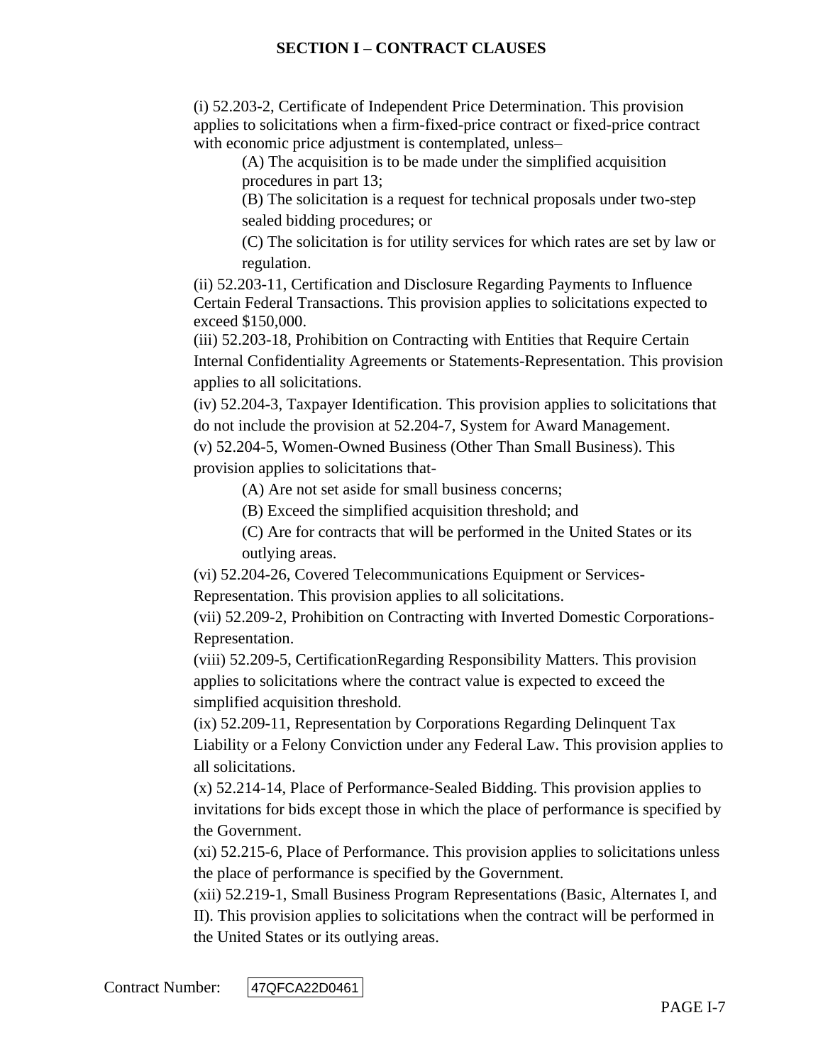(i) 52.203-2, Certificate of Independent Price Determination. This provision applies to solicitations when a firm-fixed-price contract or fixed-price contract with economic price adjustment is contemplated, unless–

(A) The acquisition is to be made under the simplified acquisition procedures in part 13;

(B) The solicitation is a request for technical proposals under two-step sealed bidding procedures; or

(C) The solicitation is for utility services for which rates are set by law or regulation.

(ii) 52.203-11, Certification and Disclosure Regarding Payments to Influence Certain Federal Transactions. This provision applies to solicitations expected to exceed $150,000.

(iii) 52.203-18, Prohibition on Contracting with Entities that Require Certain Internal Confidentiality Agreements or Statements-Representation. This provision applies to all solicitations.

(iv) 52.204-3, Taxpayer Identification. This provision applies to solicitations that do not include the provision at 52.204-7, System for Award Management.

(v) 52.204-5, Women-Owned Business (Other Than Small Business). This provision applies to solicitations that-

(A) Are not set aside for small business concerns;

(B) Exceed the simplified acquisition threshold; and

(C) Are for contracts that will be performed in the United States or its outlying areas.

(vi) 52.204-26, Covered Telecommunications Equipment or Services-Representation. This provision applies to all solicitations.

(vii) 52.209-2, Prohibition on Contracting with Inverted Domestic Corporations-Representation.

(viii) 52.209-5, CertificationRegarding Responsibility Matters. This provision applies to solicitations where the contract value is expected to exceed the simplified acquisition threshold.

(ix) 52.209-11, Representation by Corporations Regarding Delinquent Tax Liability or a Felony Conviction under any Federal Law. This provision applies to all solicitations.

(x) 52.214-14, Place of Performance-Sealed Bidding. This provision applies to invitations for bids except those in which the place of performance is specified by the Government.

(xi) 52.215-6, Place of Performance. This provision applies to solicitations unless the place of performance is specified by the Government.

(xii) 52.219-1, Small Business Program Representations (Basic, Alternates I, and II). This provision applies to solicitations when the contract will be performed in the United States or its outlying areas.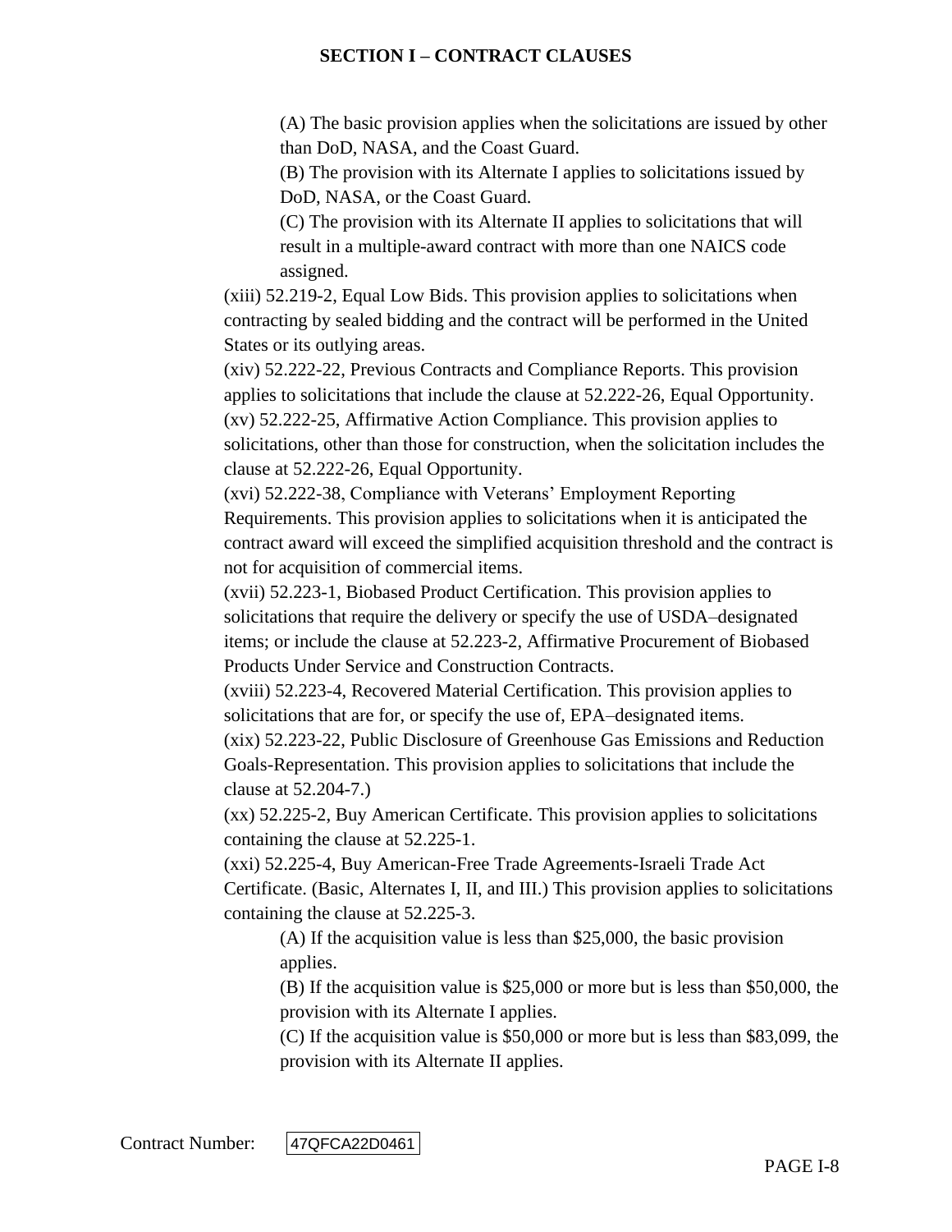(A) The basic provision applies when the solicitations are issued by other than DoD, NASA, and the Coast Guard.

(B) The provision with its Alternate I applies to solicitations issued by DoD, NASA, or the Coast Guard.

(C) The provision with its Alternate II applies to solicitations that will result in a multiple-award contract with more than one NAICS code assigned.

(xiii) 52.219-2, Equal Low Bids. This provision applies to solicitations when contracting by sealed bidding and the contract will be performed in the United States or its outlying areas.

(xiv) 52.222-22, Previous Contracts and Compliance Reports. This provision applies to solicitations that include the clause at 52.222-26, Equal Opportunity.

(xv) 52.222-25, Affirmative Action Compliance. This provision applies to solicitations, other than those for construction, when the solicitation includes the clause at 52.222-26, Equal Opportunity.

(xvi) 52.222-38, Compliance with Veterans' Employment Reporting Requirements. This provision applies to solicitations when it is anticipated the contract award will exceed the simplified acquisition threshold and the contract is not for acquisition of commercial items.

(xvii) 52.223-1, Biobased Product Certification. This provision applies to solicitations that require the delivery or specify the use of USDA–designated items; or include the clause at 52.223-2, Affirmative Procurement of Biobased Products Under Service and Construction Contracts.

(xviii) 52.223-4, Recovered Material Certification. This provision applies to solicitations that are for, or specify the use of, EPA–designated items.

(xix) 52.223-22, Public Disclosure of Greenhouse Gas Emissions and Reduction Goals-Representation. This provision applies to solicitations that include the clause at 52.204-7.)

(xx) 52.225-2, Buy American Certificate. This provision applies to solicitations containing the clause at 52.225-1.

(xxi) 52.225-4, Buy American-Free Trade Agreements-Israeli Trade Act Certificate. (Basic, Alternates I, II, and III.) This provision applies to solicitations containing the clause at 52.225-3.

(A) If the acquisition value is less than $25,000, the basic provision applies.

(B) If the acquisition value is $25,000 or more but is less than $50,000, the provision with its Alternate I applies.

(C) If the acquisition value is $50,000 or more but is less than $83,099, the provision with its Alternate II applies.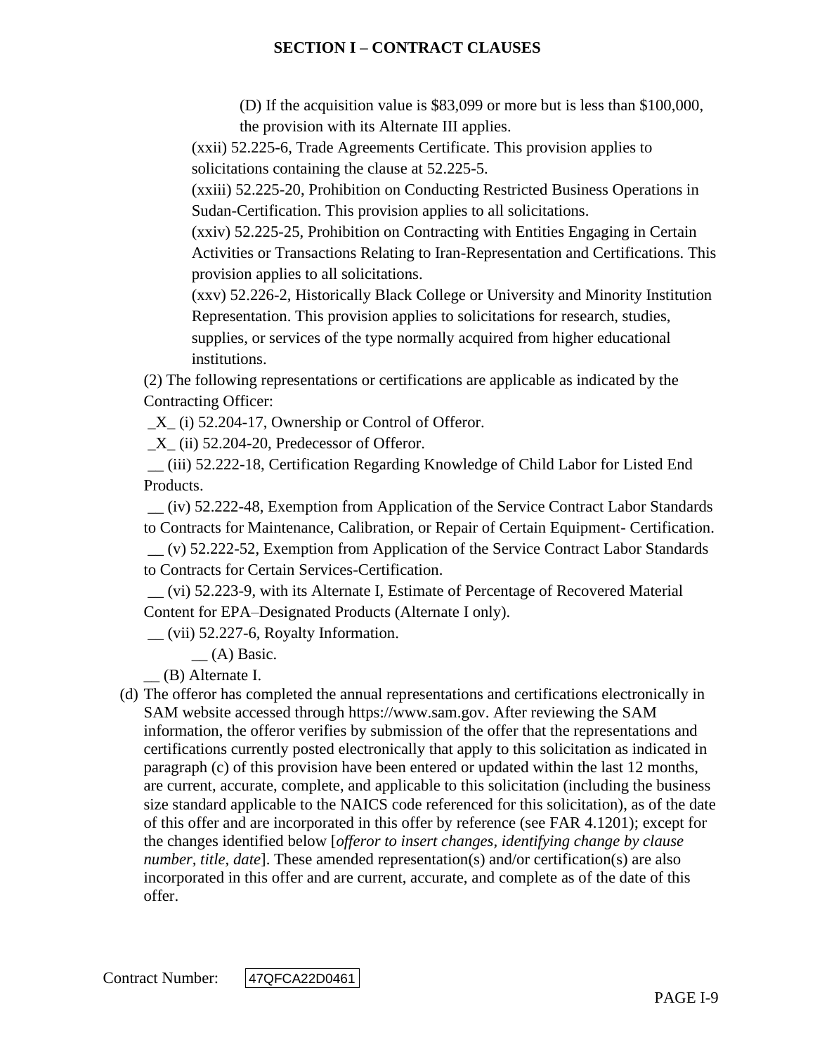(D) If the acquisition value is $83,099 or more but is less than $100,000, the provision with its Alternate III applies.

(xxii) 52.225-6, Trade Agreements Certificate. This provision applies to solicitations containing the clause at 52.225-5.

(xxiii) 52.225-20, Prohibition on Conducting Restricted Business Operations in Sudan-Certification. This provision applies to all solicitations.

(xxiv) 52.225-25, Prohibition on Contracting with Entities Engaging in Certain Activities or Transactions Relating to Iran-Representation and Certifications. This provision applies to all solicitations.

(xxv) 52.226-2, Historically Black College or University and Minority Institution Representation. This provision applies to solicitations for research, studies, supplies, or services of the type normally acquired from higher educational institutions.

(2) The following representations or certifications are applicable as indicated by the Contracting Officer:

_X_ (i) 52.204-17, Ownership or Control of Offeror.

_X_ (ii) 52.204-20, Predecessor of Offeror.

__ (iii) 52.222-18, Certification Regarding Knowledge of Child Labor for Listed End Products.

__ (iv) 52.222-48, Exemption from Application of the Service Contract Labor Standards to Contracts for Maintenance, Calibration, or Repair of Certain Equipment- Certification.

__ (v) 52.222-52, Exemption from Application of the Service Contract Labor Standards to Contracts for Certain Services-Certification.

__ (vi) 52.223-9, with its Alternate I, Estimate of Percentage of Recovered Material Content for EPA–Designated Products (Alternate I only).

__ (vii) 52.227-6, Royalty Information.

__ (A) Basic.

__ (B) Alternate I.

(d) The offeror has completed the annual representations and certifications electronically in SAM website accessed through https://www.sam.gov. After reviewing the SAM information, the offeror verifies by submission of the offer that the representations and certifications currently posted electronically that apply to this solicitation as indicated in paragraph (c) of this provision have been entered or updated within the last 12 months, are current, accurate, complete, and applicable to this solicitation (including the business size standard applicable to the NAICS code referenced for this solicitation), as of the date of this offer and are incorporated in this offer by reference (see FAR 4.1201); except for the changes identified below [*offeror to insert changes, identifying change by clause number, title, date*]. These amended representation(s) and/or certification(s) are also incorporated in this offer and are current, accurate, and complete as of the date of this offer.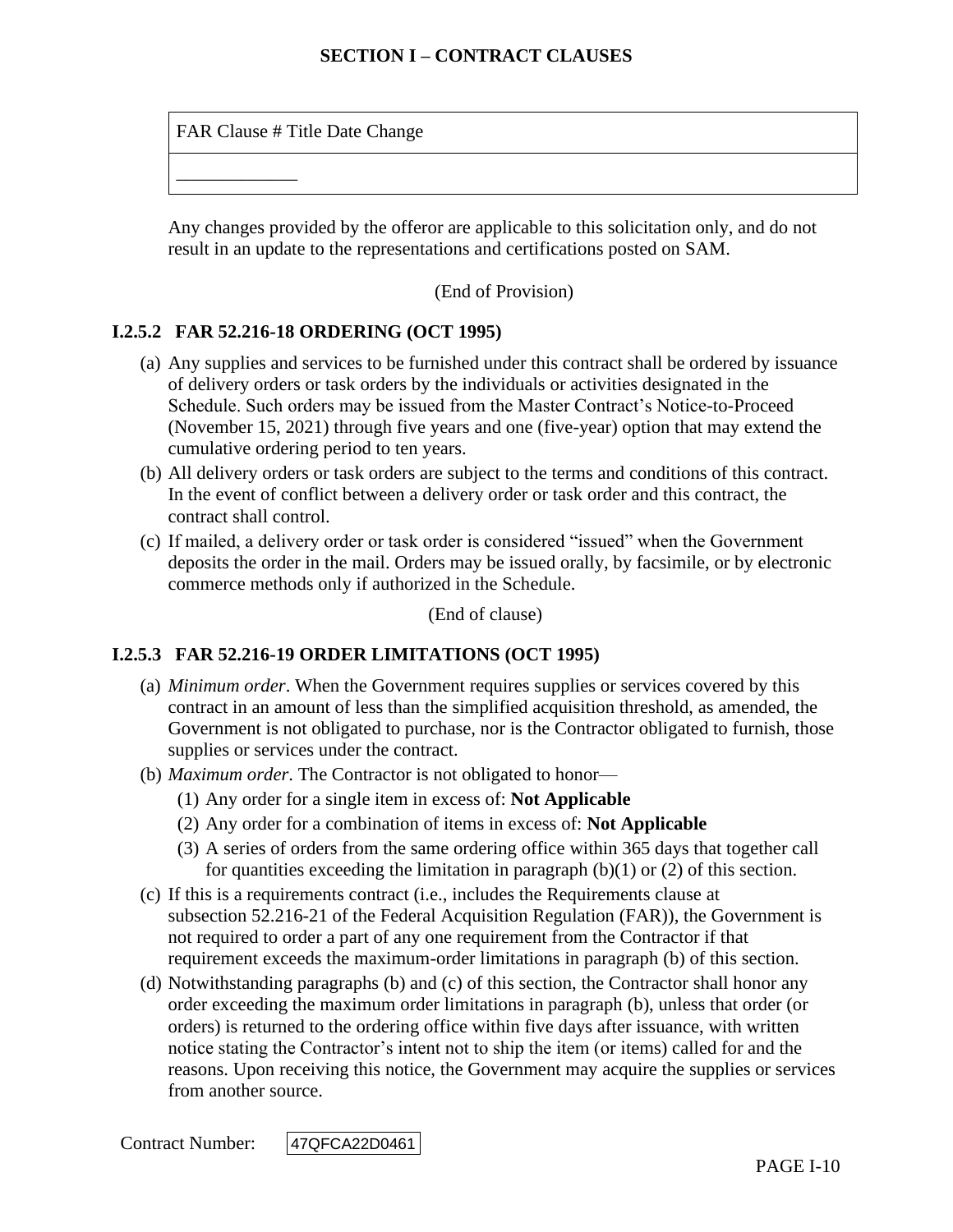| FAR Clause # Title Date Change |
|---|
| _____________ |

Any changes provided by the offeror are applicable to this solicitation only, and do not result in an update to the representations and certifications posted on SAM.

(End of Provision)

### I.2.5.2 FAR 52.216-18 ORDERING (OCT 1995)

(a) Any supplies and services to be furnished under this contract shall be ordered by issuance of delivery orders or task orders by the individuals or activities designated in the Schedule. Such orders may be issued from the Master Contract's Notice-to-Proceed (November 15, 2021) through five years and one (five-year) option that may extend the cumulative ordering period to ten years.

(b) All delivery orders or task orders are subject to the terms and conditions of this contract. In the event of conflict between a delivery order or task order and this contract, the contract shall control.

(c) If mailed, a delivery order or task order is considered "issued" when the Government deposits the order in the mail. Orders may be issued orally, by facsimile, or by electronic commerce methods only if authorized in the Schedule.

(End of clause)

### I.2.5.3 FAR 52.216-19 ORDER LIMITATIONS (OCT 1995)

(a) *Minimum order*. When the Government requires supplies or services covered by this contract in an amount of less than the simplified acquisition threshold, as amended, the Government is not obligated to purchase, nor is the Contractor obligated to furnish, those supplies or services under the contract.

(b) *Maximum order*. The Contractor is not obligated to honor—

  (1) Any order for a single item in excess of: **Not Applicable**

  (2) Any order for a combination of items in excess of: **Not Applicable**

  (3) A series of orders from the same ordering office within 365 days that together call for quantities exceeding the limitation in paragraph (b)(1) or (2) of this section.

(c) If this is a requirements contract (i.e., includes the Requirements clause at subsection 52.216-21 of the Federal Acquisition Regulation (FAR)), the Government is not required to order a part of any one requirement from the Contractor if that requirement exceeds the maximum-order limitations in paragraph (b) of this section.

(d) Notwithstanding paragraphs (b) and (c) of this section, the Contractor shall honor any order exceeding the maximum order limitations in paragraph (b), unless that order (or orders) is returned to the ordering office within five days after issuance, with written notice stating the Contractor's intent not to ship the item (or items) called for and the reasons. Upon receiving this notice, the Government may acquire the supplies or services from another source.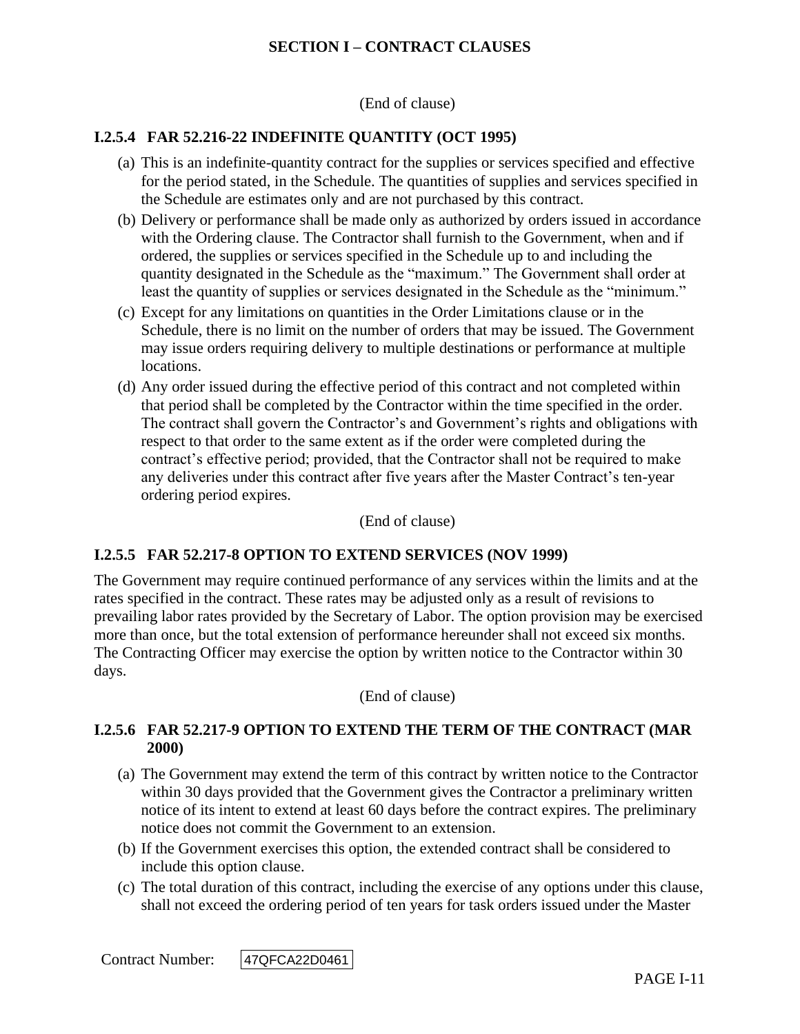(End of clause)

### I.2.5.4 FAR 52.216-22 INDEFINITE QUANTITY (OCT 1995)

(a) This is an indefinite-quantity contract for the supplies or services specified and effective for the period stated, in the Schedule. The quantities of supplies and services specified in the Schedule are estimates only and are not purchased by this contract.

(b) Delivery or performance shall be made only as authorized by orders issued in accordance with the Ordering clause. The Contractor shall furnish to the Government, when and if ordered, the supplies or services specified in the Schedule up to and including the quantity designated in the Schedule as the "maximum." The Government shall order at least the quantity of supplies or services designated in the Schedule as the "minimum."

(c) Except for any limitations on quantities in the Order Limitations clause or in the Schedule, there is no limit on the number of orders that may be issued. The Government may issue orders requiring delivery to multiple destinations or performance at multiple locations.

(d) Any order issued during the effective period of this contract and not completed within that period shall be completed by the Contractor within the time specified in the order. The contract shall govern the Contractor's and Government's rights and obligations with respect to that order to the same extent as if the order were completed during the contract's effective period; provided, that the Contractor shall not be required to make any deliveries under this contract after five years after the Master Contract's ten-year ordering period expires.

(End of clause)

### I.2.5.5 FAR 52.217-8 OPTION TO EXTEND SERVICES (NOV 1999)

The Government may require continued performance of any services within the limits and at the rates specified in the contract. These rates may be adjusted only as a result of revisions to prevailing labor rates provided by the Secretary of Labor. The option provision may be exercised more than once, but the total extension of performance hereunder shall not exceed six months. The Contracting Officer may exercise the option by written notice to the Contractor within 30 days.

(End of clause)

### I.2.5.6 FAR 52.217-9 OPTION TO EXTEND THE TERM OF THE CONTRACT (MAR 2000)

(a) The Government may extend the term of this contract by written notice to the Contractor within 30 days provided that the Government gives the Contractor a preliminary written notice of its intent to extend at least 60 days before the contract expires. The preliminary notice does not commit the Government to an extension.

(b) If the Government exercises this option, the extended contract shall be considered to include this option clause.

(c) The total duration of this contract, including the exercise of any options under this clause, shall not exceed the ordering period of ten years for task orders issued under the Master

Contract Number: 47QFCA22D0461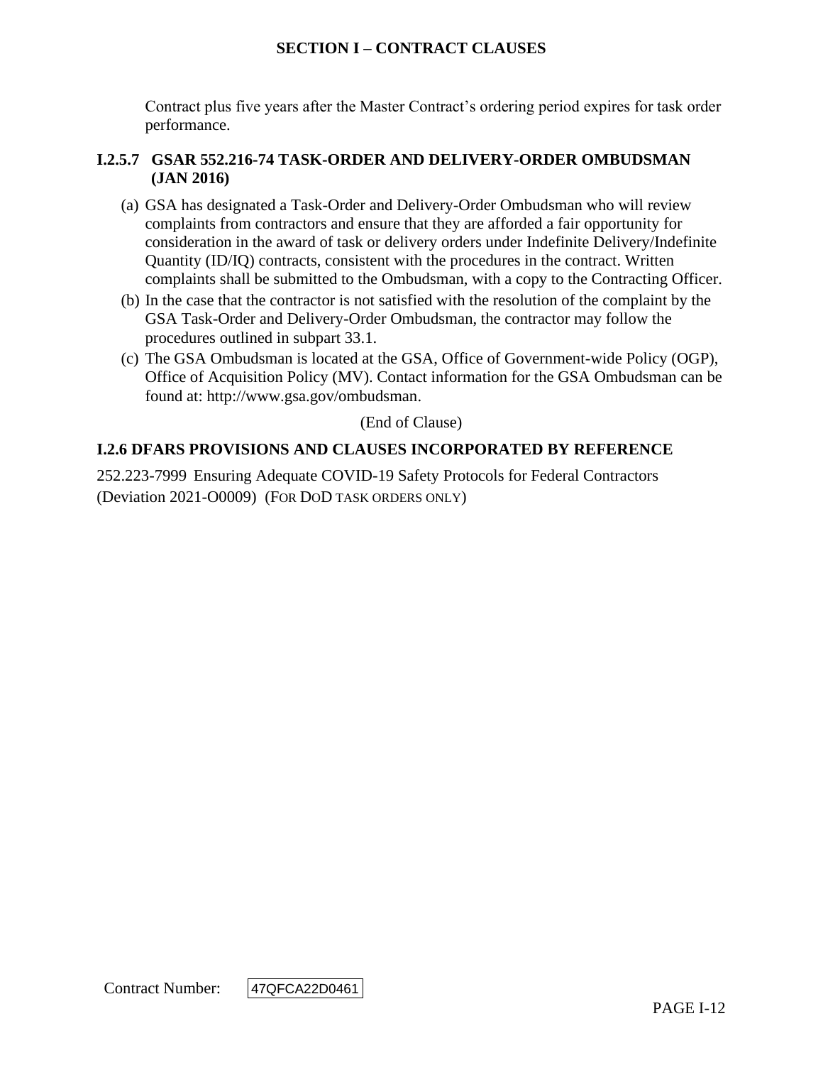Contract plus five years after the Master Contract's ordering period expires for task order performance.

### I.2.5.7 GSAR 552.216-74 TASK-ORDER AND DELIVERY-ORDER OMBUDSMAN (JAN 2016)

(a) GSA has designated a Task-Order and Delivery-Order Ombudsman who will review complaints from contractors and ensure that they are afforded a fair opportunity for consideration in the award of task or delivery orders under Indefinite Delivery/Indefinite Quantity (ID/IQ) contracts, consistent with the procedures in the contract. Written complaints shall be submitted to the Ombudsman, with a copy to the Contracting Officer.

(b) In the case that the contractor is not satisfied with the resolution of the complaint by the GSA Task-Order and Delivery-Order Ombudsman, the contractor may follow the procedures outlined in subpart 33.1.

(c) The GSA Ombudsman is located at the GSA, Office of Government-wide Policy (OGP), Office of Acquisition Policy (MV). Contact information for the GSA Ombudsman can be found at: http://www.gsa.gov/ombudsman.

(End of Clause)

### I.2.6 DFARS PROVISIONS AND CLAUSES INCORPORATED BY REFERENCE

252.223-7999 Ensuring Adequate COVID-19 Safety Protocols for Federal Contractors (Deviation 2021-O0009) (FOR DOD TASK ORDERS ONLY)

Contract Number: 47QFCA22D0461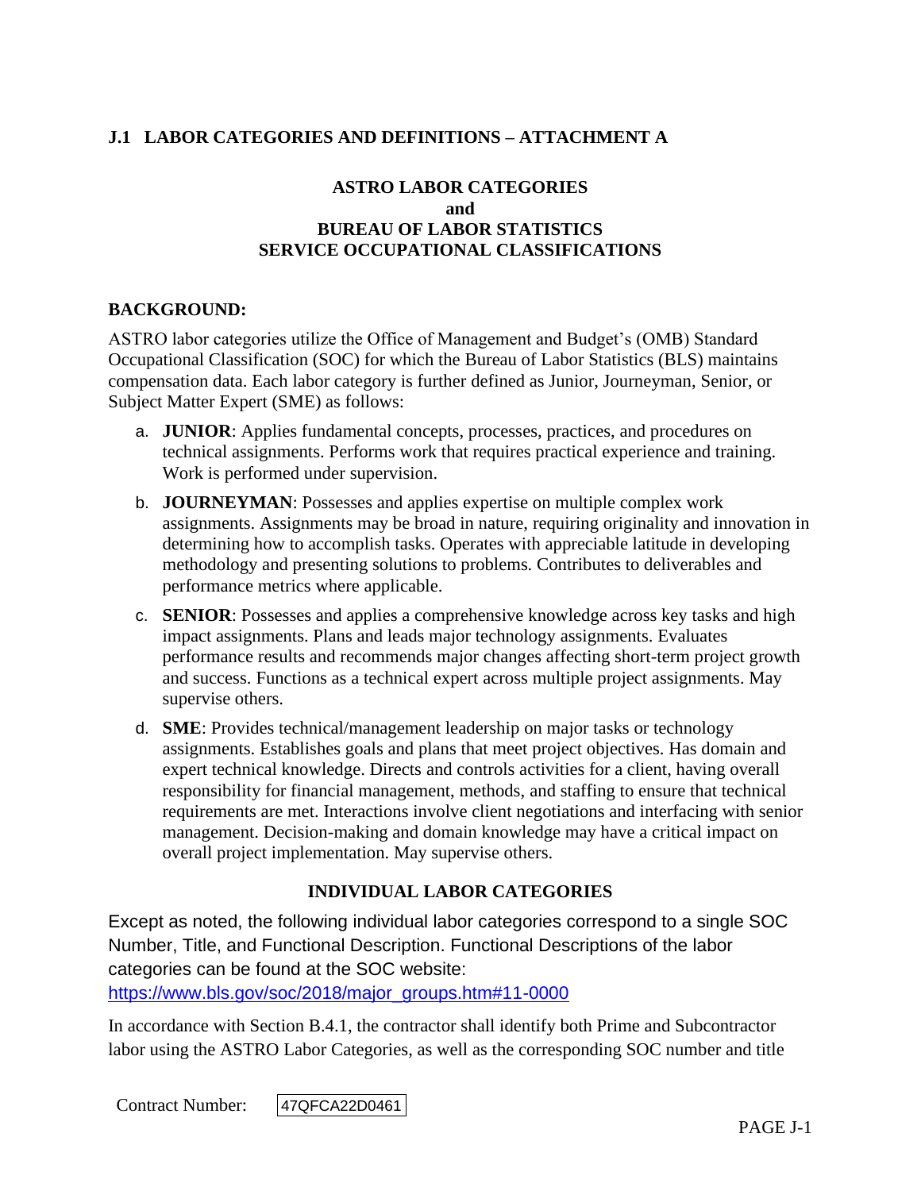## J.1 LABOR CATEGORIES AND DEFINITIONS – ATTACHMENT A

### ASTRO LABOR CATEGORIES and BUREAU OF LABOR STATISTICS SERVICE OCCUPATIONAL CLASSIFICATIONS

**BACKGROUND:**

ASTRO labor categories utilize the Office of Management and Budget's (OMB) Standard Occupational Classification (SOC) for which the Bureau of Labor Statistics (BLS) maintains compensation data. Each labor category is further defined as Junior, Journeyman, Senior, or Subject Matter Expert (SME) as follows:

a. **JUNIOR**: Applies fundamental concepts, processes, practices, and procedures on technical assignments. Performs work that requires practical experience and training. Work is performed under supervision.

b. **JOURNEYMAN**: Possesses and applies expertise on multiple complex work assignments. Assignments may be broad in nature, requiring originality and innovation in determining how to accomplish tasks. Operates with appreciable latitude in developing methodology and presenting solutions to problems. Contributes to deliverables and performance metrics where applicable.

c. **SENIOR**: Possesses and applies a comprehensive knowledge across key tasks and high impact assignments. Plans and leads major technology assignments. Evaluates performance results and recommends major changes affecting short-term project growth and success. Functions as a technical expert across multiple project assignments. May supervise others.

d. **SME**: Provides technical/management leadership on major tasks or technology assignments. Establishes goals and plans that meet project objectives. Has domain and expert technical knowledge. Directs and controls activities for a client, having overall responsibility for financial management, methods, and staffing to ensure that technical requirements are met. Interactions involve client negotiations and interfacing with senior management. Decision-making and domain knowledge may have a critical impact on overall project implementation. May supervise others.

### INDIVIDUAL LABOR CATEGORIES

Except as noted, the following individual labor categories correspond to a single SOC Number, Title, and Functional Description. Functional Descriptions of the labor categories can be found at the SOC website:
https://www.bls.gov/soc/2018/major_groups.htm#11-0000

In accordance with Section B.4.1, the contractor shall identify both Prime and Subcontractor labor using the ASTRO Labor Categories, as well as the corresponding SOC number and title

Contract Number: 47QFCA22D0461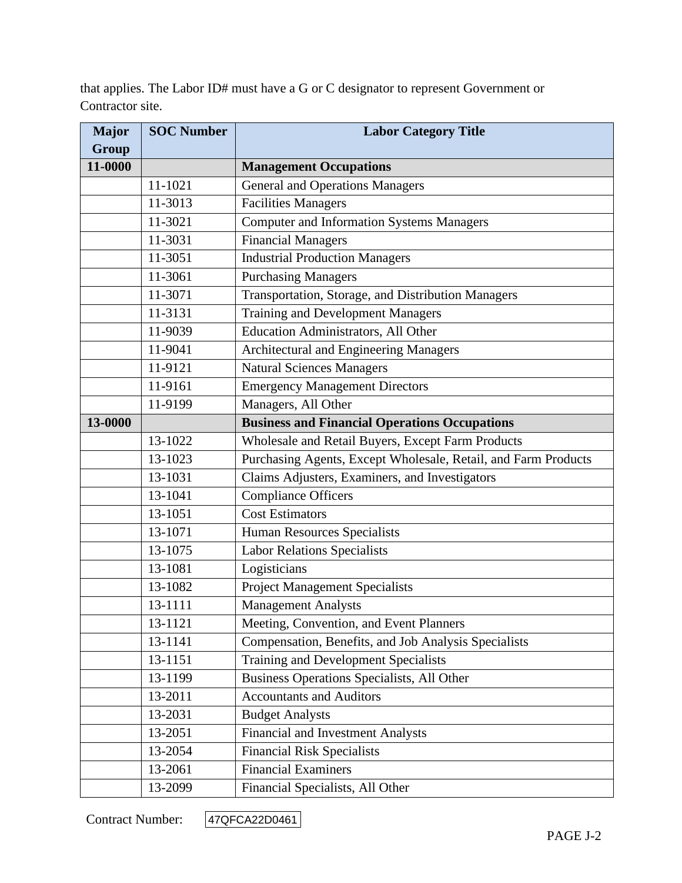that applies. The Labor ID# must have a G or C designator to represent Government or Contractor site.

| Major Group | SOC Number | Labor Category Title |
|---|---|---|
| **11-0000** | | **Management Occupations** |
| | 11-1021 | General and Operations Managers |
| | 11-3013 | Facilities Managers |
| | 11-3021 | Computer and Information Systems Managers |
| | 11-3031 | Financial Managers |
| | 11-3051 | Industrial Production Managers |
| | 11-3061 | Purchasing Managers |
| | 11-3071 | Transportation, Storage, and Distribution Managers |
| | 11-3131 | Training and Development Managers |
| | 11-9039 | Education Administrators, All Other |
| | 11-9041 | Architectural and Engineering Managers |
| | 11-9121 | Natural Sciences Managers |
| | 11-9161 | Emergency Management Directors |
| | 11-9199 | Managers, All Other |
| **13-0000** | | **Business and Financial Operations Occupations** |
| | 13-1022 | Wholesale and Retail Buyers, Except Farm Products |
| | 13-1023 | Purchasing Agents, Except Wholesale, Retail, and Farm Products |
| | 13-1031 | Claims Adjusters, Examiners, and Investigators |
| | 13-1041 | Compliance Officers |
| | 13-1051 | Cost Estimators |
| | 13-1071 | Human Resources Specialists |
| | 13-1075 | Labor Relations Specialists |
| | 13-1081 | Logisticians |
| | 13-1082 | Project Management Specialists |
| | 13-1111 | Management Analysts |
| | 13-1121 | Meeting, Convention, and Event Planners |
| | 13-1141 | Compensation, Benefits, and Job Analysis Specialists |
| | 13-1151 | Training and Development Specialists |
| | 13-1199 | Business Operations Specialists, All Other |
| | 13-2011 | Accountants and Auditors |
| | 13-2031 | Budget Analysts |
| | 13-2051 | Financial and Investment Analysts |
| | 13-2054 | Financial Risk Specialists |
| | 13-2061 | Financial Examiners |
| | 13-2099 | Financial Specialists, All Other |

Contract Number: 47QFCA22D0461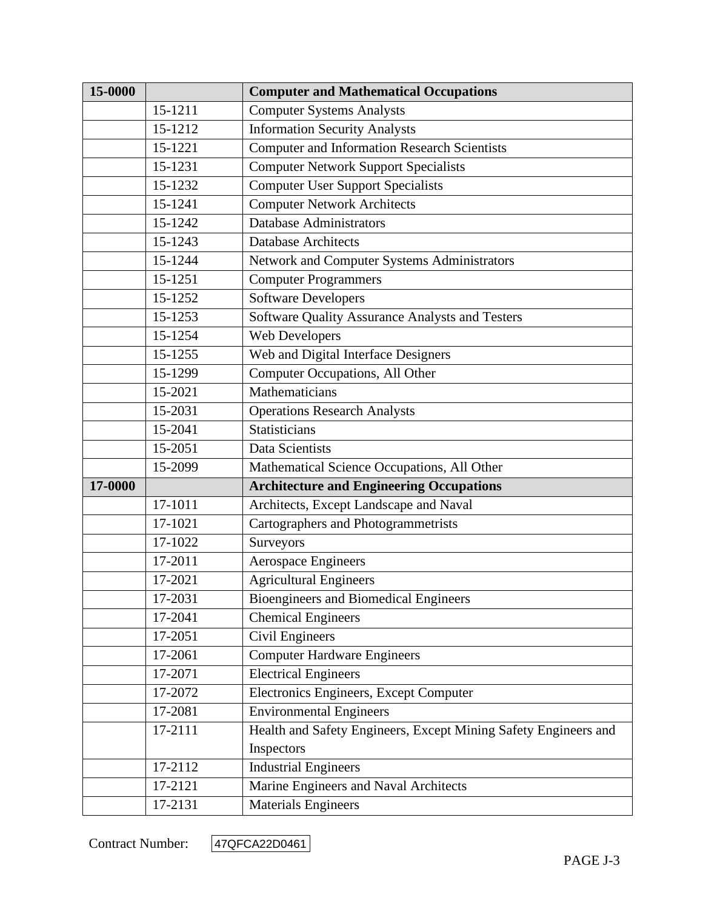| 15-0000 | | **Computer and Mathematical Occupations** |
|---|---|---|
| | 15-1211 | Computer Systems Analysts |
| | 15-1212 | Information Security Analysts |
| | 15-1221 | Computer and Information Research Scientists |
| | 15-1231 | Computer Network Support Specialists |
| | 15-1232 | Computer User Support Specialists |
| | 15-1241 | Computer Network Architects |
| | 15-1242 | Database Administrators |
| | 15-1243 | Database Architects |
| | 15-1244 | Network and Computer Systems Administrators |
| | 15-1251 | Computer Programmers |
| | 15-1252 | Software Developers |
| | 15-1253 | Software Quality Assurance Analysts and Testers |
| | 15-1254 | Web Developers |
| | 15-1255 | Web and Digital Interface Designers |
| | 15-1299 | Computer Occupations, All Other |
| | 15-2021 | Mathematicians |
| | 15-2031 | Operations Research Analysts |
| | 15-2041 | Statisticians |
| | 15-2051 | Data Scientists |
| | 15-2099 | Mathematical Science Occupations, All Other |
| **17-0000** | | **Architecture and Engineering Occupations** |
| | 17-1011 | Architects, Except Landscape and Naval |
| | 17-1021 | Cartographers and Photogrammetrists |
| | 17-1022 | Surveyors |
| | 17-2011 | Aerospace Engineers |
| | 17-2021 | Agricultural Engineers |
| | 17-2031 | Bioengineers and Biomedical Engineers |
| | 17-2041 | Chemical Engineers |
| | 17-2051 | Civil Engineers |
| | 17-2061 | Computer Hardware Engineers |
| | 17-2071 | Electrical Engineers |
| | 17-2072 | Electronics Engineers, Except Computer |
| | 17-2081 | Environmental Engineers |
| | 17-2111 | Health and Safety Engineers, Except Mining Safety Engineers and Inspectors |
| | 17-2112 | Industrial Engineers |
| | 17-2121 | Marine Engineers and Naval Architects |
| | 17-2131 | Materials Engineers |

Contract Number: 47QFCA22D0461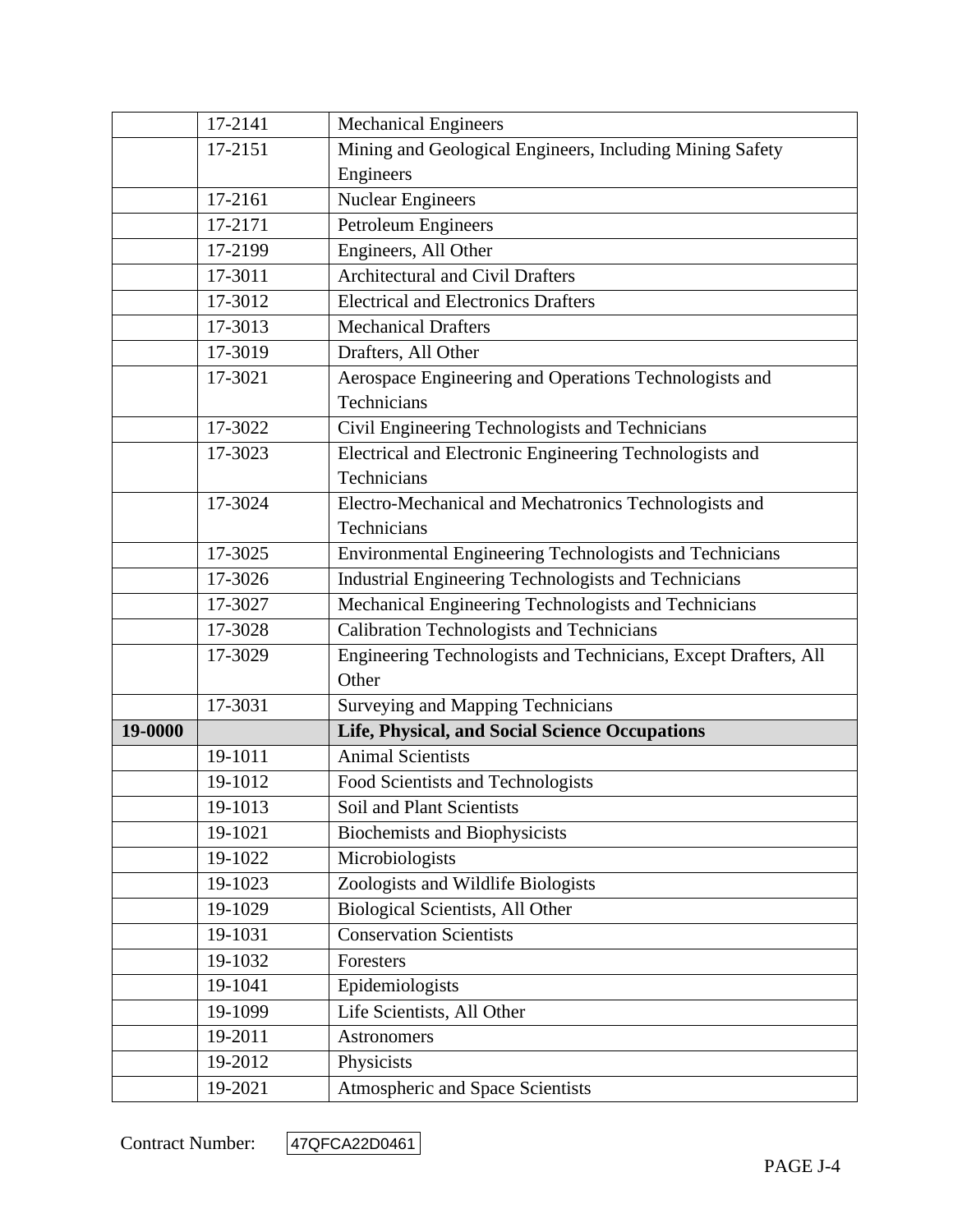| | | |
|---|---|---|
| | 17-2141 | Mechanical Engineers |
| | 17-2151 | Mining and Geological Engineers, Including Mining Safety Engineers |
| | 17-2161 | Nuclear Engineers |
| | 17-2171 | Petroleum Engineers |
| | 17-2199 | Engineers, All Other |
| | 17-3011 | Architectural and Civil Drafters |
| | 17-3012 | Electrical and Electronics Drafters |
| | 17-3013 | Mechanical Drafters |
| | 17-3019 | Drafters, All Other |
| | 17-3021 | Aerospace Engineering and Operations Technologists and Technicians |
| | 17-3022 | Civil Engineering Technologists and Technicians |
| | 17-3023 | Electrical and Electronic Engineering Technologists and Technicians |
| | 17-3024 | Electro-Mechanical and Mechatronics Technologists and Technicians |
| | 17-3025 | Environmental Engineering Technologists and Technicians |
| | 17-3026 | Industrial Engineering Technologists and Technicians |
| | 17-3027 | Mechanical Engineering Technologists and Technicians |
| | 17-3028 | Calibration Technologists and Technicians |
| | 17-3029 | Engineering Technologists and Technicians, Except Drafters, All Other |
| | 17-3031 | Surveying and Mapping Technicians |
| **19-0000** | | **Life, Physical, and Social Science Occupations** |
| | 19-1011 | Animal Scientists |
| | 19-1012 | Food Scientists and Technologists |
| | 19-1013 | Soil and Plant Scientists |
| | 19-1021 | Biochemists and Biophysicists |
| | 19-1022 | Microbiologists |
| | 19-1023 | Zoologists and Wildlife Biologists |
| | 19-1029 | Biological Scientists, All Other |
| | 19-1031 | Conservation Scientists |
| | 19-1032 | Foresters |
| | 19-1041 | Epidemiologists |
| | 19-1099 | Life Scientists, All Other |
| | 19-2011 | Astronomers |
| | 19-2012 | Physicists |
| | 19-2021 | Atmospheric and Space Scientists |

Contract Number: 47QFCA22D0461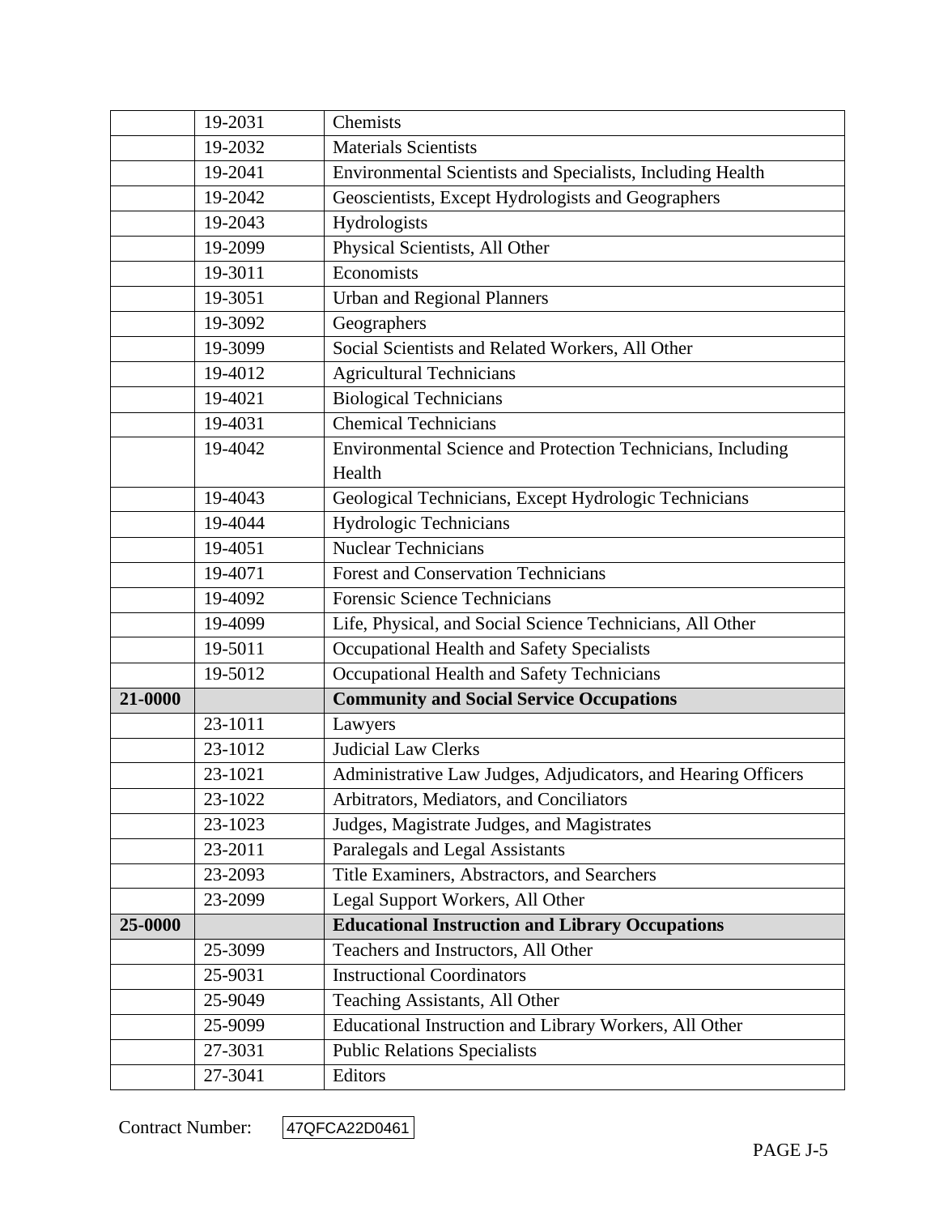| | | |
|---|---|---|
| | 19-2031 | Chemists |
| | 19-2032 | Materials Scientists |
| | 19-2041 | Environmental Scientists and Specialists, Including Health |
| | 19-2042 | Geoscientists, Except Hydrologists and Geographers |
| | 19-2043 | Hydrologists |
| | 19-2099 | Physical Scientists, All Other |
| | 19-3011 | Economists |
| | 19-3051 | Urban and Regional Planners |
| | 19-3092 | Geographers |
| | 19-3099 | Social Scientists and Related Workers, All Other |
| | 19-4012 | Agricultural Technicians |
| | 19-4021 | Biological Technicians |
| | 19-4031 | Chemical Technicians |
| | 19-4042 | Environmental Science and Protection Technicians, Including Health |
| | 19-4043 | Geological Technicians, Except Hydrologic Technicians |
| | 19-4044 | Hydrologic Technicians |
| | 19-4051 | Nuclear Technicians |
| | 19-4071 | Forest and Conservation Technicians |
| | 19-4092 | Forensic Science Technicians |
| | 19-4099 | Life, Physical, and Social Science Technicians, All Other |
| | 19-5011 | Occupational Health and Safety Specialists |
| | 19-5012 | Occupational Health and Safety Technicians |
| **21-0000** | | **Community and Social Service Occupations** |
| | 23-1011 | Lawyers |
| | 23-1012 | Judicial Law Clerks |
| | 23-1021 | Administrative Law Judges, Adjudicators, and Hearing Officers |
| | 23-1022 | Arbitrators, Mediators, and Conciliators |
| | 23-1023 | Judges, Magistrate Judges, and Magistrates |
| | 23-2011 | Paralegals and Legal Assistants |
| | 23-2093 | Title Examiners, Abstractors, and Searchers |
| | 23-2099 | Legal Support Workers, All Other |
| **25-0000** | | **Educational Instruction and Library Occupations** |
| | 25-3099 | Teachers and Instructors, All Other |
| | 25-9031 | Instructional Coordinators |
| | 25-9049 | Teaching Assistants, All Other |
| | 25-9099 | Educational Instruction and Library Workers, All Other |
| | 27-3031 | Public Relations Specialists |
| | 27-3041 | Editors |

Contract Number: 47QFCA22D0461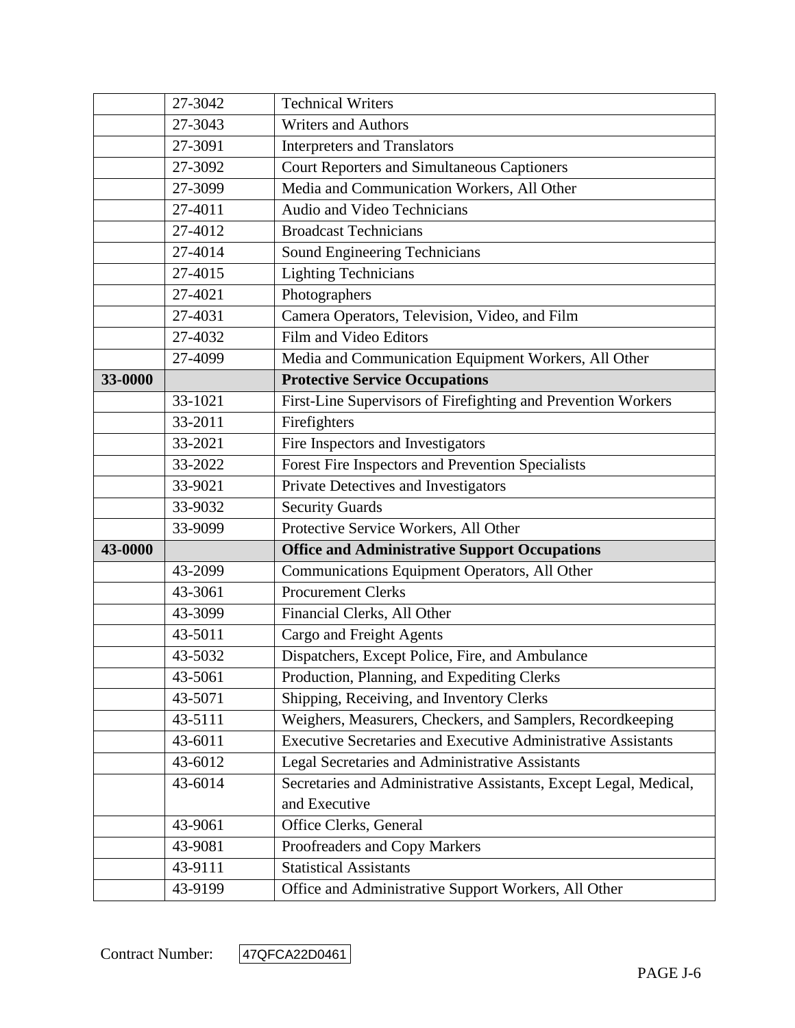| | | |
|---|---|---|
| | 27-3042 | Technical Writers |
| | 27-3043 | Writers and Authors |
| | 27-3091 | Interpreters and Translators |
| | 27-3092 | Court Reporters and Simultaneous Captioners |
| | 27-3099 | Media and Communication Workers, All Other |
| | 27-4011 | Audio and Video Technicians |
| | 27-4012 | Broadcast Technicians |
| | 27-4014 | Sound Engineering Technicians |
| | 27-4015 | Lighting Technicians |
| | 27-4021 | Photographers |
| | 27-4031 | Camera Operators, Television, Video, and Film |
| | 27-4032 | Film and Video Editors |
| | 27-4099 | Media and Communication Equipment Workers, All Other |
| **33-0000** | | **Protective Service Occupations** |
| | 33-1021 | First-Line Supervisors of Firefighting and Prevention Workers |
| | 33-2011 | Firefighters |
| | 33-2021 | Fire Inspectors and Investigators |
| | 33-2022 | Forest Fire Inspectors and Prevention Specialists |
| | 33-9021 | Private Detectives and Investigators |
| | 33-9032 | Security Guards |
| | 33-9099 | Protective Service Workers, All Other |
| **43-0000** | | **Office and Administrative Support Occupations** |
| | 43-2099 | Communications Equipment Operators, All Other |
| | 43-3061 | Procurement Clerks |
| | 43-3099 | Financial Clerks, All Other |
| | 43-5011 | Cargo and Freight Agents |
| | 43-5032 | Dispatchers, Except Police, Fire, and Ambulance |
| | 43-5061 | Production, Planning, and Expediting Clerks |
| | 43-5071 | Shipping, Receiving, and Inventory Clerks |
| | 43-5111 | Weighers, Measurers, Checkers, and Samplers, Recordkeeping |
| | 43-6011 | Executive Secretaries and Executive Administrative Assistants |
| | 43-6012 | Legal Secretaries and Administrative Assistants |
| | 43-6014 | Secretaries and Administrative Assistants, Except Legal, Medical, and Executive |
| | 43-9061 | Office Clerks, General |
| | 43-9081 | Proofreaders and Copy Markers |
| | 43-9111 | Statistical Assistants |
| | 43-9199 | Office and Administrative Support Workers, All Other |

Contract Number: 47QFCA22D0461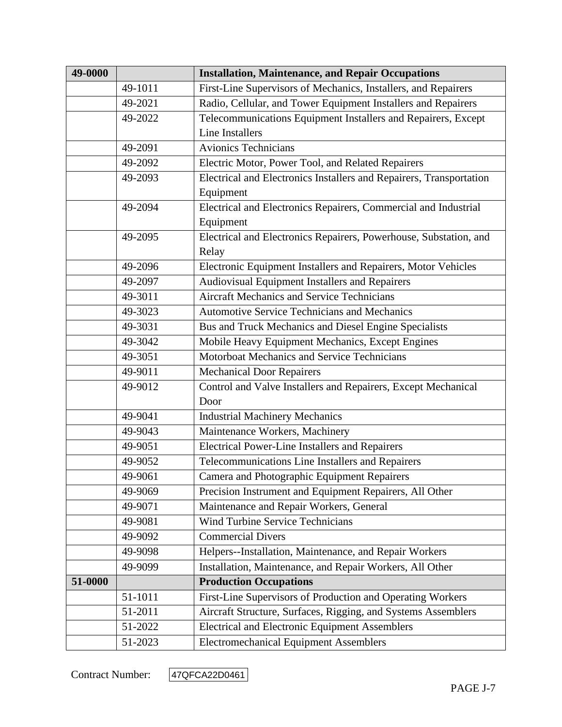| 49-0000 | | **Installation, Maintenance, and Repair Occupations** |
|---|---|---|
| | 49-1011 | First-Line Supervisors of Mechanics, Installers, and Repairers |
| | 49-2021 | Radio, Cellular, and Tower Equipment Installers and Repairers |
| | 49-2022 | Telecommunications Equipment Installers and Repairers, Except Line Installers |
| | 49-2091 | Avionics Technicians |
| | 49-2092 | Electric Motor, Power Tool, and Related Repairers |
| | 49-2093 | Electrical and Electronics Installers and Repairers, Transportation Equipment |
| | 49-2094 | Electrical and Electronics Repairers, Commercial and Industrial Equipment |
| | 49-2095 | Electrical and Electronics Repairers, Powerhouse, Substation, and Relay |
| | 49-2096 | Electronic Equipment Installers and Repairers, Motor Vehicles |
| | 49-2097 | Audiovisual Equipment Installers and Repairers |
| | 49-3011 | Aircraft Mechanics and Service Technicians |
| | 49-3023 | Automotive Service Technicians and Mechanics |
| | 49-3031 | Bus and Truck Mechanics and Diesel Engine Specialists |
| | 49-3042 | Mobile Heavy Equipment Mechanics, Except Engines |
| | 49-3051 | Motorboat Mechanics and Service Technicians |
| | 49-9011 | Mechanical Door Repairers |
| | 49-9012 | Control and Valve Installers and Repairers, Except Mechanical Door |
| | 49-9041 | Industrial Machinery Mechanics |
| | 49-9043 | Maintenance Workers, Machinery |
| | 49-9051 | Electrical Power-Line Installers and Repairers |
| | 49-9052 | Telecommunications Line Installers and Repairers |
| | 49-9061 | Camera and Photographic Equipment Repairers |
| | 49-9069 | Precision Instrument and Equipment Repairers, All Other |
| | 49-9071 | Maintenance and Repair Workers, General |
| | 49-9081 | Wind Turbine Service Technicians |
| | 49-9092 | Commercial Divers |
| | 49-9098 | Helpers--Installation, Maintenance, and Repair Workers |
| | 49-9099 | Installation, Maintenance, and Repair Workers, All Other |
| **51-0000** | | **Production Occupations** |
| | 51-1011 | First-Line Supervisors of Production and Operating Workers |
| | 51-2011 | Aircraft Structure, Surfaces, Rigging, and Systems Assemblers |
| | 51-2022 | Electrical and Electronic Equipment Assemblers |
| | 51-2023 | Electromechanical Equipment Assemblers |

Contract Number: 47QFCA22D0461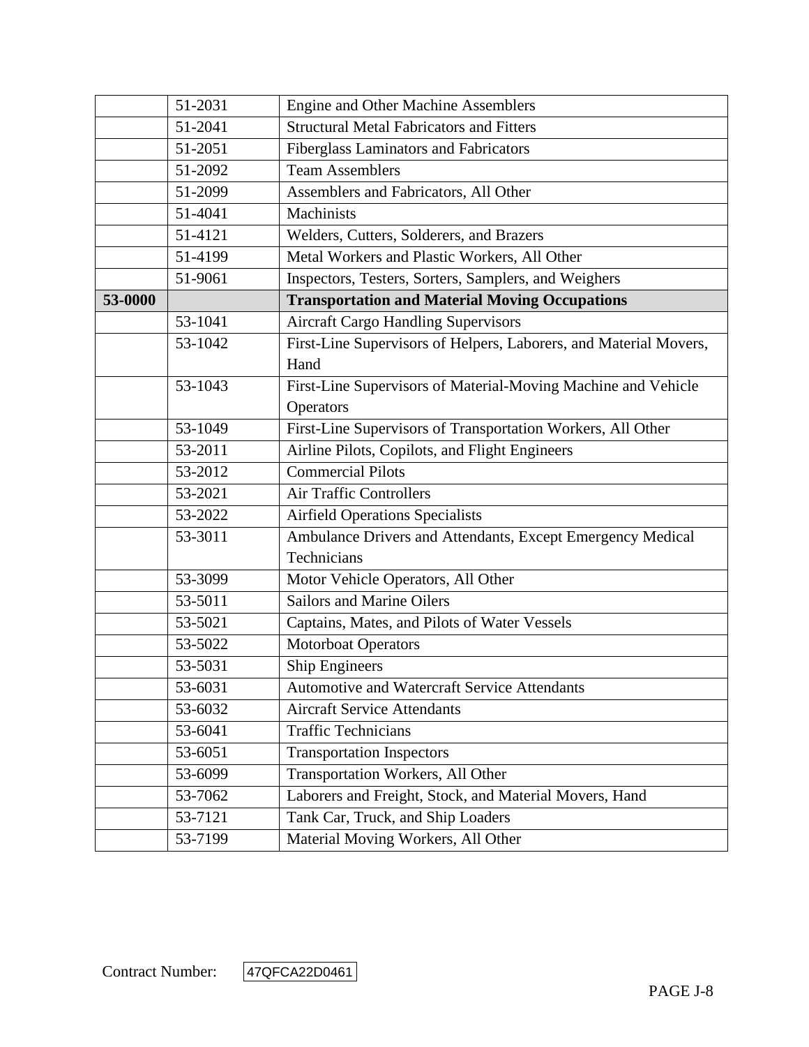| | | |
|---|---|---|
| | 51-2031 | Engine and Other Machine Assemblers |
| | 51-2041 | Structural Metal Fabricators and Fitters |
| | 51-2051 | Fiberglass Laminators and Fabricators |
| | 51-2092 | Team Assemblers |
| | 51-2099 | Assemblers and Fabricators, All Other |
| | 51-4041 | Machinists |
| | 51-4121 | Welders, Cutters, Solderers, and Brazers |
| | 51-4199 | Metal Workers and Plastic Workers, All Other |
| | 51-9061 | Inspectors, Testers, Sorters, Samplers, and Weighers |
| **53-0000** | | **Transportation and Material Moving Occupations** |
| | 53-1041 | Aircraft Cargo Handling Supervisors |
| | 53-1042 | First-Line Supervisors of Helpers, Laborers, and Material Movers, Hand |
| | 53-1043 | First-Line Supervisors of Material-Moving Machine and Vehicle Operators |
| | 53-1049 | First-Line Supervisors of Transportation Workers, All Other |
| | 53-2011 | Airline Pilots, Copilots, and Flight Engineers |
| | 53-2012 | Commercial Pilots |
| | 53-2021 | Air Traffic Controllers |
| | 53-2022 | Airfield Operations Specialists |
| | 53-3011 | Ambulance Drivers and Attendants, Except Emergency Medical Technicians |
| | 53-3099 | Motor Vehicle Operators, All Other |
| | 53-5011 | Sailors and Marine Oilers |
| | 53-5021 | Captains, Mates, and Pilots of Water Vessels |
| | 53-5022 | Motorboat Operators |
| | 53-5031 | Ship Engineers |
| | 53-6031 | Automotive and Watercraft Service Attendants |
| | 53-6032 | Aircraft Service Attendants |
| | 53-6041 | Traffic Technicians |
| | 53-6051 | Transportation Inspectors |
| | 53-6099 | Transportation Workers, All Other |
| | 53-7062 | Laborers and Freight, Stock, and Material Movers, Hand |
| | 53-7121 | Tank Car, Truck, and Ship Loaders |
| | 53-7199 | Material Moving Workers, All Other |

Contract Number: 47QFCA22D0461